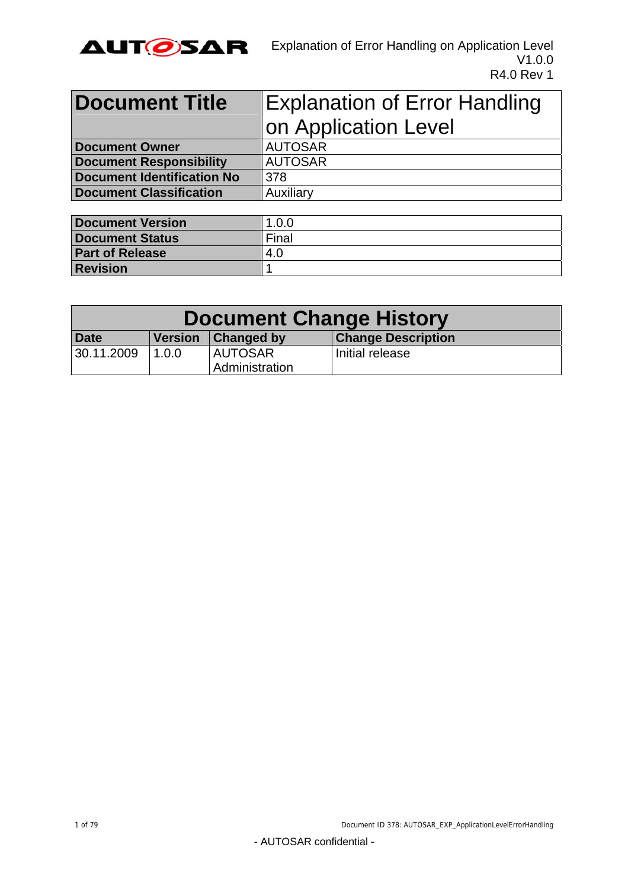| Document Title | Explanation of Error Handling on Application Level |
|---|---|
| Document Owner | AUTOSAR |
| Document Responsibility | AUTOSAR |
| Document Identification No | 378 |
| Document Classification | Auxiliary |

| Document Version | 1.0.0 |
|---|---|
| Document Status | Final |
| Part of Release | 4.0 |
| Revision | 1 |

| Document Change History | | | |
|---|---|---|---|
| Date | Version | Changed by | Change Description |
| 30.11.2009 | 1.0.0 | AUTOSAR Administration | Initial release |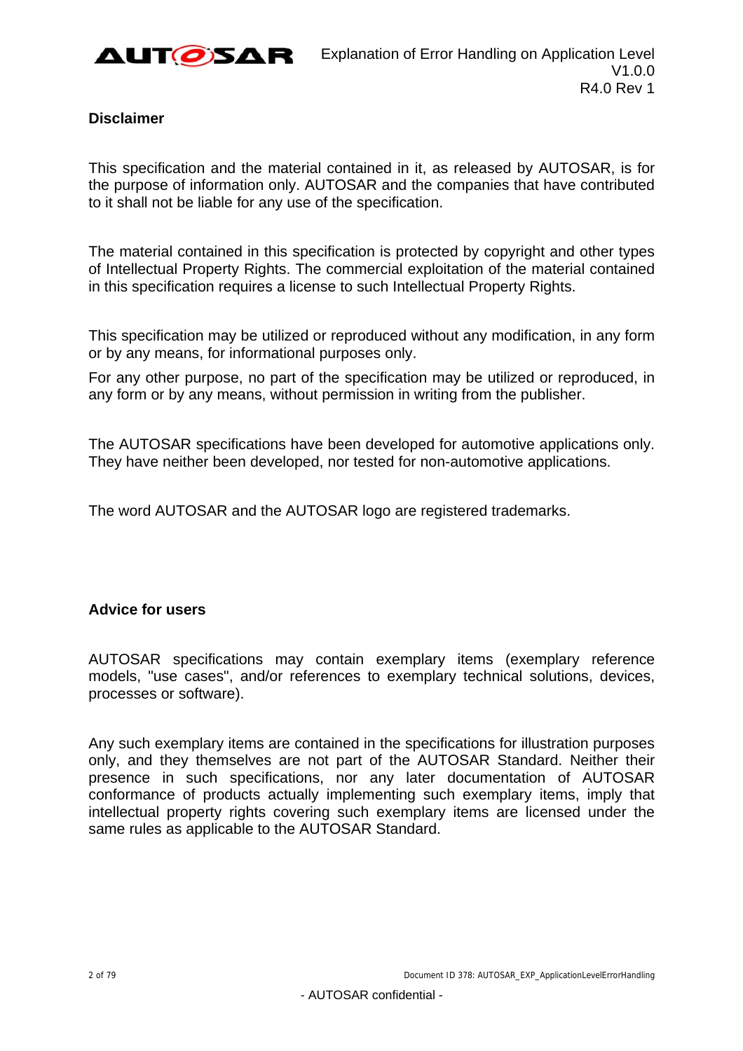**Disclaimer**

This specification and the material contained in it, as released by AUTOSAR, is for the purpose of information only. AUTOSAR and the companies that have contributed to it shall not be liable for any use of the specification.

The material contained in this specification is protected by copyright and other types of Intellectual Property Rights. The commercial exploitation of the material contained in this specification requires a license to such Intellectual Property Rights.

This specification may be utilized or reproduced without any modification, in any form or by any means, for informational purposes only.

For any other purpose, no part of the specification may be utilized or reproduced, in any form or by any means, without permission in writing from the publisher.

The AUTOSAR specifications have been developed for automotive applications only. They have neither been developed, nor tested for non-automotive applications.

The word AUTOSAR and the AUTOSAR logo are registered trademarks.

**Advice for users**

AUTOSAR specifications may contain exemplary items (exemplary reference models, "use cases", and/or references to exemplary technical solutions, devices, processes or software).

Any such exemplary items are contained in the specifications for illustration purposes only, and they themselves are not part of the AUTOSAR Standard. Neither their presence in such specifications, nor any later documentation of AUTOSAR conformance of products actually implementing such exemplary items, imply that intellectual property rights covering such exemplary items are licensed under the same rules as applicable to the AUTOSAR Standard.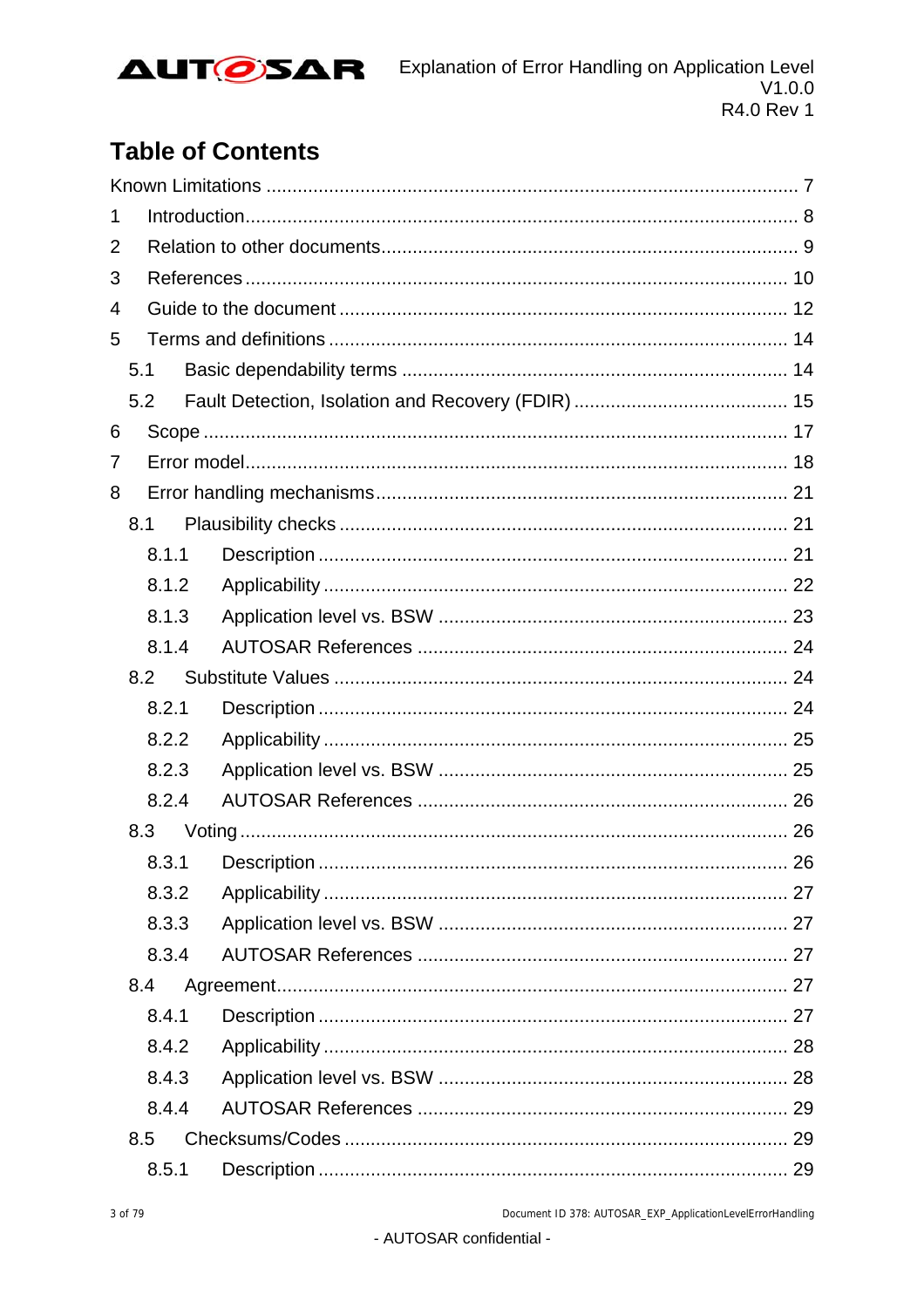# Table of Contents

Known Limitations ..................................................................................................... 7

1 Introduction........................................................................................................ 8

2 Relation to other documents............................................................................... 9

3 References ....................................................................................................... 10

4 Guide to the document ..................................................................................... 12

5 Terms and definitions ....................................................................................... 14

 5.1 Basic dependability terms ......................................................................... 14

 5.2 Fault Detection, Isolation and Recovery (FDIR) ......................................... 15

6 Scope ............................................................................................................... 17

7 Error model....................................................................................................... 18

8 Error handling mechanisms.............................................................................. 21

 8.1 Plausibility checks ..................................................................................... 21

  8.1.1 Description ......................................................................................... 21

  8.1.2 Applicability ........................................................................................ 22

  8.1.3 Application level vs. BSW .................................................................. 23

  8.1.4 AUTOSAR References ...................................................................... 24

 8.2 Substitute Values ...................................................................................... 24

  8.2.1 Description ......................................................................................... 24

  8.2.2 Applicability ........................................................................................ 25

  8.2.3 Application level vs. BSW .................................................................. 25

  8.2.4 AUTOSAR References ...................................................................... 26

 8.3 Voting ........................................................................................................ 26

  8.3.1 Description ......................................................................................... 26

  8.3.2 Applicability ........................................................................................ 27

  8.3.3 Application level vs. BSW .................................................................. 27

  8.3.4 AUTOSAR References ...................................................................... 27

 8.4 Agreement................................................................................................. 27

  8.4.1 Description ......................................................................................... 27

  8.4.2 Applicability ........................................................................................ 28

  8.4.3 Application level vs. BSW .................................................................. 28

  8.4.4 AUTOSAR References ...................................................................... 29

 8.5 Checksums/Codes .................................................................................... 29

  8.5.1 Description ......................................................................................... 29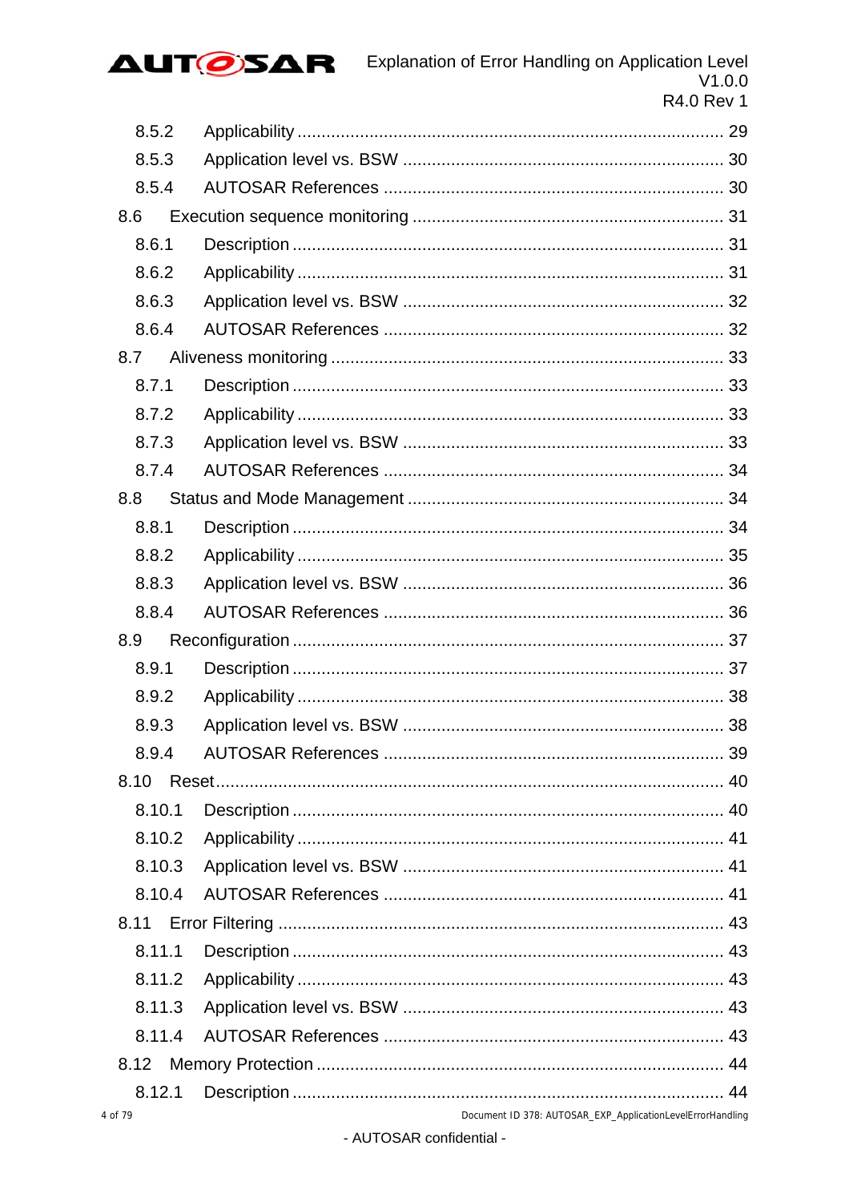8.5.2 Applicability ........................................................................................ 29
8.5.3 Application level vs. BSW .................................................................. 30
8.5.4 AUTOSAR References ...................................................................... 30
8.6 Execution sequence monitoring ................................................................ 31
8.6.1 Description ......................................................................................... 31
8.6.2 Applicability ........................................................................................ 31
8.6.3 Application level vs. BSW .................................................................. 32
8.6.4 AUTOSAR References ...................................................................... 32
8.7 Aliveness monitoring ................................................................................. 33
8.7.1 Description ......................................................................................... 33
8.7.2 Applicability ........................................................................................ 33
8.7.3 Application level vs. BSW .................................................................. 33
8.7.4 AUTOSAR References ...................................................................... 34
8.8 Status and Mode Management ................................................................. 34
8.8.1 Description ......................................................................................... 34
8.8.2 Applicability ........................................................................................ 35
8.8.3 Application level vs. BSW .................................................................. 36
8.8.4 AUTOSAR References ...................................................................... 36
8.9 Reconfiguration ......................................................................................... 37
8.9.1 Description ......................................................................................... 37
8.9.2 Applicability ........................................................................................ 38
8.9.3 Application level vs. BSW .................................................................. 38
8.9.4 AUTOSAR References ...................................................................... 39
8.10 Reset ......................................................................................................... 40
8.10.1 Description ......................................................................................... 40
8.10.2 Applicability ........................................................................................ 41
8.10.3 Application level vs. BSW .................................................................. 41
8.10.4 AUTOSAR References ...................................................................... 41
8.11 Error Filtering ............................................................................................ 43
8.11.1 Description ......................................................................................... 43
8.11.2 Applicability ........................................................................................ 43
8.11.3 Application level vs. BSW .................................................................. 43
8.11.4 AUTOSAR References ...................................................................... 43
8.12 Memory Protection .................................................................................... 44
8.12.1 Description ......................................................................................... 44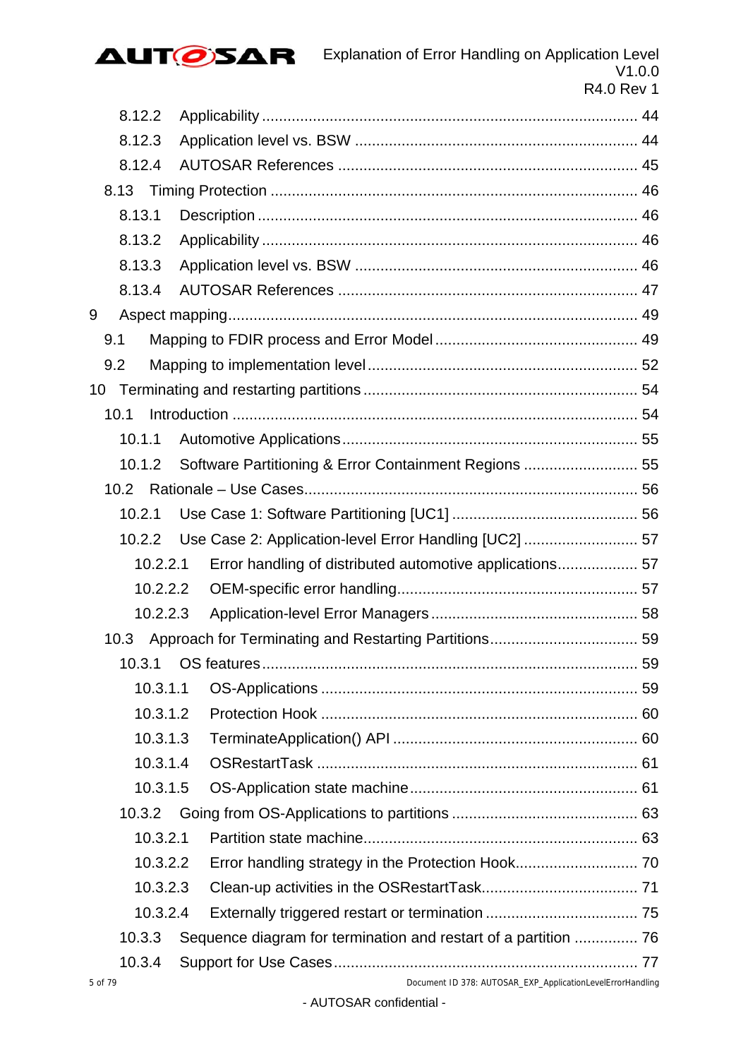8.12.2 Applicability ........................................................................................ 44

8.12.3 Application level vs. BSW .................................................................. 44

8.12.4 AUTOSAR References ...................................................................... 45

8.13 Timing Protection ..................................................................................... 46

8.13.1 Description ......................................................................................... 46

8.13.2 Applicability ........................................................................................ 46

8.13.3 Application level vs. BSW .................................................................. 46

8.13.4 AUTOSAR References ...................................................................... 47

9 Aspect mapping................................................................................................ 49

9.1 Mapping to FDIR process and Error Model ................................................ 49

9.2 Mapping to implementation level ............................................................... 52

10 Terminating and restarting partitions ................................................................ 54

10.1 Introduction ............................................................................................... 54

10.1.1 Automotive Applications ..................................................................... 55

10.1.2 Software Partitioning & Error Containment Regions ........................... 55

10.2 Rationale – Use Cases.............................................................................. 56

10.2.1 Use Case 1: Software Partitioning [UC1] ............................................ 56

10.2.2 Use Case 2: Application-level Error Handling [UC2] ........................... 57

10.2.2.1 Error handling of distributed automotive applications................... 57

10.2.2.2 OEM-specific error handling......................................................... 57

10.2.2.3 Application-level Error Managers ................................................. 58

10.3 Approach for Terminating and Restarting Partitions................................... 59

10.3.1 OS features ........................................................................................ 59

10.3.1.1 OS-Applications ........................................................................... 59

10.3.1.2 Protection Hook ........................................................................... 60

10.3.1.3 TerminateApplication() API .......................................................... 60

10.3.1.4 OSRestartTask ............................................................................ 61

10.3.1.5 OS-Application state machine ..................................................... 61

10.3.2 Going from OS-Applications to partitions ............................................ 63

10.3.2.1 Partition state machine................................................................. 63

10.3.2.2 Error handling strategy in the Protection Hook............................. 70

10.3.2.3 Clean-up activities in the OSRestartTask..................................... 71

10.3.2.4 Externally triggered restart or termination .................................... 75

10.3.3 Sequence diagram for termination and restart of a partition ............... 76

10.3.4 Support for Use Cases ....................................................................... 77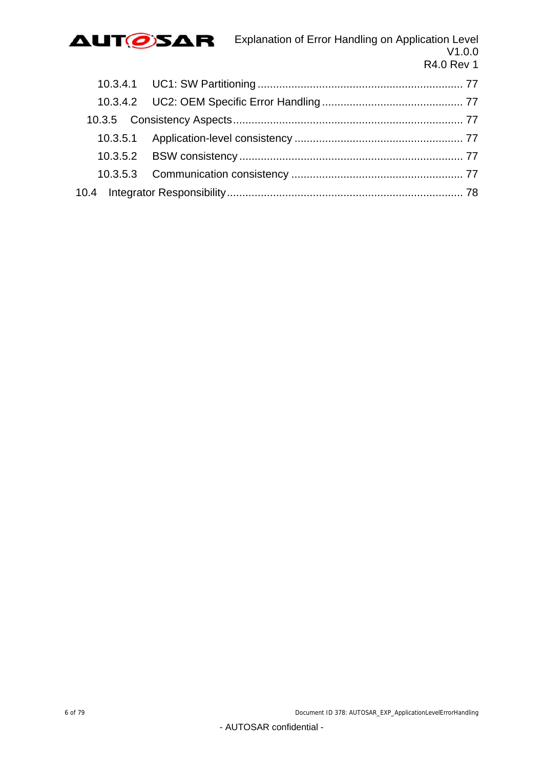10.3.4.1 UC1: SW Partitioning .................................................................. 77
10.3.4.2 UC2: OEM Specific Error Handling ............................................. 77
10.3.5 Consistency Aspects .......................................................................... 77
10.3.5.1 Application-level consistency ...................................................... 77
10.3.5.2 BSW consistency ........................................................................ 77
10.3.5.3 Communication consistency ....................................................... 77
10.4 Integrator Responsibility ............................................................................ 78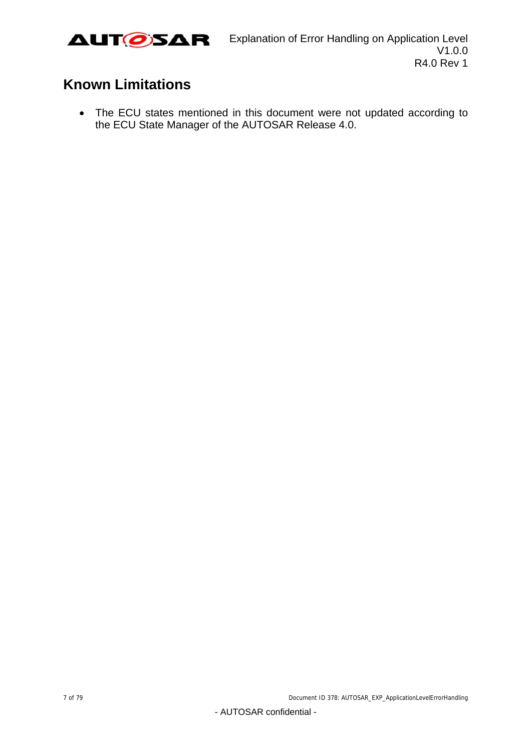# Known Limitations

- The ECU states mentioned in this document were not updated according to the ECU State Manager of the AUTOSAR Release 4.0.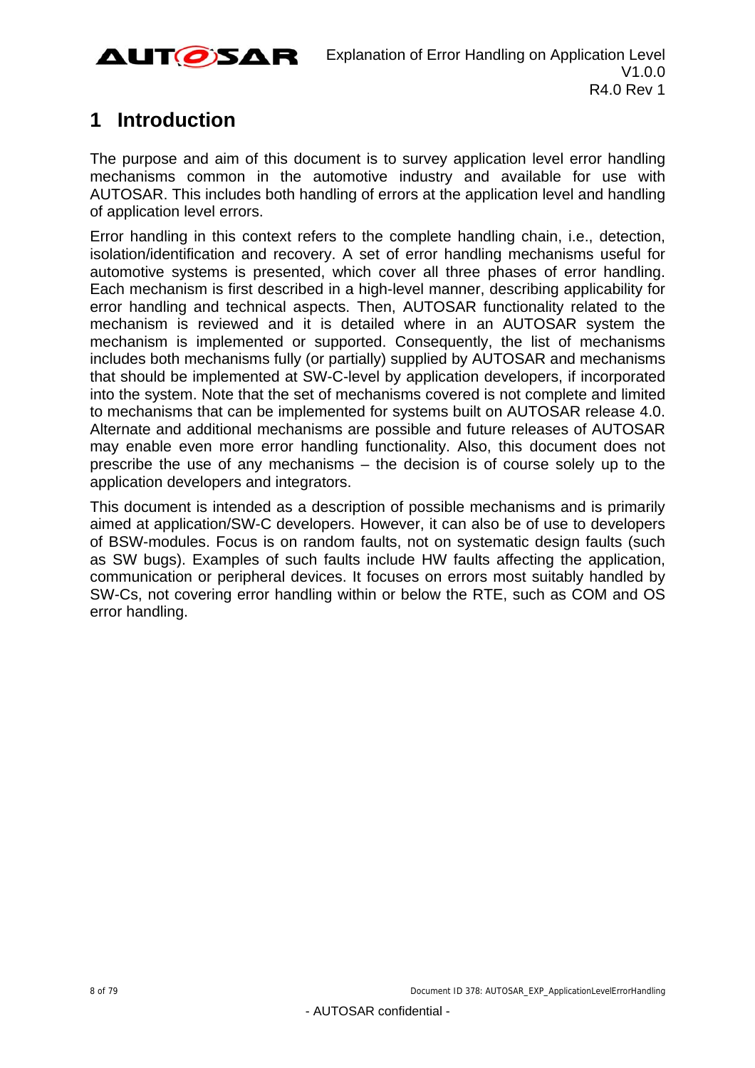# 1 Introduction

The purpose and aim of this document is to survey application level error handling mechanisms common in the automotive industry and available for use with AUTOSAR. This includes both handling of errors at the application level and handling of application level errors.

Error handling in this context refers to the complete handling chain, i.e., detection, isolation/identification and recovery. A set of error handling mechanisms useful for automotive systems is presented, which cover all three phases of error handling. Each mechanism is first described in a high-level manner, describing applicability for error handling and technical aspects. Then, AUTOSAR functionality related to the mechanism is reviewed and it is detailed where in an AUTOSAR system the mechanism is implemented or supported. Consequently, the list of mechanisms includes both mechanisms fully (or partially) supplied by AUTOSAR and mechanisms that should be implemented at SW-C-level by application developers, if incorporated into the system. Note that the set of mechanisms covered is not complete and limited to mechanisms that can be implemented for systems built on AUTOSAR release 4.0. Alternate and additional mechanisms are possible and future releases of AUTOSAR may enable even more error handling functionality. Also, this document does not prescribe the use of any mechanisms – the decision is of course solely up to the application developers and integrators.

This document is intended as a description of possible mechanisms and is primarily aimed at application/SW-C developers. However, it can also be of use to developers of BSW-modules. Focus is on random faults, not on systematic design faults (such as SW bugs). Examples of such faults include HW faults affecting the application, communication or peripheral devices. It focuses on errors most suitably handled by SW-Cs, not covering error handling within or below the RTE, such as COM and OS error handling.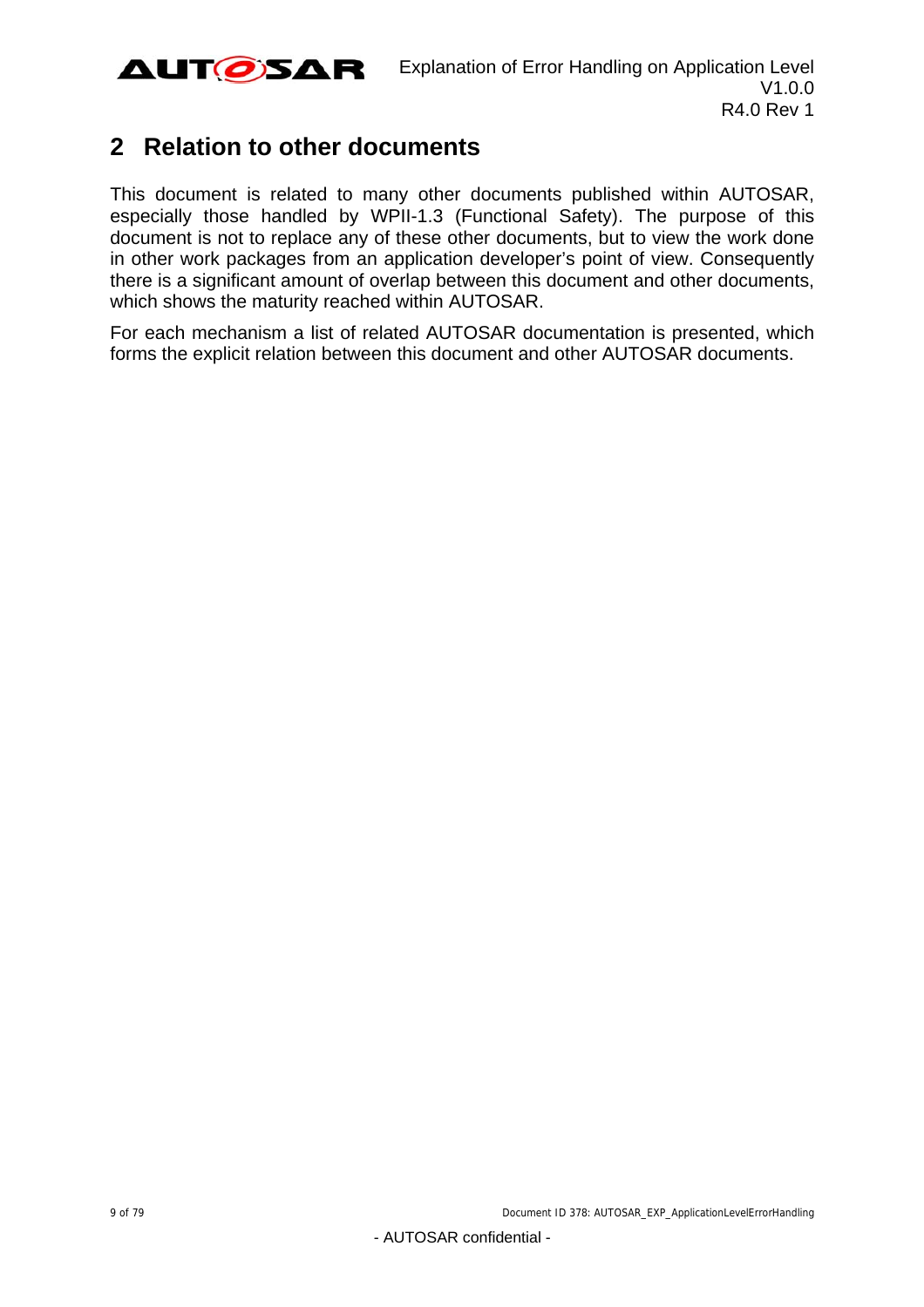# 2 Relation to other documents

This document is related to many other documents published within AUTOSAR, especially those handled by WPII-1.3 (Functional Safety). The purpose of this document is not to replace any of these other documents, but to view the work done in other work packages from an application developer's point of view. Consequently there is a significant amount of overlap between this document and other documents, which shows the maturity reached within AUTOSAR.

For each mechanism a list of related AUTOSAR documentation is presented, which forms the explicit relation between this document and other AUTOSAR documents.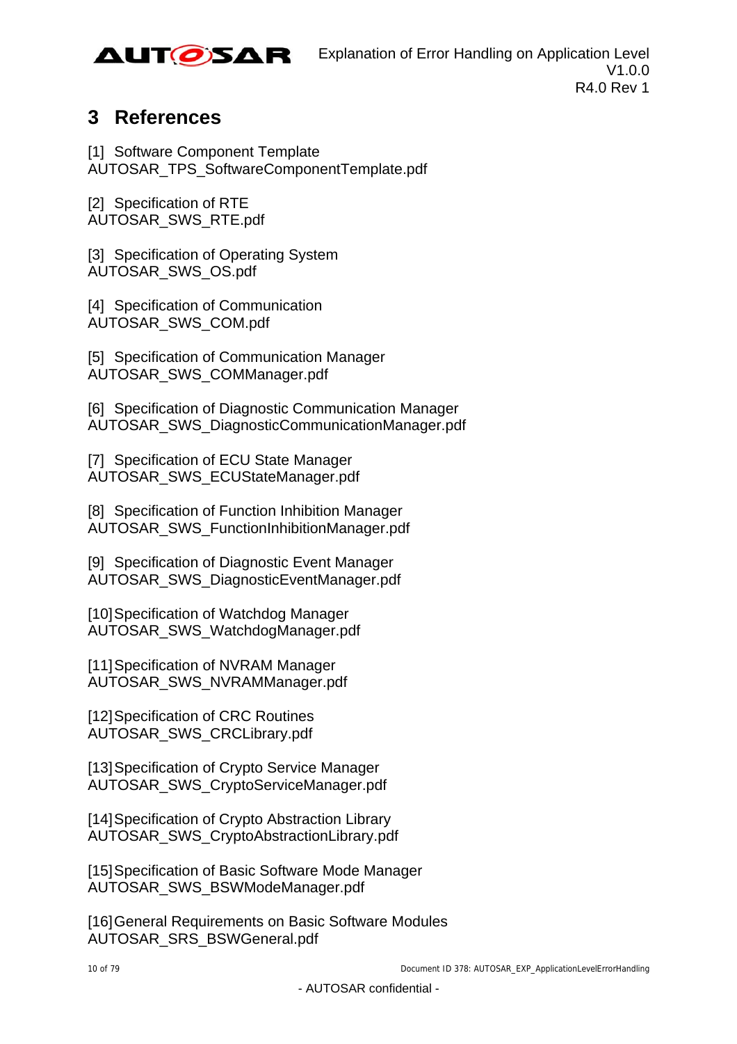# 3 References

[1] Software Component Template
AUTOSAR_TPS_SoftwareComponentTemplate.pdf

[2] Specification of RTE
AUTOSAR_SWS_RTE.pdf

[3] Specification of Operating System
AUTOSAR_SWS_OS.pdf

[4] Specification of Communication
AUTOSAR_SWS_COM.pdf

[5] Specification of Communication Manager
AUTOSAR_SWS_COMManager.pdf

[6] Specification of Diagnostic Communication Manager
AUTOSAR_SWS_DiagnosticCommunicationManager.pdf

[7] Specification of ECU State Manager
AUTOSAR_SWS_ECUStateManager.pdf

[8] Specification of Function Inhibition Manager
AUTOSAR_SWS_FunctionInhibitionManager.pdf

[9] Specification of Diagnostic Event Manager
AUTOSAR_SWS_DiagnosticEventManager.pdf

[10] Specification of Watchdog Manager
AUTOSAR_SWS_WatchdogManager.pdf

[11] Specification of NVRAM Manager
AUTOSAR_SWS_NVRAMManager.pdf

[12] Specification of CRC Routines
AUTOSAR_SWS_CRCLibrary.pdf

[13] Specification of Crypto Service Manager
AUTOSAR_SWS_CryptoServiceManager.pdf

[14] Specification of Crypto Abstraction Library
AUTOSAR_SWS_CryptoAbstractionLibrary.pdf

[15] Specification of Basic Software Mode Manager
AUTOSAR_SWS_BSWModeManager.pdf

[16] General Requirements on Basic Software Modules
AUTOSAR_SRS_BSWGeneral.pdf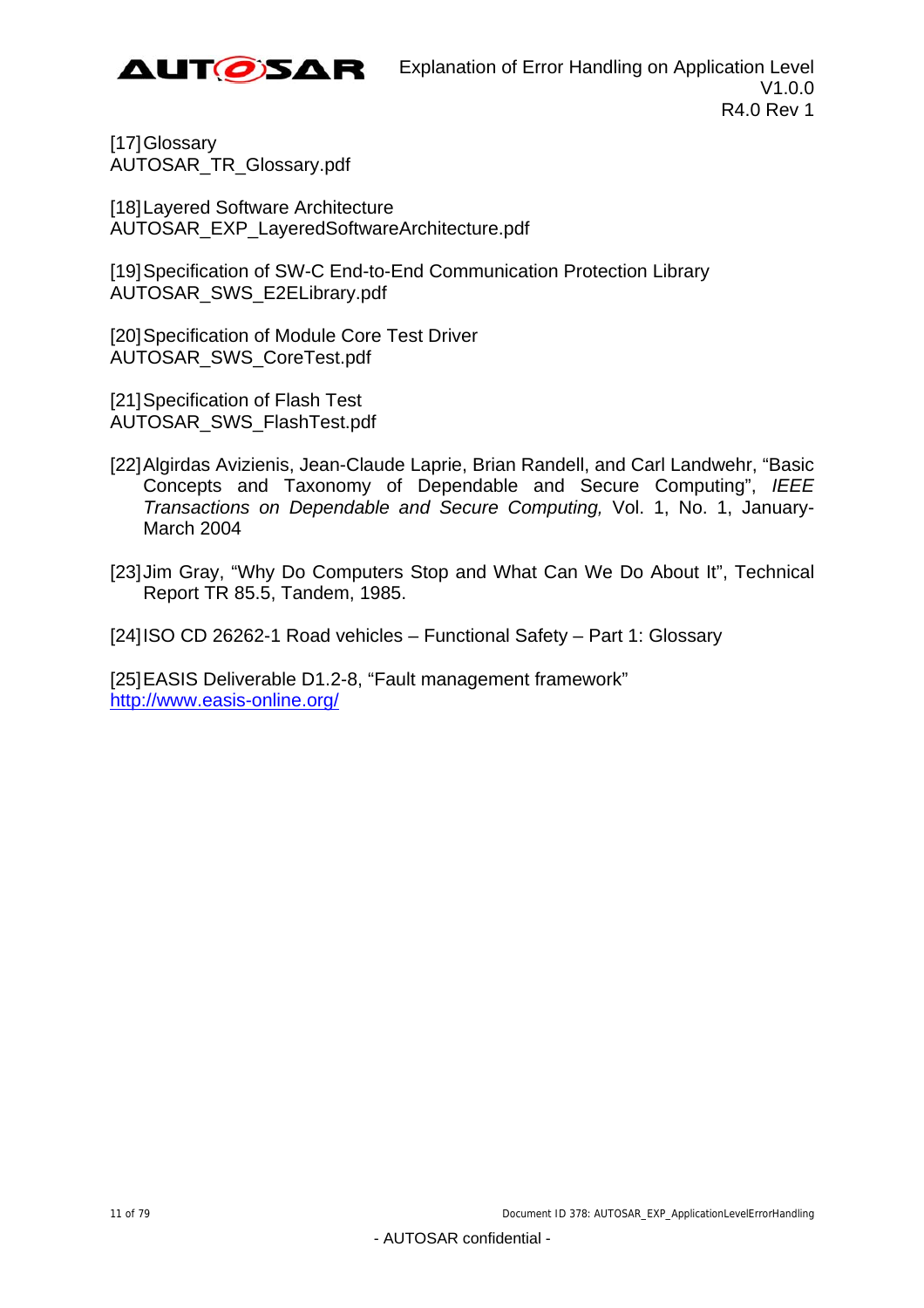[17] Glossary
AUTOSAR_TR_Glossary.pdf

[18] Layered Software Architecture
AUTOSAR_EXP_LayeredSoftwareArchitecture.pdf

[19] Specification of SW-C End-to-End Communication Protection Library
AUTOSAR_SWS_E2ELibrary.pdf

[20] Specification of Module Core Test Driver
AUTOSAR_SWS_CoreTest.pdf

[21] Specification of Flash Test
AUTOSAR_SWS_FlashTest.pdf

[22] Algirdas Avizienis, Jean-Claude Laprie, Brian Randell, and Carl Landwehr, "Basic Concepts and Taxonomy of Dependable and Secure Computing", *IEEE Transactions on Dependable and Secure Computing,* Vol. 1, No. 1, January-March 2004

[23] Jim Gray, "Why Do Computers Stop and What Can We Do About It", Technical Report TR 85.5, Tandem, 1985.

[24] ISO CD 26262-1 Road vehicles – Functional Safety – Part 1: Glossary

[25] EASIS Deliverable D1.2-8, "Fault management framework"
http://www.easis-online.org/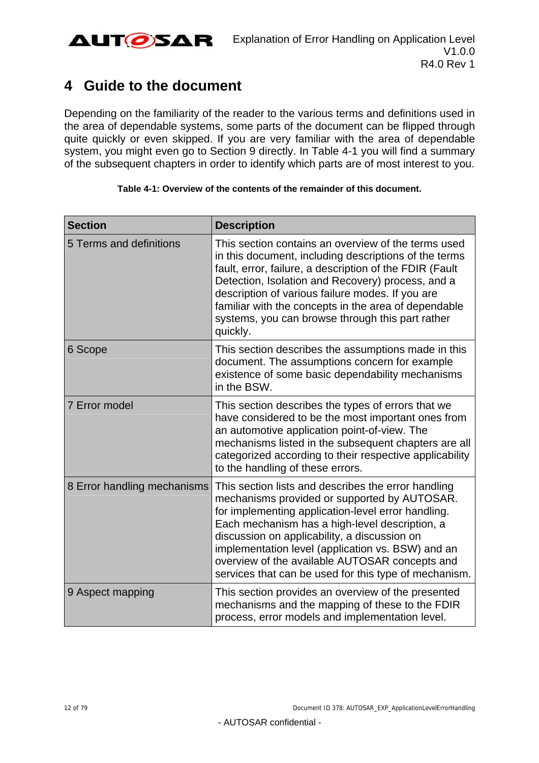# 4 Guide to the document

Depending on the familiarity of the reader to the various terms and definitions used in the area of dependable systems, some parts of the document can be flipped through quite quickly or even skipped. If you are very familiar with the area of dependable system, you might even go to Section 9 directly. In Table 4-1 you will find a summary of the subsequent chapters in order to identify which parts are of most interest to you.

**Table 4-1: Overview of the contents of the remainder of this document.**

| Section | Description |
|---|---|
| 5 Terms and definitions | This section contains an overview of the terms used in this document, including descriptions of the terms fault, error, failure, a description of the FDIR (Fault Detection, Isolation and Recovery) process, and a description of various failure modes. If you are familiar with the concepts in the area of dependable systems, you can browse through this part rather quickly. |
| 6 Scope | This section describes the assumptions made in this document. The assumptions concern for example existence of some basic dependability mechanisms in the BSW. |
| 7 Error model | This section describes the types of errors that we have considered to be the most important ones from an automotive application point-of-view. The mechanisms listed in the subsequent chapters are all categorized according to their respective applicability to the handling of these errors. |
| 8 Error handling mechanisms | This section lists and describes the error handling mechanisms provided or supported by AUTOSAR. for implementing application-level error handling. Each mechanism has a high-level description, a discussion on applicability, a discussion on implementation level (application vs. BSW) and an overview of the available AUTOSAR concepts and services that can be used for this type of mechanism. |
| 9 Aspect mapping | This section provides an overview of the presented mechanisms and the mapping of these to the FDIR process, error models and implementation level. |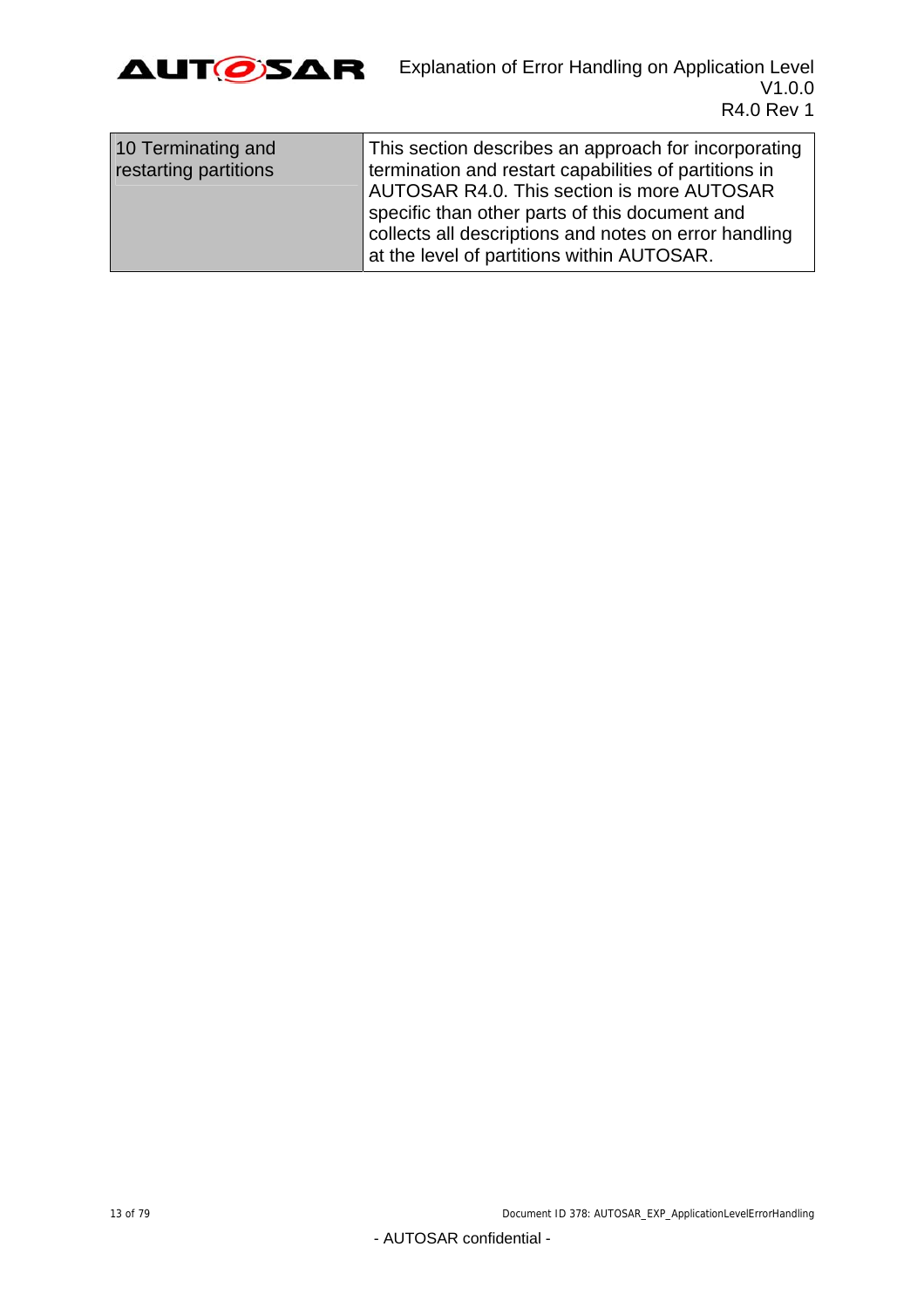| 10 Terminating and restarting partitions | This section describes an approach for incorporating termination and restart capabilities of partitions in AUTOSAR R4.0. This section is more AUTOSAR specific than other parts of this document and collects all descriptions and notes on error handling at the level of partitions within AUTOSAR. |
|---|---|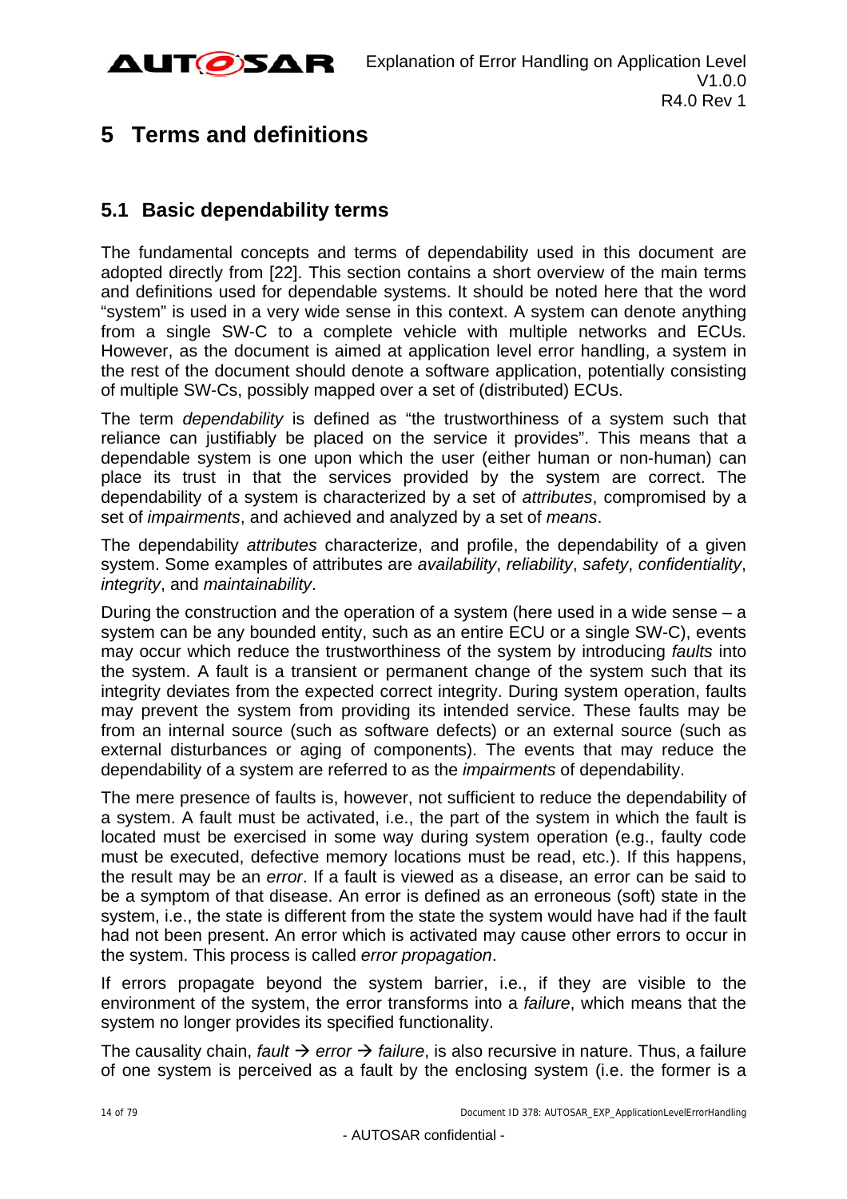# 5 Terms and definitions

## 5.1 Basic dependability terms

The fundamental concepts and terms of dependability used in this document are adopted directly from [22]. This section contains a short overview of the main terms and definitions used for dependable systems. It should be noted here that the word "system" is used in a very wide sense in this context. A system can denote anything from a single SW-C to a complete vehicle with multiple networks and ECUs. However, as the document is aimed at application level error handling, a system in the rest of the document should denote a software application, potentially consisting of multiple SW-Cs, possibly mapped over a set of (distributed) ECUs.

The term *dependability* is defined as "the trustworthiness of a system such that reliance can justifiably be placed on the service it provides". This means that a dependable system is one upon which the user (either human or non-human) can place its trust in that the services provided by the system are correct. The dependability of a system is characterized by a set of *attributes*, compromised by a set of *impairments*, and achieved and analyzed by a set of *means*.

The dependability *attributes* characterize, and profile, the dependability of a given system. Some examples of attributes are *availability*, *reliability*, *safety*, *confidentiality*, *integrity*, and *maintainability*.

During the construction and the operation of a system (here used in a wide sense – a system can be any bounded entity, such as an entire ECU or a single SW-C), events may occur which reduce the trustworthiness of the system by introducing *faults* into the system. A fault is a transient or permanent change of the system such that its integrity deviates from the expected correct integrity. During system operation, faults may prevent the system from providing its intended service. These faults may be from an internal source (such as software defects) or an external source (such as external disturbances or aging of components). The events that may reduce the dependability of a system are referred to as the *impairments* of dependability.

The mere presence of faults is, however, not sufficient to reduce the dependability of a system. A fault must be activated, i.e., the part of the system in which the fault is located must be exercised in some way during system operation (e.g., faulty code must be executed, defective memory locations must be read, etc.). If this happens, the result may be an *error*. If a fault is viewed as a disease, an error can be said to be a symptom of that disease. An error is defined as an erroneous (soft) state in the system, i.e., the state is different from the state the system would have had if the fault had not been present. An error which is activated may cause other errors to occur in the system. This process is called *error propagation*.

If errors propagate beyond the system barrier, i.e., if they are visible to the environment of the system, the error transforms into a *failure*, which means that the system no longer provides its specified functionality.

The causality chain, *fault* → *error* → *failure*, is also recursive in nature. Thus, a failure of one system is perceived as a fault by the enclosing system (i.e. the former is a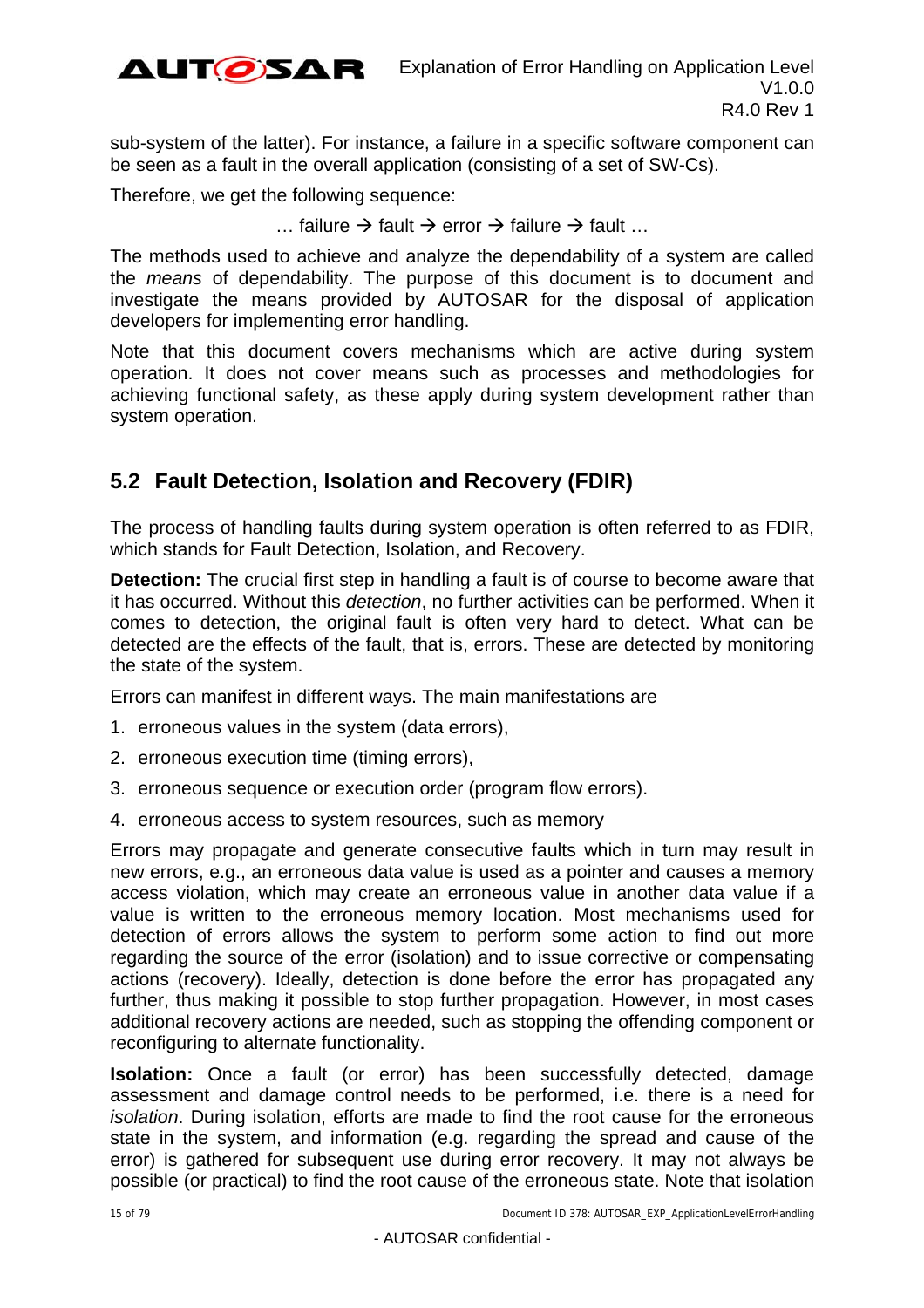sub-system of the latter). For instance, a failure in a specific software component can be seen as a fault in the overall application (consisting of a set of SW-Cs).

Therefore, we get the following sequence:

… failure → fault → error → failure → fault …

The methods used to achieve and analyze the dependability of a system are called the *means* of dependability. The purpose of this document is to document and investigate the means provided by AUTOSAR for the disposal of application developers for implementing error handling.

Note that this document covers mechanisms which are active during system operation. It does not cover means such as processes and methodologies for achieving functional safety, as these apply during system development rather than system operation.

## 5.2 Fault Detection, Isolation and Recovery (FDIR)

The process of handling faults during system operation is often referred to as FDIR, which stands for Fault Detection, Isolation, and Recovery.

**Detection:** The crucial first step in handling a fault is of course to become aware that it has occurred. Without this *detection*, no further activities can be performed. When it comes to detection, the original fault is often very hard to detect. What can be detected are the effects of the fault, that is, errors. These are detected by monitoring the state of the system.

Errors can manifest in different ways. The main manifestations are

1. erroneous values in the system (data errors),
2. erroneous execution time (timing errors),
3. erroneous sequence or execution order (program flow errors).
4. erroneous access to system resources, such as memory

Errors may propagate and generate consecutive faults which in turn may result in new errors, e.g., an erroneous data value is used as a pointer and causes a memory access violation, which may create an erroneous value in another data value if a value is written to the erroneous memory location. Most mechanisms used for detection of errors allows the system to perform some action to find out more regarding the source of the error (isolation) and to issue corrective or compensating actions (recovery). Ideally, detection is done before the error has propagated any further, thus making it possible to stop further propagation. However, in most cases additional recovery actions are needed, such as stopping the offending component or reconfiguring to alternate functionality.

**Isolation:** Once a fault (or error) has been successfully detected, damage assessment and damage control needs to be performed, i.e. there is a need for *isolation*. During isolation, efforts are made to find the root cause for the erroneous state in the system, and information (e.g. regarding the spread and cause of the error) is gathered for subsequent use during error recovery. It may not always be possible (or practical) to find the root cause of the erroneous state. Note that isolation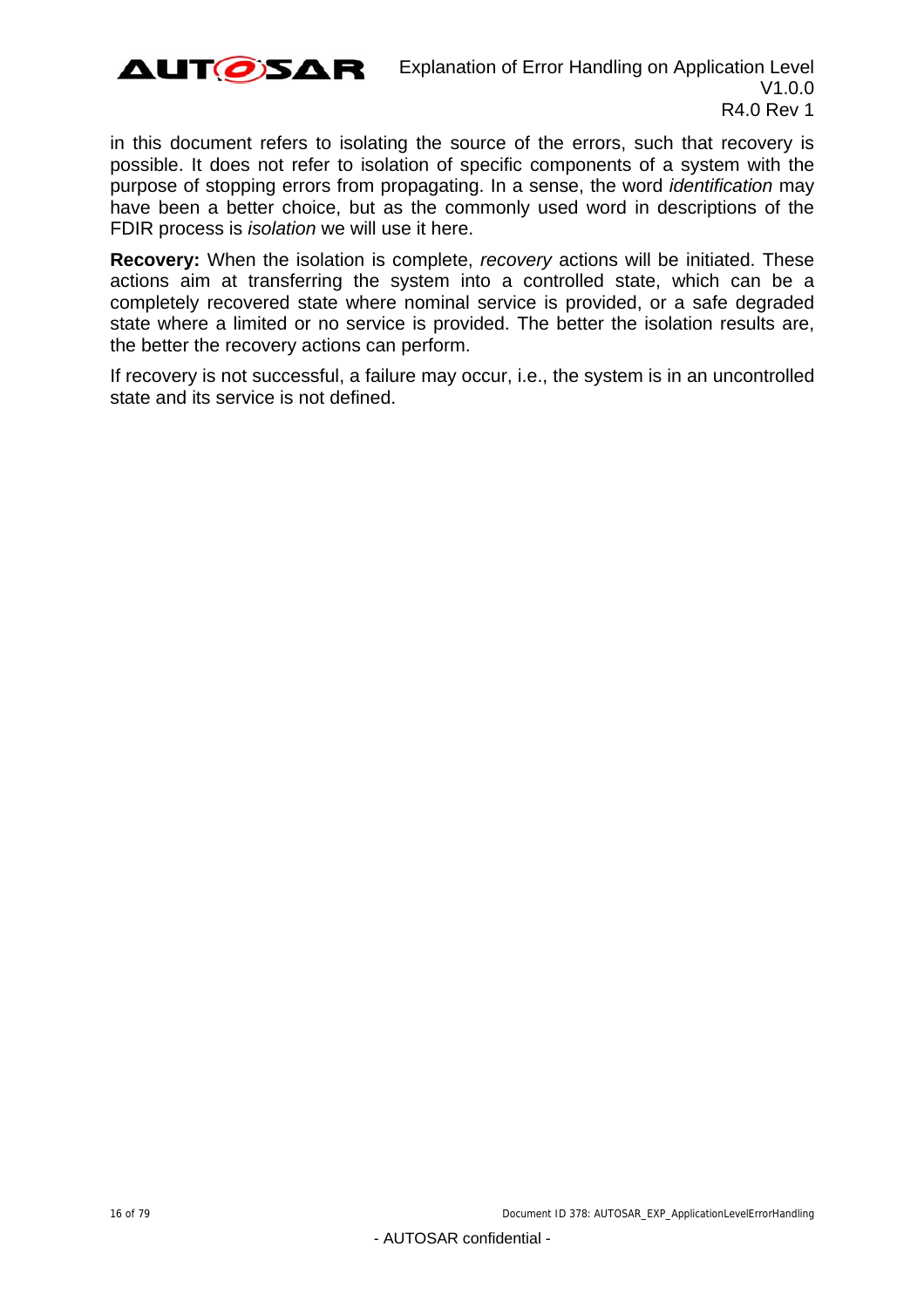in this document refers to isolating the source of the errors, such that recovery is possible. It does not refer to isolation of specific components of a system with the purpose of stopping errors from propagating. In a sense, the word *identification* may have been a better choice, but as the commonly used word in descriptions of the FDIR process is *isolation* we will use it here.

**Recovery:** When the isolation is complete, *recovery* actions will be initiated. These actions aim at transferring the system into a controlled state, which can be a completely recovered state where nominal service is provided, or a safe degraded state where a limited or no service is provided. The better the isolation results are, the better the recovery actions can perform.

If recovery is not successful, a failure may occur, i.e., the system is in an uncontrolled state and its service is not defined.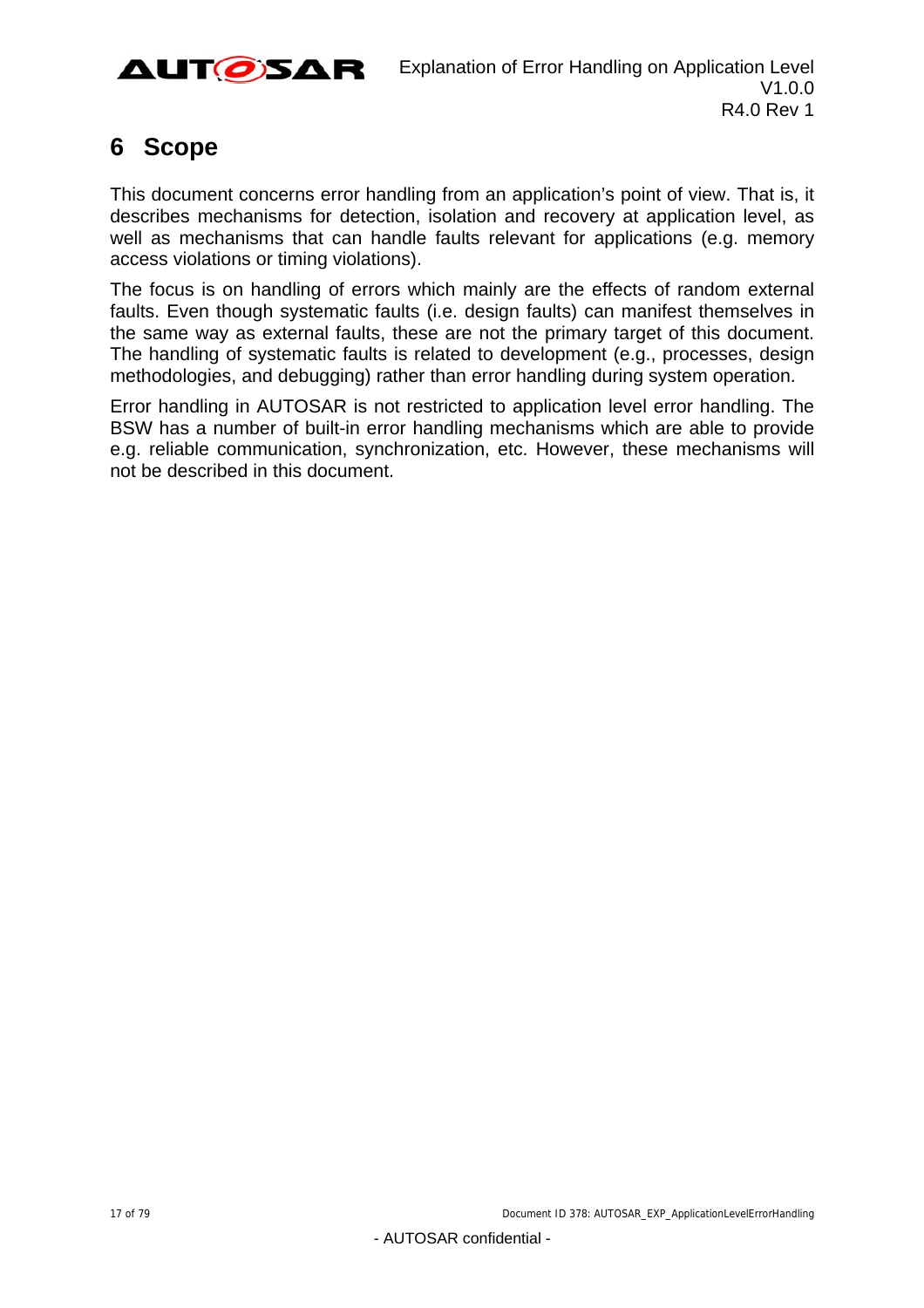# 6 Scope

This document concerns error handling from an application's point of view. That is, it describes mechanisms for detection, isolation and recovery at application level, as well as mechanisms that can handle faults relevant for applications (e.g. memory access violations or timing violations).

The focus is on handling of errors which mainly are the effects of random external faults. Even though systematic faults (i.e. design faults) can manifest themselves in the same way as external faults, these are not the primary target of this document. The handling of systematic faults is related to development (e.g., processes, design methodologies, and debugging) rather than error handling during system operation.

Error handling in AUTOSAR is not restricted to application level error handling. The BSW has a number of built-in error handling mechanisms which are able to provide e.g. reliable communication, synchronization, etc. However, these mechanisms will not be described in this document.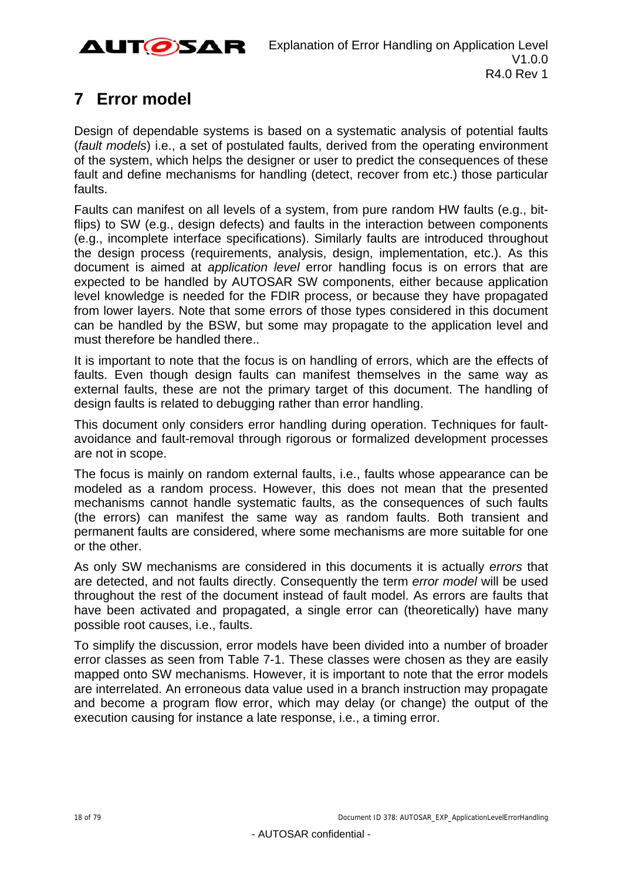# 7 Error model

Design of dependable systems is based on a systematic analysis of potential faults (*fault models*) i.e., a set of postulated faults, derived from the operating environment of the system, which helps the designer or user to predict the consequences of these fault and define mechanisms for handling (detect, recover from etc.) those particular faults.

Faults can manifest on all levels of a system, from pure random HW faults (e.g., bit-flips) to SW (e.g., design defects) and faults in the interaction between components (e.g., incomplete interface specifications). Similarly faults are introduced throughout the design process (requirements, analysis, design, implementation, etc.). As this document is aimed at *application level* error handling focus is on errors that are expected to be handled by AUTOSAR SW components, either because application level knowledge is needed for the FDIR process, or because they have propagated from lower layers. Note that some errors of those types considered in this document can be handled by the BSW, but some may propagate to the application level and must therefore be handled there..

It is important to note that the focus is on handling of errors, which are the effects of faults. Even though design faults can manifest themselves in the same way as external faults, these are not the primary target of this document. The handling of design faults is related to debugging rather than error handling.

This document only considers error handling during operation. Techniques for fault-avoidance and fault-removal through rigorous or formalized development processes are not in scope.

The focus is mainly on random external faults, i.e., faults whose appearance can be modeled as a random process. However, this does not mean that the presented mechanisms cannot handle systematic faults, as the consequences of such faults (the errors) can manifest the same way as random faults. Both transient and permanent faults are considered, where some mechanisms are more suitable for one or the other.

As only SW mechanisms are considered in this documents it is actually *errors* that are detected, and not faults directly. Consequently the term *error model* will be used throughout the rest of the document instead of fault model. As errors are faults that have been activated and propagated, a single error can (theoretically) have many possible root causes, i.e., faults.

To simplify the discussion, error models have been divided into a number of broader error classes as seen from Table 7-1. These classes were chosen as they are easily mapped onto SW mechanisms. However, it is important to note that the error models are interrelated. An erroneous data value used in a branch instruction may propagate and become a program flow error, which may delay (or change) the output of the execution causing for instance a late response, i.e., a timing error.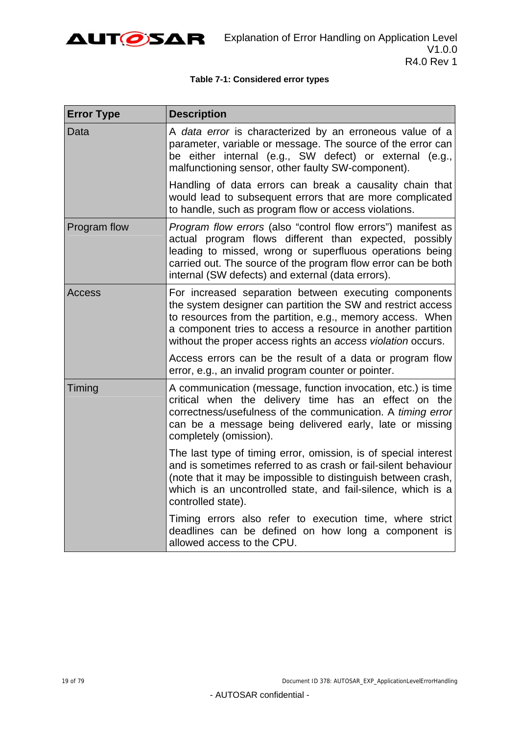**Table 7-1: Considered error types**

| Error Type | Description |
| --- | --- |
| Data | A *data error* is characterized by an erroneous value of a parameter, variable or message. The source of the error can be either internal (e.g., SW defect) or external (e.g., malfunctioning sensor, other faulty SW-component).<br><br>Handling of data errors can break a causality chain that would lead to subsequent errors that are more complicated to handle, such as program flow or access violations. |
| Program flow | *Program flow errors* (also “control flow errors”) manifest as actual program flows different than expected, possibly leading to missed, wrong or superfluous operations being carried out. The source of the program flow error can be both internal (SW defects) and external (data errors). |
| Access | For increased separation between executing components the system designer can partition the SW and restrict access to resources from the partition, e.g., memory access. When a component tries to access a resource in another partition without the proper access rights an *access violation* occurs.<br><br>Access errors can be the result of a data or program flow error, e.g., an invalid program counter or pointer. |
| Timing | A communication (message, function invocation, etc.) is time critical when the delivery time has an effect on the correctness/usefulness of the communication. A *timing error* can be a message being delivered early, late or missing completely (omission).<br><br>The last type of timing error, omission, is of special interest and is sometimes referred to as crash or fail-silent behaviour (note that it may be impossible to distinguish between crash, which is an uncontrolled state, and fail-silence, which is a controlled state).<br><br>Timing errors also refer to execution time, where strict deadlines can be defined on how long a component is allowed access to the CPU. |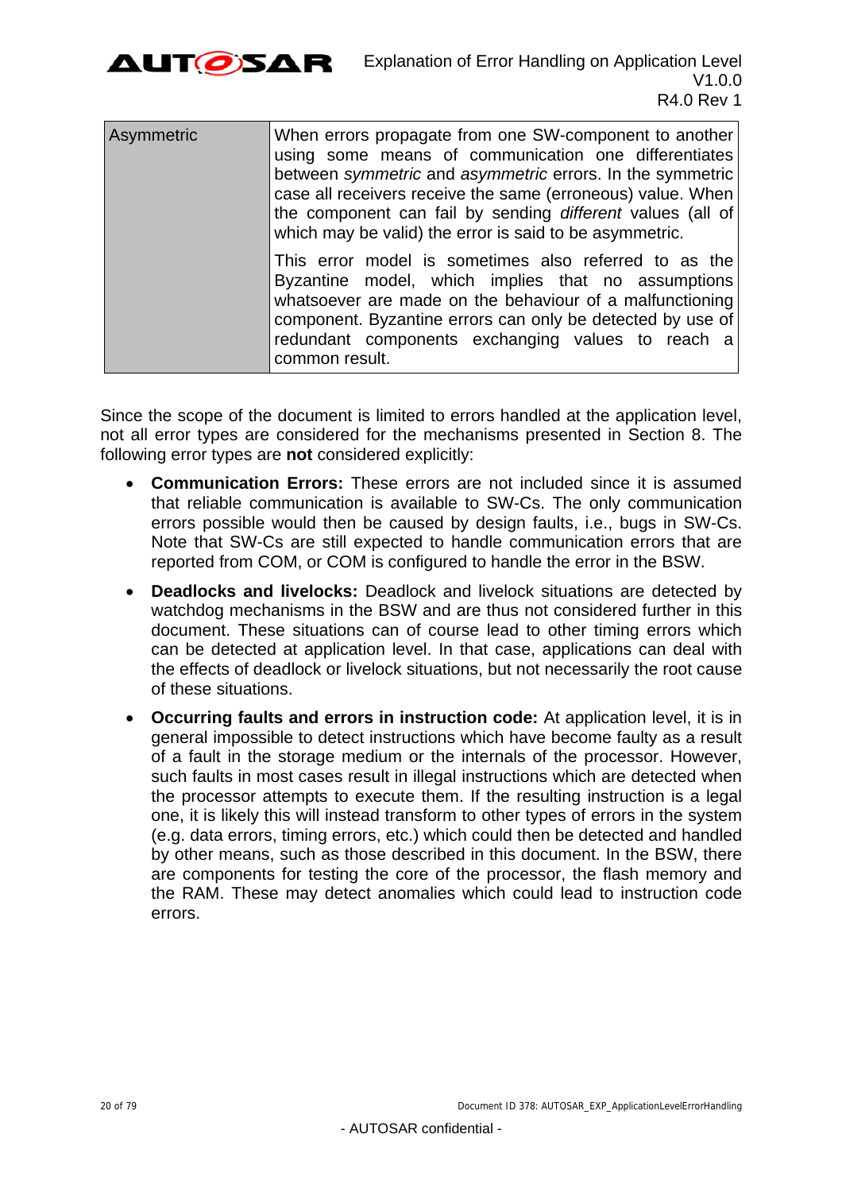| | |
|---|---|
| Asymmetric | When errors propagate from one SW-component to another using some means of communication one differentiates between *symmetric* and *asymmetric* errors. In the symmetric case all receivers receive the same (erroneous) value. When the component can fail by sending *different* values (all of which may be valid) the error is said to be asymmetric.<br><br>This error model is sometimes also referred to as the Byzantine model, which implies that no assumptions whatsoever are made on the behaviour of a malfunctioning component. Byzantine errors can only be detected by use of redundant components exchanging values to reach a common result. |

Since the scope of the document is limited to errors handled at the application level, not all error types are considered for the mechanisms presented in Section 8. The following error types are **not** considered explicitly:

- **Communication Errors:** These errors are not included since it is assumed that reliable communication is available to SW-Cs. The only communication errors possible would then be caused by design faults, i.e., bugs in SW-Cs. Note that SW-Cs are still expected to handle communication errors that are reported from COM, or COM is configured to handle the error in the BSW.
- **Deadlocks and livelocks:** Deadlock and livelock situations are detected by watchdog mechanisms in the BSW and are thus not considered further in this document. These situations can of course lead to other timing errors which can be detected at application level. In that case, applications can deal with the effects of deadlock or livelock situations, but not necessarily the root cause of these situations.
- **Occurring faults and errors in instruction code:** At application level, it is in general impossible to detect instructions which have become faulty as a result of a fault in the storage medium or the internals of the processor. However, such faults in most cases result in illegal instructions which are detected when the processor attempts to execute them. If the resulting instruction is a legal one, it is likely this will instead transform to other types of errors in the system (e.g. data errors, timing errors, etc.) which could then be detected and handled by other means, such as those described in this document. In the BSW, there are components for testing the core of the processor, the flash memory and the RAM. These may detect anomalies which could lead to instruction code errors.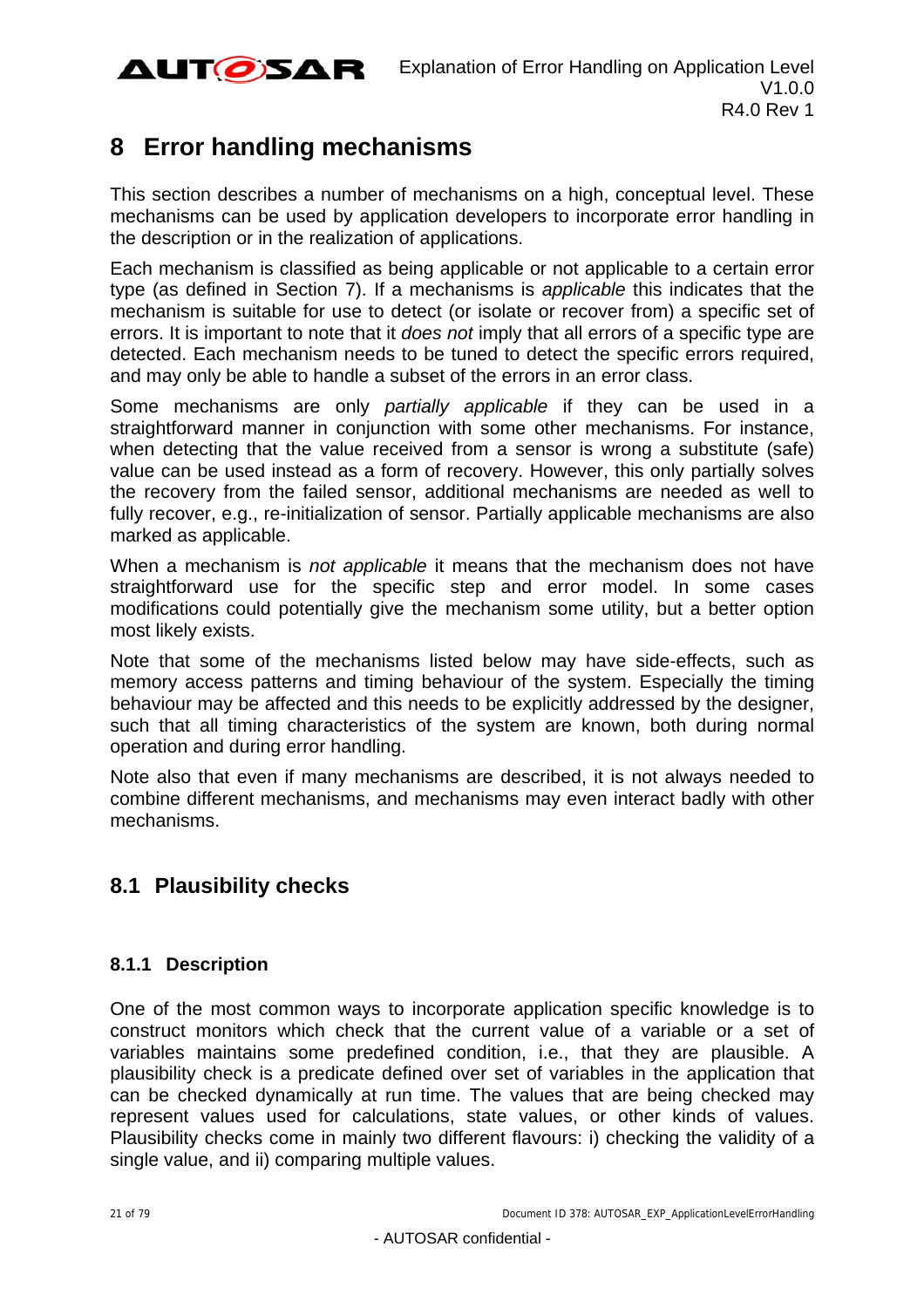# 8 Error handling mechanisms

This section describes a number of mechanisms on a high, conceptual level. These mechanisms can be used by application developers to incorporate error handling in the description or in the realization of applications.

Each mechanism is classified as being applicable or not applicable to a certain error type (as defined in Section 7). If a mechanisms is *applicable* this indicates that the mechanism is suitable for use to detect (or isolate or recover from) a specific set of errors. It is important to note that it *does not* imply that all errors of a specific type are detected. Each mechanism needs to be tuned to detect the specific errors required, and may only be able to handle a subset of the errors in an error class.

Some mechanisms are only *partially applicable* if they can be used in a straightforward manner in conjunction with some other mechanisms. For instance, when detecting that the value received from a sensor is wrong a substitute (safe) value can be used instead as a form of recovery. However, this only partially solves the recovery from the failed sensor, additional mechanisms are needed as well to fully recover, e.g., re-initialization of sensor. Partially applicable mechanisms are also marked as applicable.

When a mechanism is *not applicable* it means that the mechanism does not have straightforward use for the specific step and error model. In some cases modifications could potentially give the mechanism some utility, but a better option most likely exists.

Note that some of the mechanisms listed below may have side-effects, such as memory access patterns and timing behaviour of the system. Especially the timing behaviour may be affected and this needs to be explicitly addressed by the designer, such that all timing characteristics of the system are known, both during normal operation and during error handling.

Note also that even if many mechanisms are described, it is not always needed to combine different mechanisms, and mechanisms may even interact badly with other mechanisms.

## 8.1 Plausibility checks

### 8.1.1 Description

One of the most common ways to incorporate application specific knowledge is to construct monitors which check that the current value of a variable or a set of variables maintains some predefined condition, i.e., that they are plausible. A plausibility check is a predicate defined over set of variables in the application that can be checked dynamically at run time. The values that are being checked may represent values used for calculations, state values, or other kinds of values. Plausibility checks come in mainly two different flavours: i) checking the validity of a single value, and ii) comparing multiple values.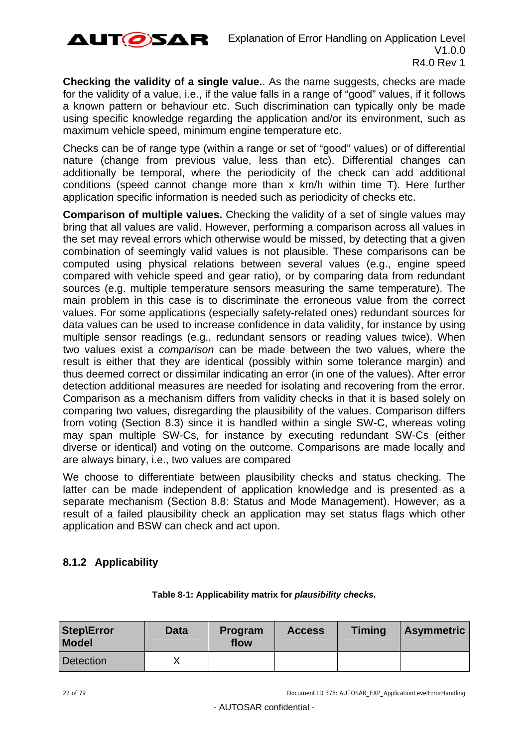**Checking the validity of a single value.**. As the name suggests, checks are made for the validity of a value, i.e., if the value falls in a range of "good" values, if it follows a known pattern or behaviour etc. Such discrimination can typically only be made using specific knowledge regarding the application and/or its environment, such as maximum vehicle speed, minimum engine temperature etc.

Checks can be of range type (within a range or set of "good" values) or of differential nature (change from previous value, less than etc). Differential changes can additionally be temporal, where the periodicity of the check can add additional conditions (speed cannot change more than x km/h within time T). Here further application specific information is needed such as periodicity of checks etc.

**Comparison of multiple values.** Checking the validity of a set of single values may bring that all values are valid. However, performing a comparison across all values in the set may reveal errors which otherwise would be missed, by detecting that a given combination of seemingly valid values is not plausible. These comparisons can be computed using physical relations between several values (e.g., engine speed compared with vehicle speed and gear ratio), or by comparing data from redundant sources (e.g. multiple temperature sensors measuring the same temperature). The main problem in this case is to discriminate the erroneous value from the correct values. For some applications (especially safety-related ones) redundant sources for data values can be used to increase confidence in data validity, for instance by using multiple sensor readings (e.g., redundant sensors or reading values twice). When two values exist a *comparison* can be made between the two values, where the result is either that they are identical (possibly within some tolerance margin) and thus deemed correct or dissimilar indicating an error (in one of the values). After error detection additional measures are needed for isolating and recovering from the error. Comparison as a mechanism differs from validity checks in that it is based solely on comparing two values, disregarding the plausibility of the values. Comparison differs from voting (Section 8.3) since it is handled within a single SW-C, whereas voting may span multiple SW-Cs, for instance by executing redundant SW-Cs (either diverse or identical) and voting on the outcome. Comparisons are made locally and are always binary, i.e., two values are compared

We choose to differentiate between plausibility checks and status checking. The latter can be made independent of application knowledge and is presented as a separate mechanism (Section 8.8: Status and Mode Management). However, as a result of a failed plausibility check an application may set status flags which other application and BSW can check and act upon.

### 8.1.2 Applicability

**Table 8-1: Applicability matrix for *plausibility checks.***

| Step\Error Model | Data | Program flow | Access | Timing | Asymmetric |
|---|---|---|---|---|---|
| Detection | X | | | | |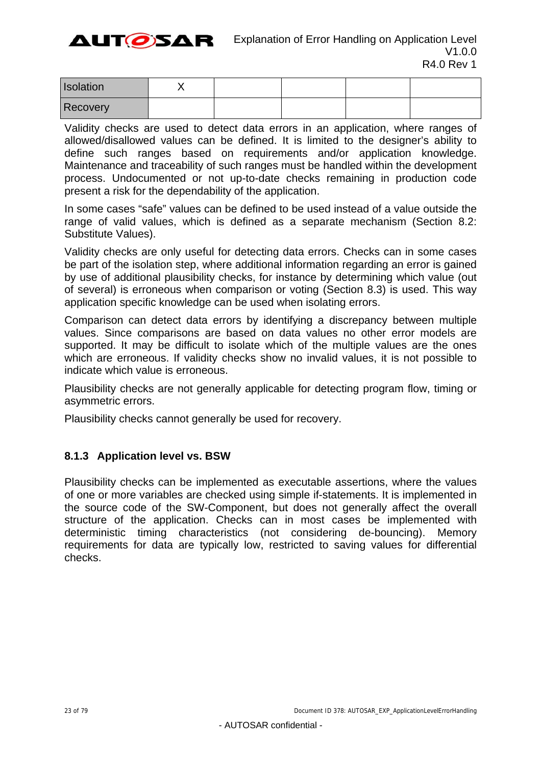| Isolation | X | | | | |
| --- | --- | --- | --- | --- | --- |
| Recovery | | | | | |

Validity checks are used to detect data errors in an application, where ranges of allowed/disallowed values can be defined. It is limited to the designer's ability to define such ranges based on requirements and/or application knowledge. Maintenance and traceability of such ranges must be handled within the development process. Undocumented or not up-to-date checks remaining in production code present a risk for the dependability of the application.

In some cases "safe" values can be defined to be used instead of a value outside the range of valid values, which is defined as a separate mechanism (Section 8.2: Substitute Values).

Validity checks are only useful for detecting data errors. Checks can in some cases be part of the isolation step, where additional information regarding an error is gained by use of additional plausibility checks, for instance by determining which value (out of several) is erroneous when comparison or voting (Section 8.3) is used. This way application specific knowledge can be used when isolating errors.

Comparison can detect data errors by identifying a discrepancy between multiple values. Since comparisons are based on data values no other error models are supported. It may be difficult to isolate which of the multiple values are the ones which are erroneous. If validity checks show no invalid values, it is not possible to indicate which value is erroneous.

Plausibility checks are not generally applicable for detecting program flow, timing or asymmetric errors.

Plausibility checks cannot generally be used for recovery.

### 8.1.3 Application level vs. BSW

Plausibility checks can be implemented as executable assertions, where the values of one or more variables are checked using simple if-statements. It is implemented in the source code of the SW-Component, but does not generally affect the overall structure of the application. Checks can in most cases be implemented with deterministic timing characteristics (not considering de-bouncing). Memory requirements for data are typically low, restricted to saving values for differential checks.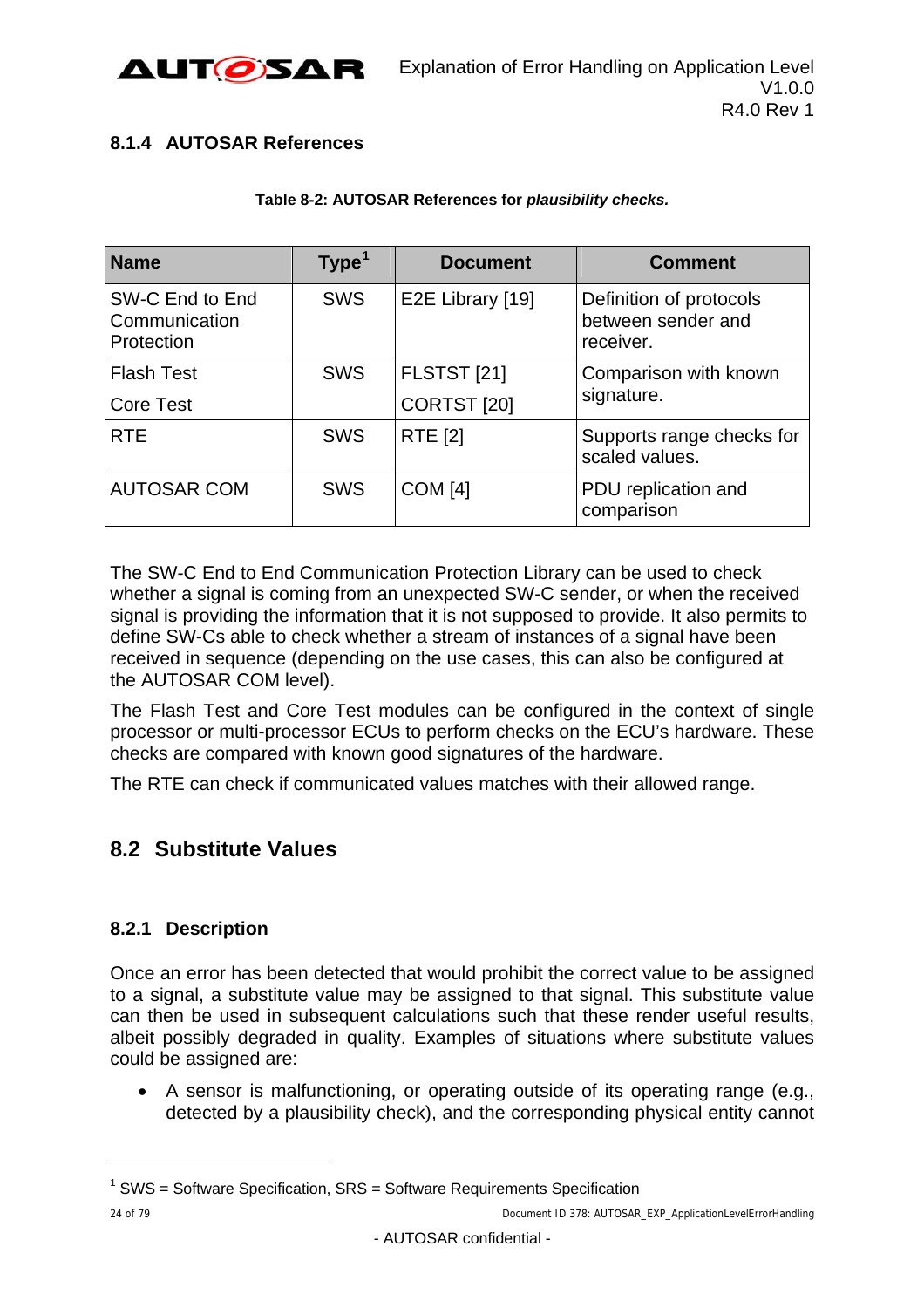### 8.1.4 AUTOSAR References

**Table 8-2: AUTOSAR References for *plausibility checks.***

| Name | Type[1] | Document | Comment |
|---|---|---|---|
| SW-C End to End Communication Protection | SWS | E2E Library [19] | Definition of protocols between sender and receiver. |
| Flash Test<br>Core Test | SWS | FLSTST [21]<br>CORTST [20] | Comparison with known signature. |
| RTE | SWS | RTE [2] | Supports range checks for scaled values. |
| AUTOSAR COM | SWS | COM [4] | PDU replication and comparison |

The SW-C End to End Communication Protection Library can be used to check whether a signal is coming from an unexpected SW-C sender, or when the received signal is providing the information that it is not supposed to provide. It also permits to define SW-Cs able to check whether a stream of instances of a signal have been received in sequence (depending on the use cases, this can also be configured at the AUTOSAR COM level).

The Flash Test and Core Test modules can be configured in the context of single processor or multi-processor ECUs to perform checks on the ECU's hardware. These checks are compared with known good signatures of the hardware.

The RTE can check if communicated values matches with their allowed range.

## 8.2 Substitute Values

### 8.2.1 Description

Once an error has been detected that would prohibit the correct value to be assigned to a signal, a substitute value may be assigned to that signal. This substitute value can then be used in subsequent calculations such that these render useful results, albeit possibly degraded in quality. Examples of situations where substitute values could be assigned are:

- A sensor is malfunctioning, or operating outside of its operating range (e.g., detected by a plausibility check), and the corresponding physical entity cannot

[1] SWS = Software Specification, SRS = Software Requirements Specification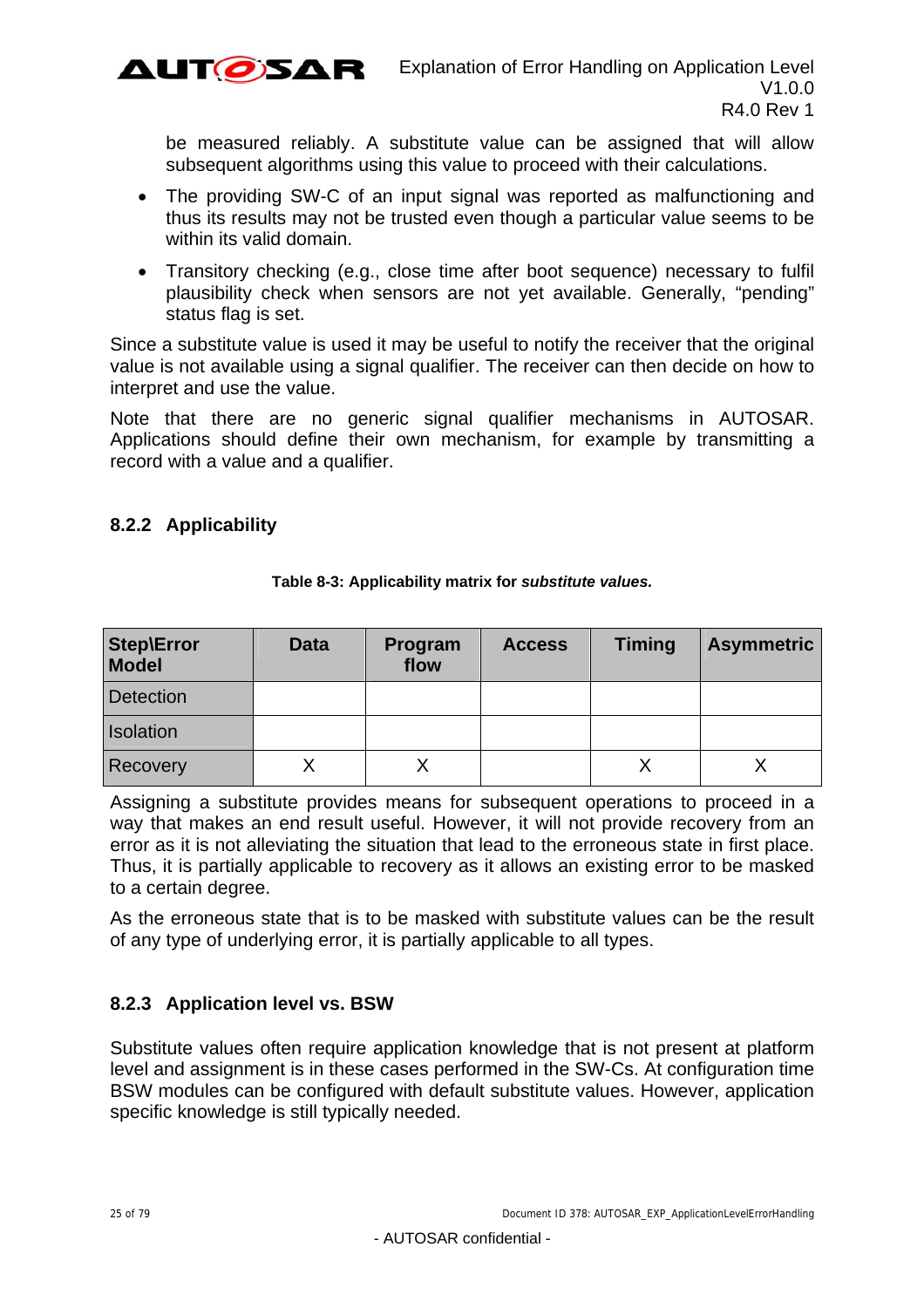be measured reliably. A substitute value can be assigned that will allow subsequent algorithms using this value to proceed with their calculations.

- The providing SW-C of an input signal was reported as malfunctioning and thus its results may not be trusted even though a particular value seems to be within its valid domain.
- Transitory checking (e.g., close time after boot sequence) necessary to fulfil plausibility check when sensors are not yet available. Generally, "pending" status flag is set.

Since a substitute value is used it may be useful to notify the receiver that the original value is not available using a signal qualifier. The receiver can then decide on how to interpret and use the value.

Note that there are no generic signal qualifier mechanisms in AUTOSAR. Applications should define their own mechanism, for example by transmitting a record with a value and a qualifier.

### 8.2.2 Applicability

**Table 8-3: Applicability matrix for *substitute values.***

| Step\Error Model | Data | Program flow | Access | Timing | Asymmetric |
|---|---|---|---|---|---|
| Detection | | | | | |
| Isolation | | | | | |
| Recovery | X | X | | X | X |

Assigning a substitute provides means for subsequent operations to proceed in a way that makes an end result useful. However, it will not provide recovery from an error as it is not alleviating the situation that lead to the erroneous state in first place. Thus, it is partially applicable to recovery as it allows an existing error to be masked to a certain degree.

As the erroneous state that is to be masked with substitute values can be the result of any type of underlying error, it is partially applicable to all types.

### 8.2.3 Application level vs. BSW

Substitute values often require application knowledge that is not present at platform level and assignment is in these cases performed in the SW-Cs. At configuration time BSW modules can be configured with default substitute values. However, application specific knowledge is still typically needed.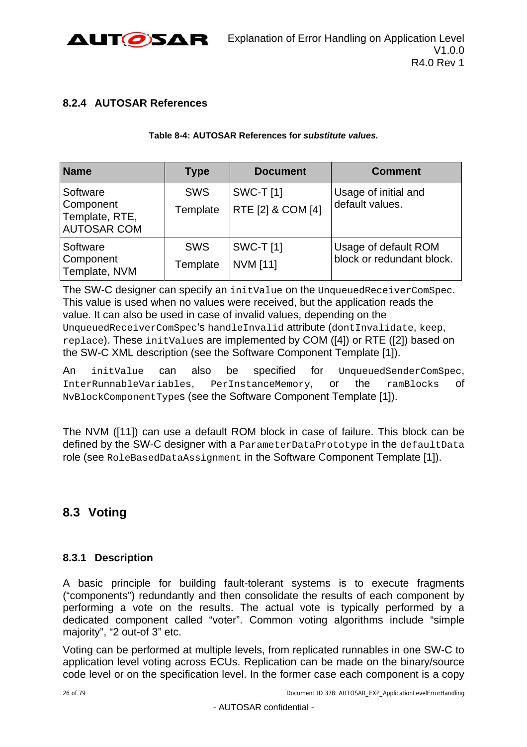### 8.2.4 AUTOSAR References

**Table 8-4: AUTOSAR References for *substitute values.***

| Name | Type | Document | Comment |
| --- | --- | --- | --- |
| Software Component Template, RTE, AUTOSAR COM | SWS Template | SWC-T [1] RTE [2] & COM [4] | Usage of initial and default values. |
| Software Component Template, NVM | SWS Template | SWC-T [1] NVM [11] | Usage of default ROM block or redundant block. |

The SW-C designer can specify an `initValue` on the `UnqueuedReceiverComSpec`. This value is used when no values were received, but the application reads the value. It can also be used in case of invalid values, depending on the `UnqueuedReceiverComSpec`'s `handleInvalid` attribute (`dontInvalidate`, `keep`, `replace`). These `initValues` are implemented by COM ([4]) or RTE ([2]) based on the SW-C XML description (see the Software Component Template [1]).

An `initValue` can also be specified for `UnqueuedSenderComSpec`, `InterRunnableVariables`, `PerInstanceMemory`, or the `ramBlocks` of `NvBlockComponentTypes` (see the Software Component Template [1]).

The NVM ([11]) can use a default ROM block in case of failure. This block can be defined by the SW-C designer with a `ParameterDataPrototype` in the `defaultData` role (see `RoleBasedDataAssignment` in the Software Component Template [1]).

## 8.3 Voting

### 8.3.1 Description

A basic principle for building fault-tolerant systems is to execute fragments ("components") redundantly and then consolidate the results of each component by performing a vote on the results. The actual vote is typically performed by a dedicated component called "voter". Common voting algorithms include "simple majority", "2 out-of 3" etc.

Voting can be performed at multiple levels, from replicated runnables in one SW-C to application level voting across ECUs. Replication can be made on the binary/source code level or on the specification level. In the former case each component is a copy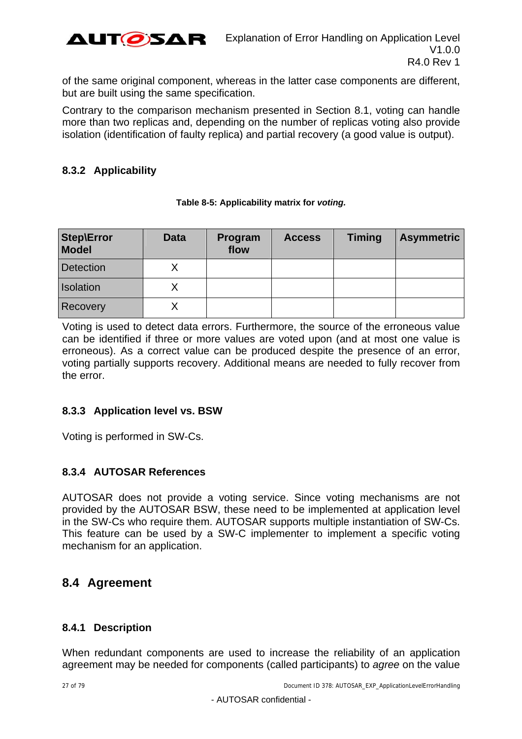of the same original component, whereas in the latter case components are different, but are built using the same specification.

Contrary to the comparison mechanism presented in Section 8.1, voting can handle more than two replicas and, depending on the number of replicas voting also provide isolation (identification of faulty replica) and partial recovery (a good value is output).

### 8.3.2 Applicability

**Table 8-5: Applicability matrix for *voting.***

| Step\Error Model | Data | Program flow | Access | Timing | Asymmetric |
|---|---|---|---|---|---|
| Detection | X | | | | |
| Isolation | X | | | | |
| Recovery | X | | | | |

Voting is used to detect data errors. Furthermore, the source of the erroneous value can be identified if three or more values are voted upon (and at most one value is erroneous). As a correct value can be produced despite the presence of an error, voting partially supports recovery. Additional means are needed to fully recover from the error.

### 8.3.3 Application level vs. BSW

Voting is performed in SW-Cs.

### 8.3.4 AUTOSAR References

AUTOSAR does not provide a voting service. Since voting mechanisms are not provided by the AUTOSAR BSW, these need to be implemented at application level in the SW-Cs who require them. AUTOSAR supports multiple instantiation of SW-Cs. This feature can be used by a SW-C implementer to implement a specific voting mechanism for an application.

## 8.4 Agreement

### 8.4.1 Description

When redundant components are used to increase the reliability of an application agreement may be needed for components (called participants) to *agree* on the value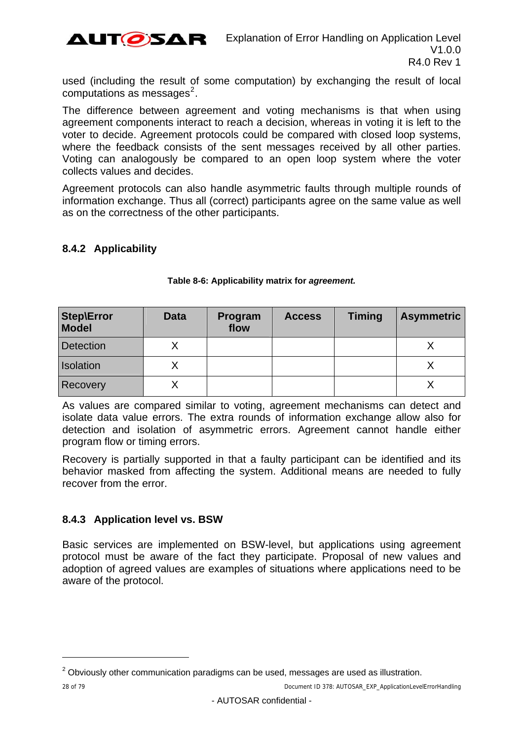used (including the result of some computation) by exchanging the result of local computations as messages[2].

The difference between agreement and voting mechanisms is that when using agreement components interact to reach a decision, whereas in voting it is left to the voter to decide. Agreement protocols could be compared with closed loop systems, where the feedback consists of the sent messages received by all other parties. Voting can analogously be compared to an open loop system where the voter collects values and decides.

Agreement protocols can also handle asymmetric faults through multiple rounds of information exchange. Thus all (correct) participants agree on the same value as well as on the correctness of the other participants.

### 8.4.2 Applicability

**Table 8-6: Applicability matrix for *agreement.***

| Step\Error Model | Data | Program flow | Access | Timing | Asymmetric |
|---|---|---|---|---|---|
| Detection | X | | | | X |
| Isolation | X | | | | X |
| Recovery | X | | | | X |

As values are compared similar to voting, agreement mechanisms can detect and isolate data value errors. The extra rounds of information exchange allow also for detection and isolation of asymmetric errors. Agreement cannot handle either program flow or timing errors.

Recovery is partially supported in that a faulty participant can be identified and its behavior masked from affecting the system. Additional means are needed to fully recover from the error.

### 8.4.3 Application level vs. BSW

Basic services are implemented on BSW-level, but applications using agreement protocol must be aware of the fact they participate. Proposal of new values and adoption of agreed values are examples of situations where applications need to be aware of the protocol.

[2] Obviously other communication paradigms can be used, messages are used as illustration.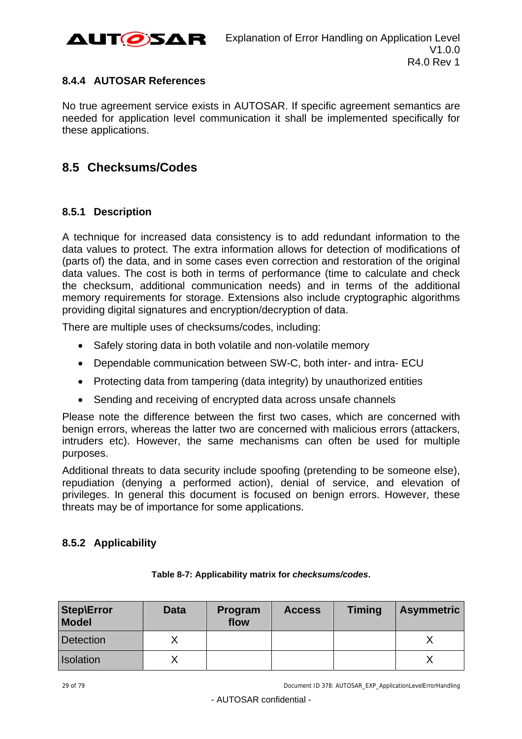### 8.4.4 AUTOSAR References

No true agreement service exists in AUTOSAR. If specific agreement semantics are needed for application level communication it shall be implemented specifically for these applications.

## 8.5 Checksums/Codes

### 8.5.1 Description

A technique for increased data consistency is to add redundant information to the data values to protect. The extra information allows for detection of modifications of (parts of) the data, and in some cases even correction and restoration of the original data values. The cost is both in terms of performance (time to calculate and check the checksum, additional communication needs) and in terms of the additional memory requirements for storage. Extensions also include cryptographic algorithms providing digital signatures and encryption/decryption of data.

There are multiple uses of checksums/codes, including:

- Safely storing data in both volatile and non-volatile memory
- Dependable communication between SW-C, both inter- and intra- ECU
- Protecting data from tampering (data integrity) by unauthorized entities
- Sending and receiving of encrypted data across unsafe channels

Please note the difference between the first two cases, which are concerned with benign errors, whereas the latter two are concerned with malicious errors (attackers, intruders etc). However, the same mechanisms can often be used for multiple purposes.

Additional threats to data security include spoofing (pretending to be someone else), repudiation (denying a performed action), denial of service, and elevation of privileges. In general this document is focused on benign errors. However, these threats may be of importance for some applications.

### 8.5.2 Applicability

**Table 8-7: Applicability matrix for *checksums/codes*.**

| Step\Error Model | Data | Program flow | Access | Timing | Asymmetric |
|---|---|---|---|---|---|
| Detection | X | | | | X |
| Isolation | X | | | | X |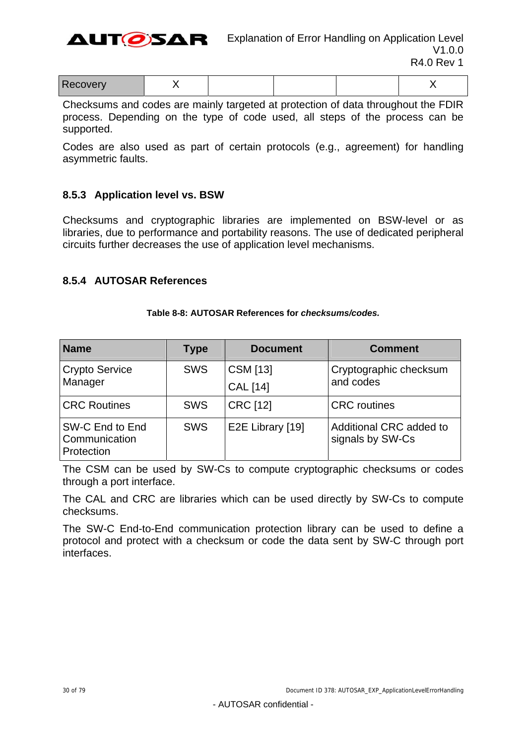| Recovery | X | | | | X |
|---|---|---|---|---|---|

Checksums and codes are mainly targeted at protection of data throughout the FDIR process. Depending on the type of code used, all steps of the process can be supported.

Codes are also used as part of certain protocols (e.g., agreement) for handling asymmetric faults.

### 8.5.3 Application level vs. BSW

Checksums and cryptographic libraries are implemented on BSW-level or as libraries, due to performance and portability reasons. The use of dedicated peripheral circuits further decreases the use of application level mechanisms.

### 8.5.4 AUTOSAR References

**Table 8-8: AUTOSAR References for *checksums/codes.***

| Name | Type | Document | Comment |
|---|---|---|---|
| Crypto Service Manager | SWS | CSM [13]<br>CAL [14] | Cryptographic checksum and codes |
| CRC Routines | SWS | CRC [12] | CRC routines |
| SW-C End to End Communication Protection | SWS | E2E Library [19] | Additional CRC added to signals by SW-Cs |

The CSM can be used by SW-Cs to compute cryptographic checksums or codes through a port interface.

The CAL and CRC are libraries which can be used directly by SW-Cs to compute checksums.

The SW-C End-to-End communication protection library can be used to define a protocol and protect with a checksum or code the data sent by SW-C through port interfaces.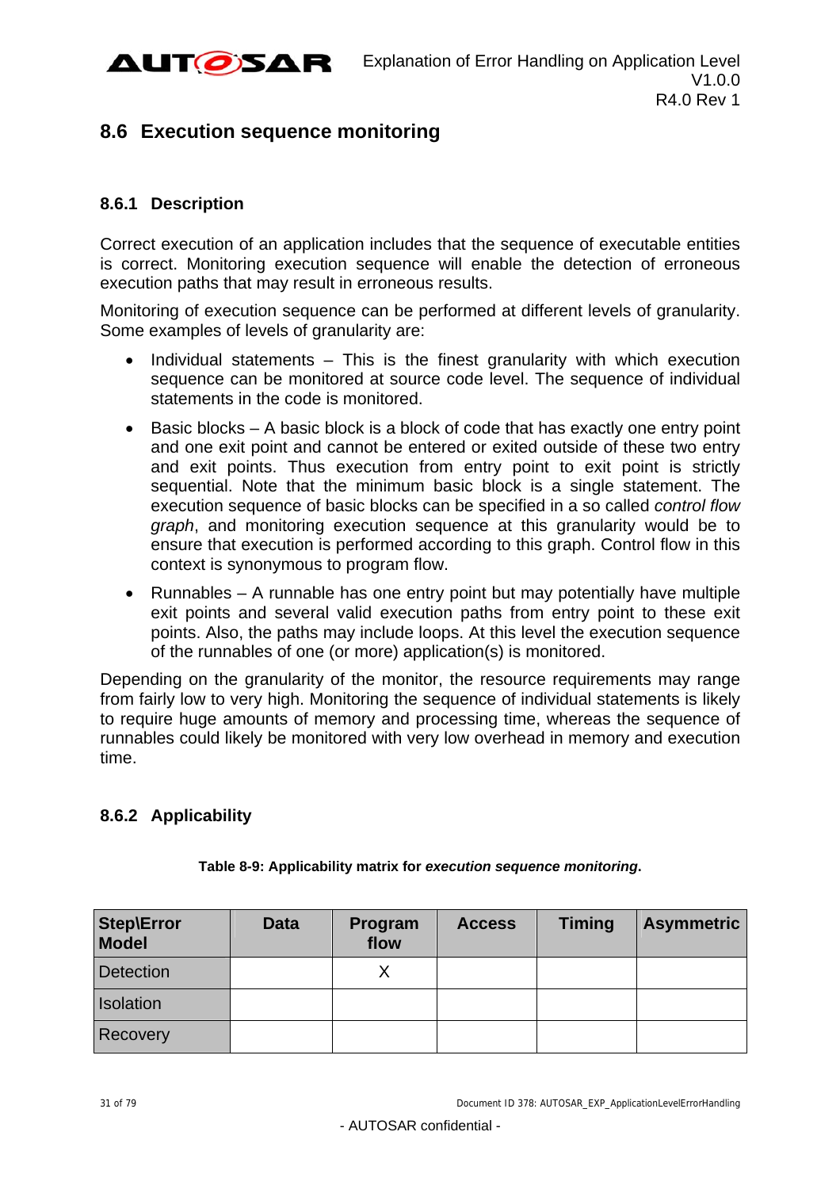## 8.6 Execution sequence monitoring

### 8.6.1 Description

Correct execution of an application includes that the sequence of executable entities is correct. Monitoring execution sequence will enable the detection of erroneous execution paths that may result in erroneous results.

Monitoring of execution sequence can be performed at different levels of granularity. Some examples of levels of granularity are:

- Individual statements – This is the finest granularity with which execution sequence can be monitored at source code level. The sequence of individual statements in the code is monitored.
- Basic blocks – A basic block is a block of code that has exactly one entry point and one exit point and cannot be entered or exited outside of these two entry and exit points. Thus execution from entry point to exit point is strictly sequential. Note that the minimum basic block is a single statement. The execution sequence of basic blocks can be specified in a so called *control flow graph*, and monitoring execution sequence at this granularity would be to ensure that execution is performed according to this graph. Control flow in this context is synonymous to program flow.
- Runnables – A runnable has one entry point but may potentially have multiple exit points and several valid execution paths from entry point to these exit points. Also, the paths may include loops. At this level the execution sequence of the runnables of one (or more) application(s) is monitored.

Depending on the granularity of the monitor, the resource requirements may range from fairly low to very high. Monitoring the sequence of individual statements is likely to require huge amounts of memory and processing time, whereas the sequence of runnables could likely be monitored with very low overhead in memory and execution time.

### 8.6.2 Applicability

**Table 8-9: Applicability matrix for *execution sequence monitoring*.**

| Step\Error Model | Data | Program flow | Access | Timing | Asymmetric |
|---|---|---|---|---|---|
| Detection | | X | | | |
| Isolation | | | | | |
| Recovery | | | | | |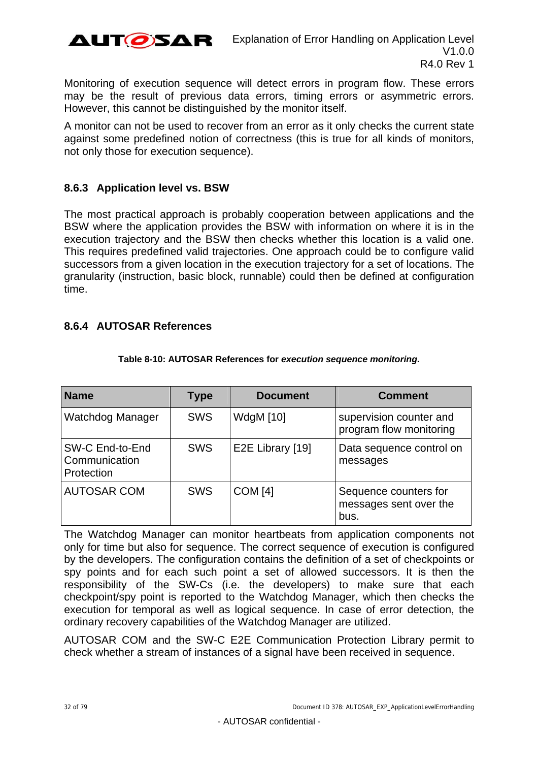Monitoring of execution sequence will detect errors in program flow. These errors may be the result of previous data errors, timing errors or asymmetric errors. However, this cannot be distinguished by the monitor itself.

A monitor can not be used to recover from an error as it only checks the current state against some predefined notion of correctness (this is true for all kinds of monitors, not only those for execution sequence).

### 8.6.3 Application level vs. BSW

The most practical approach is probably cooperation between applications and the BSW where the application provides the BSW with information on where it is in the execution trajectory and the BSW then checks whether this location is a valid one. This requires predefined valid trajectories. One approach could be to configure valid successors from a given location in the execution trajectory for a set of locations. The granularity (instruction, basic block, runnable) could then be defined at configuration time.

### 8.6.4 AUTOSAR References

**Table 8-10: AUTOSAR References for *execution sequence monitoring.***

| Name | Type | Document | Comment |
|---|---|---|---|
| Watchdog Manager | SWS | WdgM [10] | supervision counter and program flow monitoring |
| SW-C End-to-End Communication Protection | SWS | E2E Library [19] | Data sequence control on messages |
| AUTOSAR COM | SWS | COM [4] | Sequence counters for messages sent over the bus. |

The Watchdog Manager can monitor heartbeats from application components not only for time but also for sequence. The correct sequence of execution is configured by the developers. The configuration contains the definition of a set of checkpoints or spy points and for each such point a set of allowed successors. It is then the responsibility of the SW-Cs (i.e. the developers) to make sure that each checkpoint/spy point is reported to the Watchdog Manager, which then checks the execution for temporal as well as logical sequence. In case of error detection, the ordinary recovery capabilities of the Watchdog Manager are utilized.

AUTOSAR COM and the SW-C E2E Communication Protection Library permit to check whether a stream of instances of a signal have been received in sequence.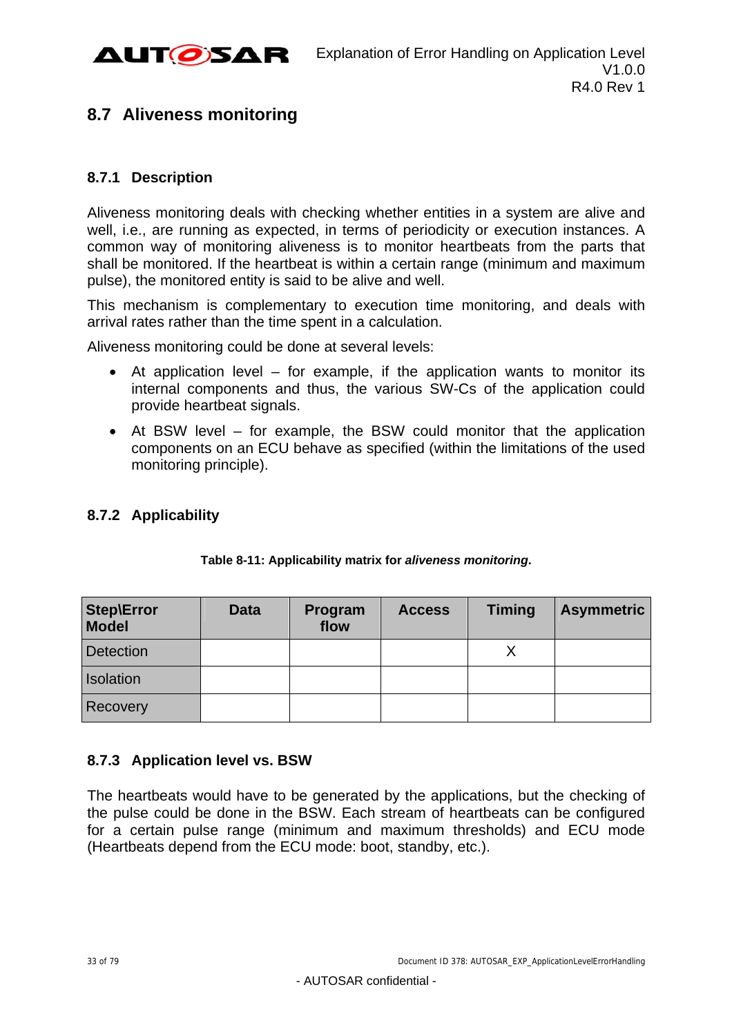## 8.7 Aliveness monitoring

### 8.7.1 Description

Aliveness monitoring deals with checking whether entities in a system are alive and well, i.e., are running as expected, in terms of periodicity or execution instances. A common way of monitoring aliveness is to monitor heartbeats from the parts that shall be monitored. If the heartbeat is within a certain range (minimum and maximum pulse), the monitored entity is said to be alive and well.

This mechanism is complementary to execution time monitoring, and deals with arrival rates rather than the time spent in a calculation.

Aliveness monitoring could be done at several levels:

- At application level – for example, if the application wants to monitor its internal components and thus, the various SW-Cs of the application could provide heartbeat signals.
- At BSW level – for example, the BSW could monitor that the application components on an ECU behave as specified (within the limitations of the used monitoring principle).

### 8.7.2 Applicability

**Table 8-11: Applicability matrix for *aliveness monitoring*.**

| Step\Error Model | Data | Program flow | Access | Timing | Asymmetric |
|---|---|---|---|---|---|
| Detection | | | | X | |
| Isolation | | | | | |
| Recovery | | | | | |

### 8.7.3 Application level vs. BSW

The heartbeats would have to be generated by the applications, but the checking of the pulse could be done in the BSW. Each stream of heartbeats can be configured for a certain pulse range (minimum and maximum thresholds) and ECU mode (Heartbeats depend from the ECU mode: boot, standby, etc.).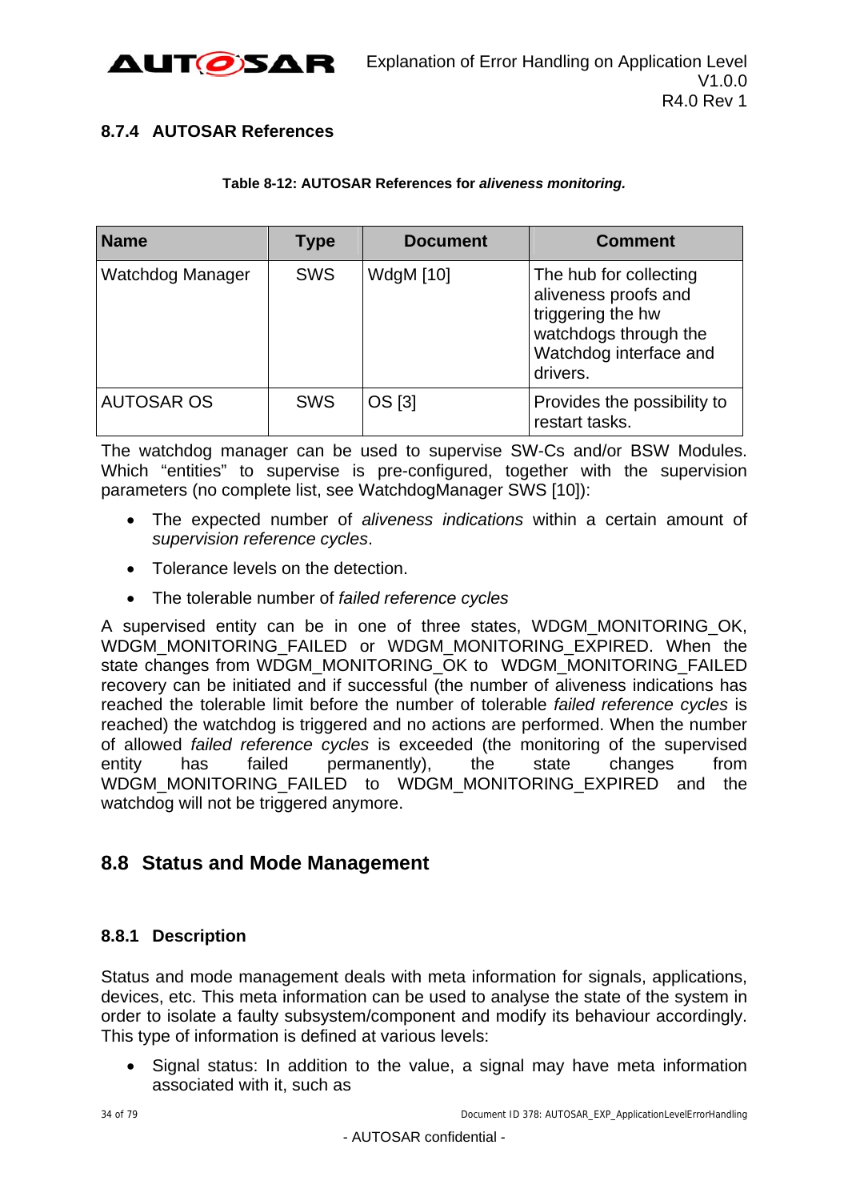### 8.7.4 AUTOSAR References

**Table 8-12: AUTOSAR References for *aliveness monitoring.***

| Name | Type | Document | Comment |
|---|---|---|---|
| Watchdog Manager | SWS | WdgM [10] | The hub for collecting aliveness proofs and triggering the hw watchdogs through the Watchdog interface and drivers. |
| AUTOSAR OS | SWS | OS [3] | Provides the possibility to restart tasks. |

The watchdog manager can be used to supervise SW-Cs and/or BSW Modules. Which "entities" to supervise is pre-configured, together with the supervision parameters (no complete list, see WatchdogManager SWS [10]):

- The expected number of *aliveness indications* within a certain amount of *supervision reference cycles*.
- Tolerance levels on the detection.
- The tolerable number of *failed reference cycles*

A supervised entity can be in one of three states, WDGM_MONITORING_OK, WDGM_MONITORING_FAILED or WDGM_MONITORING_EXPIRED. When the state changes from WDGM_MONITORING_OK to WDGM_MONITORING_FAILED recovery can be initiated and if successful (the number of aliveness indications has reached the tolerable limit before the number of tolerable *failed reference cycles* is reached) the watchdog is triggered and no actions are performed. When the number of allowed *failed reference cycles* is exceeded (the monitoring of the supervised entity has failed permanently), the state changes from WDGM_MONITORING_FAILED to WDGM_MONITORING_EXPIRED and the watchdog will not be triggered anymore.

## 8.8 Status and Mode Management

### 8.8.1 Description

Status and mode management deals with meta information for signals, applications, devices, etc. This meta information can be used to analyse the state of the system in order to isolate a faulty subsystem/component and modify its behaviour accordingly. This type of information is defined at various levels:

- Signal status: In addition to the value, a signal may have meta information associated with it, such as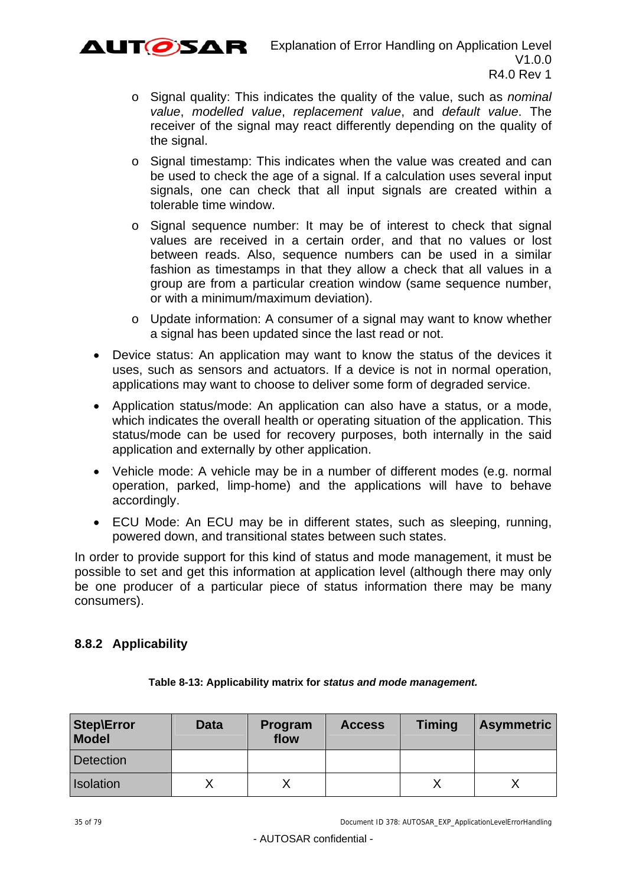- Signal quality: This indicates the quality of the value, such as *nominal value*, *modelled value*, *replacement value*, and *default value*. The receiver of the signal may react differently depending on the quality of the signal.
  - Signal timestamp: This indicates when the value was created and can be used to check the age of a signal. If a calculation uses several input signals, one can check that all input signals are created within a tolerable time window.
  - Signal sequence number: It may be of interest to check that signal values are received in a certain order, and that no values or lost between reads. Also, sequence numbers can be used in a similar fashion as timestamps in that they allow a check that all values in a group are from a particular creation window (same sequence number, or with a minimum/maximum deviation).
  - Update information: A consumer of a signal may want to know whether a signal has been updated since the last read or not.
- Device status: An application may want to know the status of the devices it uses, such as sensors and actuators. If a device is not in normal operation, applications may want to choose to deliver some form of degraded service.
- Application status/mode: An application can also have a status, or a mode, which indicates the overall health or operating situation of the application. This status/mode can be used for recovery purposes, both internally in the said application and externally by other application.
- Vehicle mode: A vehicle may be in a number of different modes (e.g. normal operation, parked, limp-home) and the applications will have to behave accordingly.
- ECU Mode: An ECU may be in different states, such as sleeping, running, powered down, and transitional states between such states.

In order to provide support for this kind of status and mode management, it must be possible to set and get this information at application level (although there may only be one producer of a particular piece of status information there may be many consumers).

### 8.8.2 Applicability

**Table 8-13: Applicability matrix for *status and mode management.***

| Step\Error Model | Data | Program flow | Access | Timing | Asymmetric |
|---|---|---|---|---|---|
| Detection | | | | | |
| Isolation | X | X | | X | X |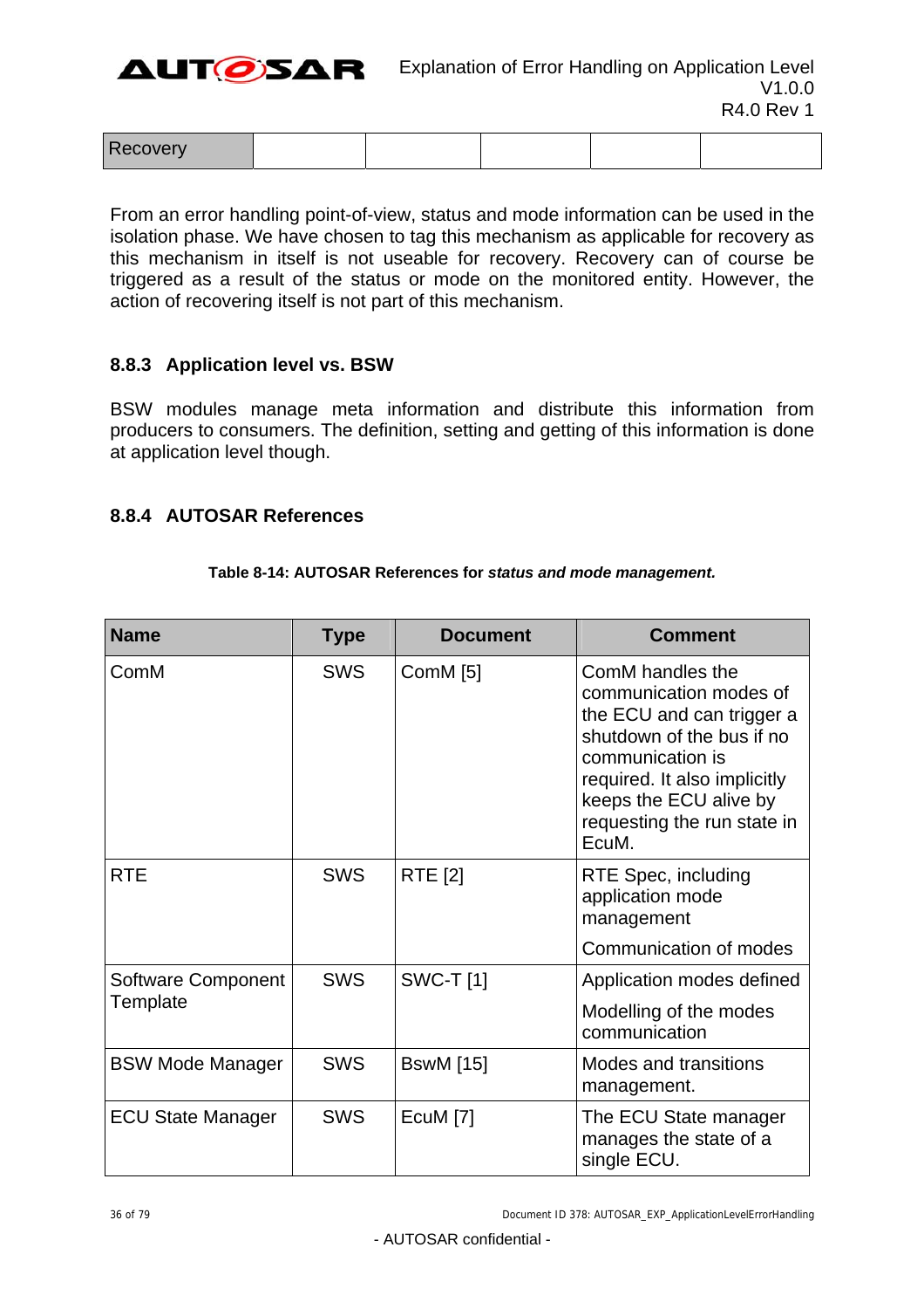| Recovery | | | | | |
|---|---|---|---|---|---|

From an error handling point-of-view, status and mode information can be used in the isolation phase. We have chosen to tag this mechanism as applicable for recovery as this mechanism in itself is not useable for recovery. Recovery can of course be triggered as a result of the status or mode on the monitored entity. However, the action of recovering itself is not part of this mechanism.

### 8.8.3 Application level vs. BSW

BSW modules manage meta information and distribute this information from producers to consumers. The definition, setting and getting of this information is done at application level though.

### 8.8.4 AUTOSAR References

**Table 8-14: AUTOSAR References for *status and mode management.***

| Name | Type | Document | Comment |
|---|---|---|---|
| ComM | SWS | ComM [5] | ComM handles the communication modes of the ECU and can trigger a shutdown of the bus if no communication is required. It also implicitly keeps the ECU alive by requesting the run state in EcuM. |
| RTE | SWS | RTE [2] | RTE Spec, including application mode management<br>Communication of modes |
| Software Component Template | SWS | SWC-T [1] | Application modes defined<br>Modelling of the modes communication |
| BSW Mode Manager | SWS | BswM [15] | Modes and transitions management. |
| ECU State Manager | SWS | EcuM [7] | The ECU State manager manages the state of a single ECU. |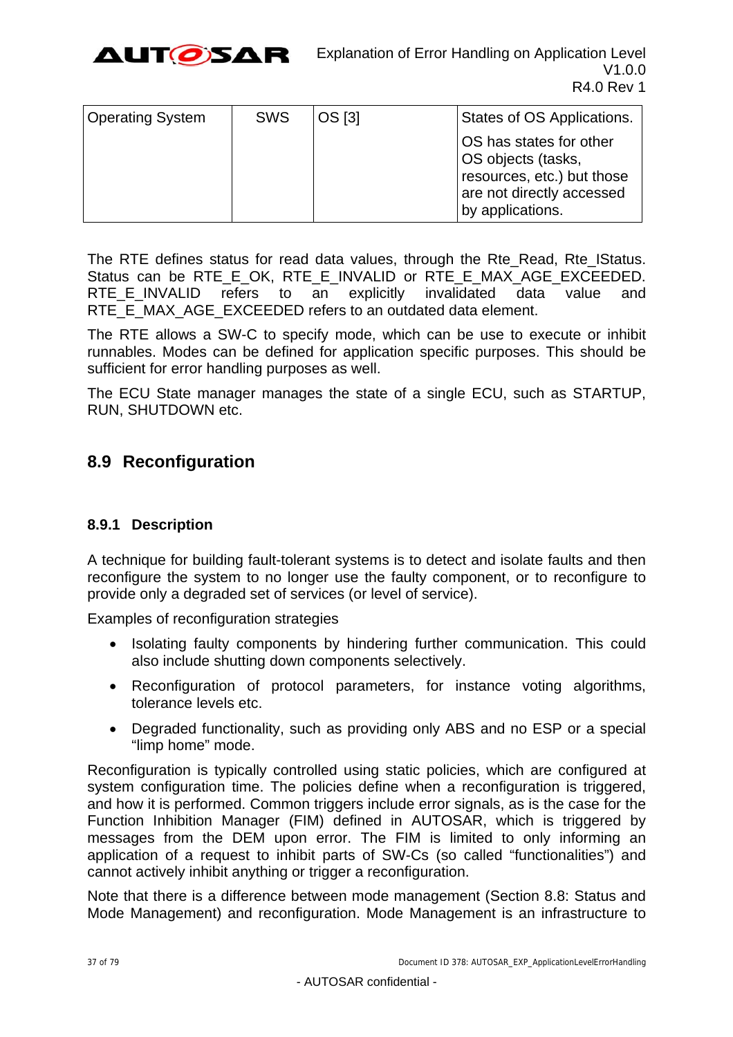| Operating System | SWS | OS [3] | States of OS Applications.<br>OS has states for other OS objects (tasks, resources, etc.) but those are not directly accessed by applications. |
|---|---|---|---|

The RTE defines status for read data values, through the Rte_Read, Rte_IStatus. Status can be RTE_E_OK, RTE_E_INVALID or RTE_E_MAX_AGE_EXCEEDED. RTE_E_INVALID refers to an explicitly invalidated data value and RTE_E_MAX_AGE_EXCEEDED refers to an outdated data element.

The RTE allows a SW-C to specify mode, which can be use to execute or inhibit runnables. Modes can be defined for application specific purposes. This should be sufficient for error handling purposes as well.

The ECU State manager manages the state of a single ECU, such as STARTUP, RUN, SHUTDOWN etc.

## 8.9 Reconfiguration

### 8.9.1 Description

A technique for building fault-tolerant systems is to detect and isolate faults and then reconfigure the system to no longer use the faulty component, or to reconfigure to provide only a degraded set of services (or level of service).

Examples of reconfiguration strategies

- Isolating faulty components by hindering further communication. This could also include shutting down components selectively.
- Reconfiguration of protocol parameters, for instance voting algorithms, tolerance levels etc.
- Degraded functionality, such as providing only ABS and no ESP or a special “limp home” mode.

Reconfiguration is typically controlled using static policies, which are configured at system configuration time. The policies define when a reconfiguration is triggered, and how it is performed. Common triggers include error signals, as is the case for the Function Inhibition Manager (FIM) defined in AUTOSAR, which is triggered by messages from the DEM upon error. The FIM is limited to only informing an application of a request to inhibit parts of SW-Cs (so called “functionalities”) and cannot actively inhibit anything or trigger a reconfiguration.

Note that there is a difference between mode management (Section 8.8: Status and Mode Management) and reconfiguration. Mode Management is an infrastructure to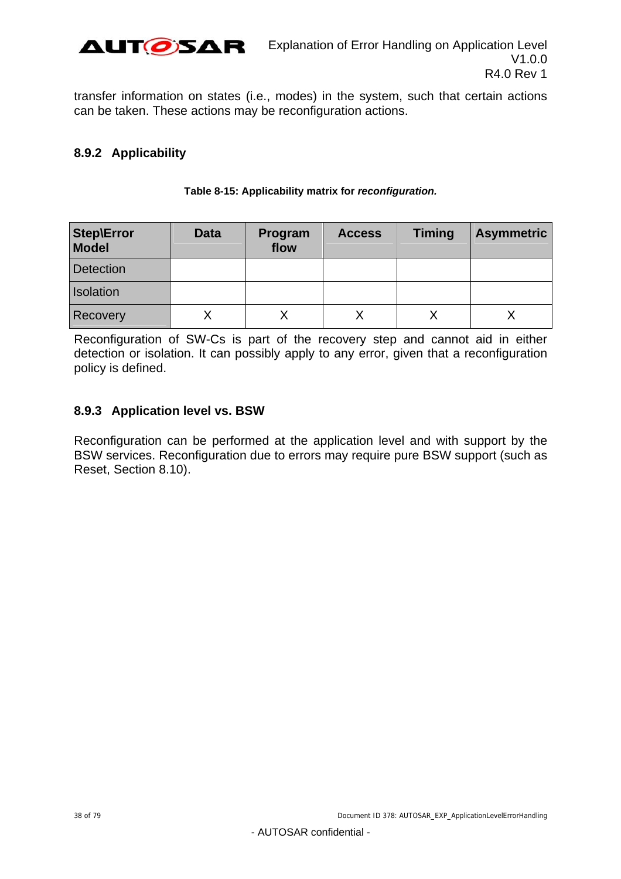transfer information on states (i.e., modes) in the system, such that certain actions can be taken. These actions may be reconfiguration actions.

### 8.9.2 Applicability

**Table 8-15: Applicability matrix for *reconfiguration.***

| Step\Error Model | Data | Program flow | Access | Timing | Asymmetric |
|---|---|---|---|---|---|
| Detection | | | | | |
| Isolation | | | | | |
| Recovery | X | X | X | X | X |

Reconfiguration of SW-Cs is part of the recovery step and cannot aid in either detection or isolation. It can possibly apply to any error, given that a reconfiguration policy is defined.

### 8.9.3 Application level vs. BSW

Reconfiguration can be performed at the application level and with support by the BSW services. Reconfiguration due to errors may require pure BSW support (such as Reset, Section 8.10).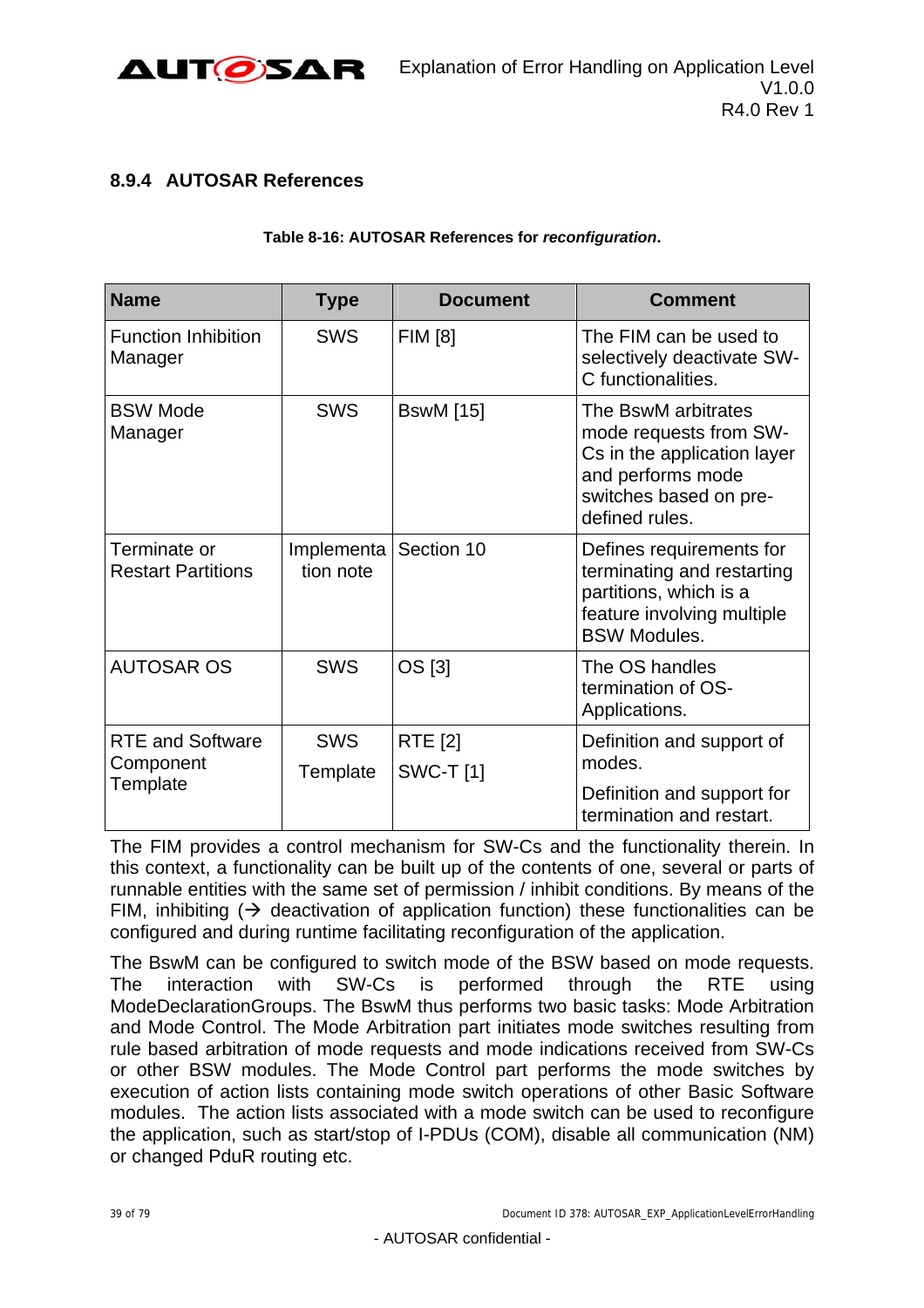### 8.9.4 AUTOSAR References

**Table 8-16: AUTOSAR References for *reconfiguration*.**

| Name | Type | Document | Comment |
|---|---|---|---|
| Function Inhibition Manager | SWS | FIM [8] | The FIM can be used to selectively deactivate SW-C functionalities. |
| BSW Mode Manager | SWS | BswM [15] | The BswM arbitrates mode requests from SW-Cs in the application layer and performs mode switches based on pre-defined rules. |
| Terminate or Restart Partitions | Implementation note | Section 10 | Defines requirements for terminating and restarting partitions, which is a feature involving multiple BSW Modules. |
| AUTOSAR OS | SWS | OS [3] | The OS handles termination of OS-Applications. |
| RTE and Software Component Template | SWS<br>Template | RTE [2]<br>SWC-T [1] | Definition and support of modes.<br>Definition and support for termination and restart. |

The FIM provides a control mechanism for SW-Cs and the functionality therein. In this context, a functionality can be built up of the contents of one, several or parts of runnable entities with the same set of permission / inhibit conditions. By means of the FIM, inhibiting (→ deactivation of application function) these functionalities can be configured and during runtime facilitating reconfiguration of the application.

The BswM can be configured to switch mode of the BSW based on mode requests. The interaction with SW-Cs is performed through the RTE using ModeDeclarationGroups. The BswM thus performs two basic tasks: Mode Arbitration and Mode Control. The Mode Arbitration part initiates mode switches resulting from rule based arbitration of mode requests and mode indications received from SW-Cs or other BSW modules. The Mode Control part performs the mode switches by execution of action lists containing mode switch operations of other Basic Software modules. The action lists associated with a mode switch can be used to reconfigure the application, such as start/stop of I-PDUs (COM), disable all communication (NM) or changed PduR routing etc.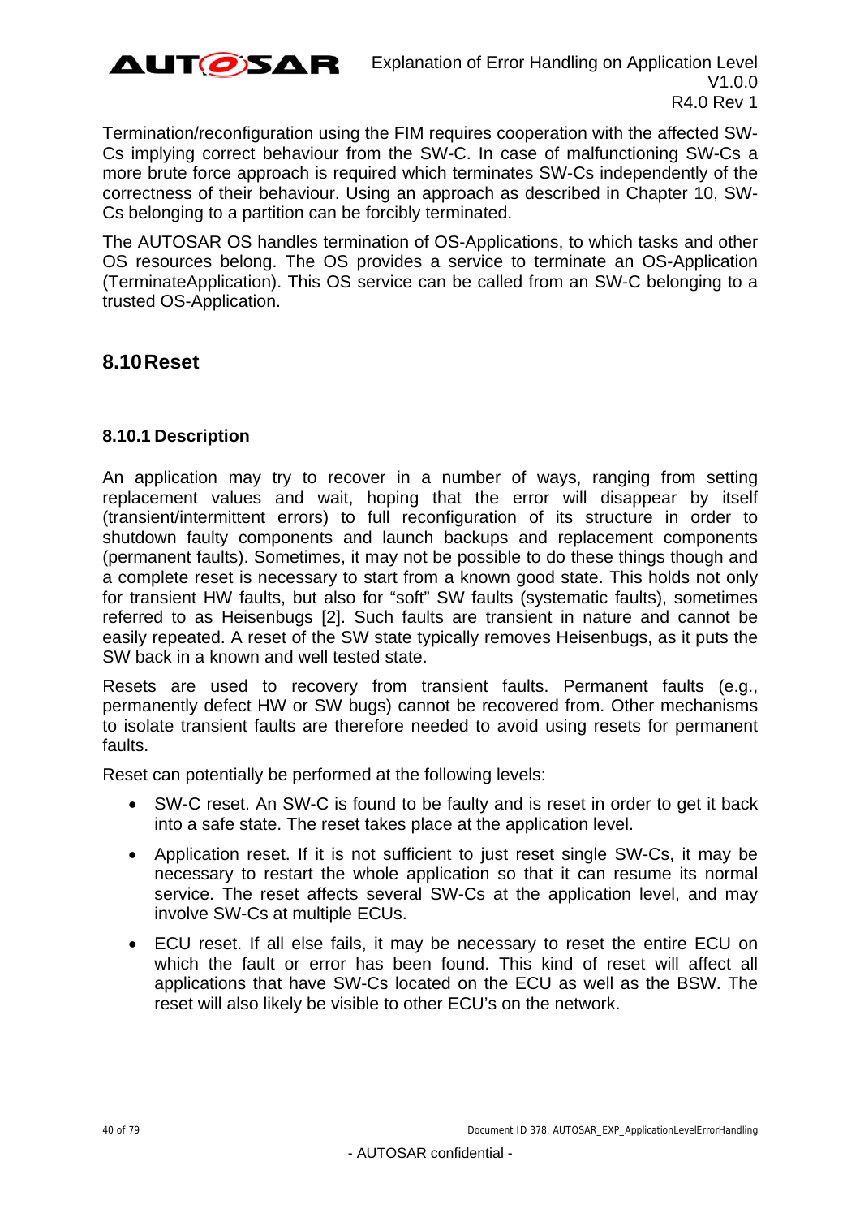Termination/reconfiguration using the FIM requires cooperation with the affected SW-Cs implying correct behaviour from the SW-C. In case of malfunctioning SW-Cs a more brute force approach is required which terminates SW-Cs independently of the correctness of their behaviour. Using an approach as described in Chapter 10, SW-Cs belonging to a partition can be forcibly terminated.

The AUTOSAR OS handles termination of OS-Applications, to which tasks and other OS resources belong. The OS provides a service to terminate an OS-Application (TerminateApplication). This OS service can be called from an SW-C belonging to a trusted OS-Application.

## 8.10 Reset

### 8.10.1 Description

An application may try to recover in a number of ways, ranging from setting replacement values and wait, hoping that the error will disappear by itself (transient/intermittent errors) to full reconfiguration of its structure in order to shutdown faulty components and launch backups and replacement components (permanent faults). Sometimes, it may not be possible to do these things though and a complete reset is necessary to start from a known good state. This holds not only for transient HW faults, but also for "soft" SW faults (systematic faults), sometimes referred to as Heisenbugs [2]. Such faults are transient in nature and cannot be easily repeated. A reset of the SW state typically removes Heisenbugs, as it puts the SW back in a known and well tested state.

Resets are used to recovery from transient faults. Permanent faults (e.g., permanently defect HW or SW bugs) cannot be recovered from. Other mechanisms to isolate transient faults are therefore needed to avoid using resets for permanent faults.

Reset can potentially be performed at the following levels:

- SW-C reset. An SW-C is found to be faulty and is reset in order to get it back into a safe state. The reset takes place at the application level.
- Application reset. If it is not sufficient to just reset single SW-Cs, it may be necessary to restart the whole application so that it can resume its normal service. The reset affects several SW-Cs at the application level, and may involve SW-Cs at multiple ECUs.
- ECU reset. If all else fails, it may be necessary to reset the entire ECU on which the fault or error has been found. This kind of reset will affect all applications that have SW-Cs located on the ECU as well as the BSW. The reset will also likely be visible to other ECU's on the network.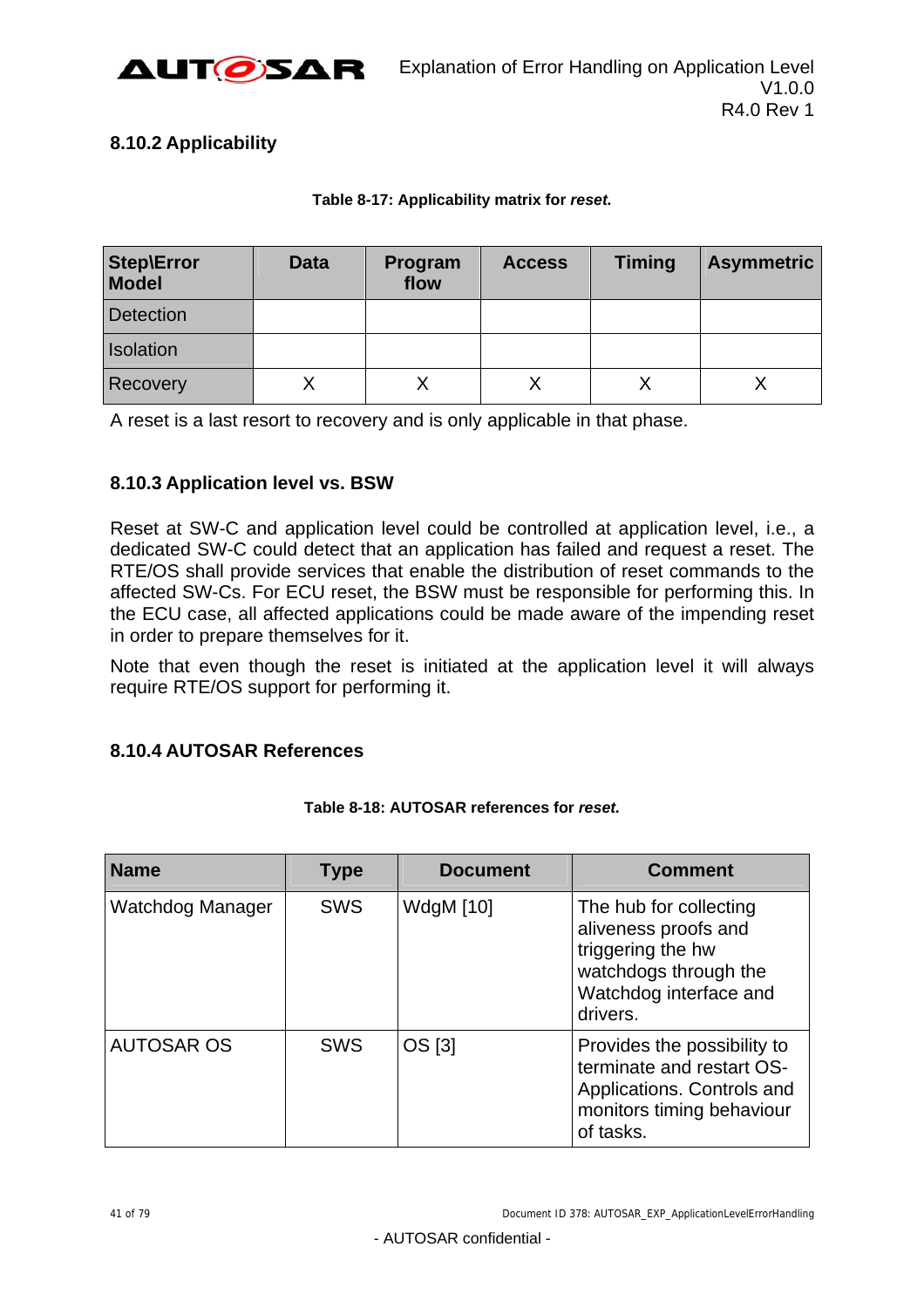### 8.10.2 Applicability

**Table 8-17: Applicability matrix for *reset.***

| Step\Error Model | Data | Program flow | Access | Timing | Asymmetric |
|---|---|---|---|---|---|
| Detection | | | | | |
| Isolation | | | | | |
| Recovery | X | X | X | X | X |

A reset is a last resort to recovery and is only applicable in that phase.

### 8.10.3 Application level vs. BSW

Reset at SW-C and application level could be controlled at application level, i.e., a dedicated SW-C could detect that an application has failed and request a reset. The RTE/OS shall provide services that enable the distribution of reset commands to the affected SW-Cs. For ECU reset, the BSW must be responsible for performing this. In the ECU case, all affected applications could be made aware of the impending reset in order to prepare themselves for it.

Note that even though the reset is initiated at the application level it will always require RTE/OS support for performing it.

### 8.10.4 AUTOSAR References

**Table 8-18: AUTOSAR references for *reset.***

| Name | Type | Document | Comment |
|---|---|---|---|
| Watchdog Manager | SWS | WdgM [10] | The hub for collecting aliveness proofs and triggering the hw watchdogs through the Watchdog interface and drivers. |
| AUTOSAR OS | SWS | OS [3] | Provides the possibility to terminate and restart OS-Applications. Controls and monitors timing behaviour of tasks. |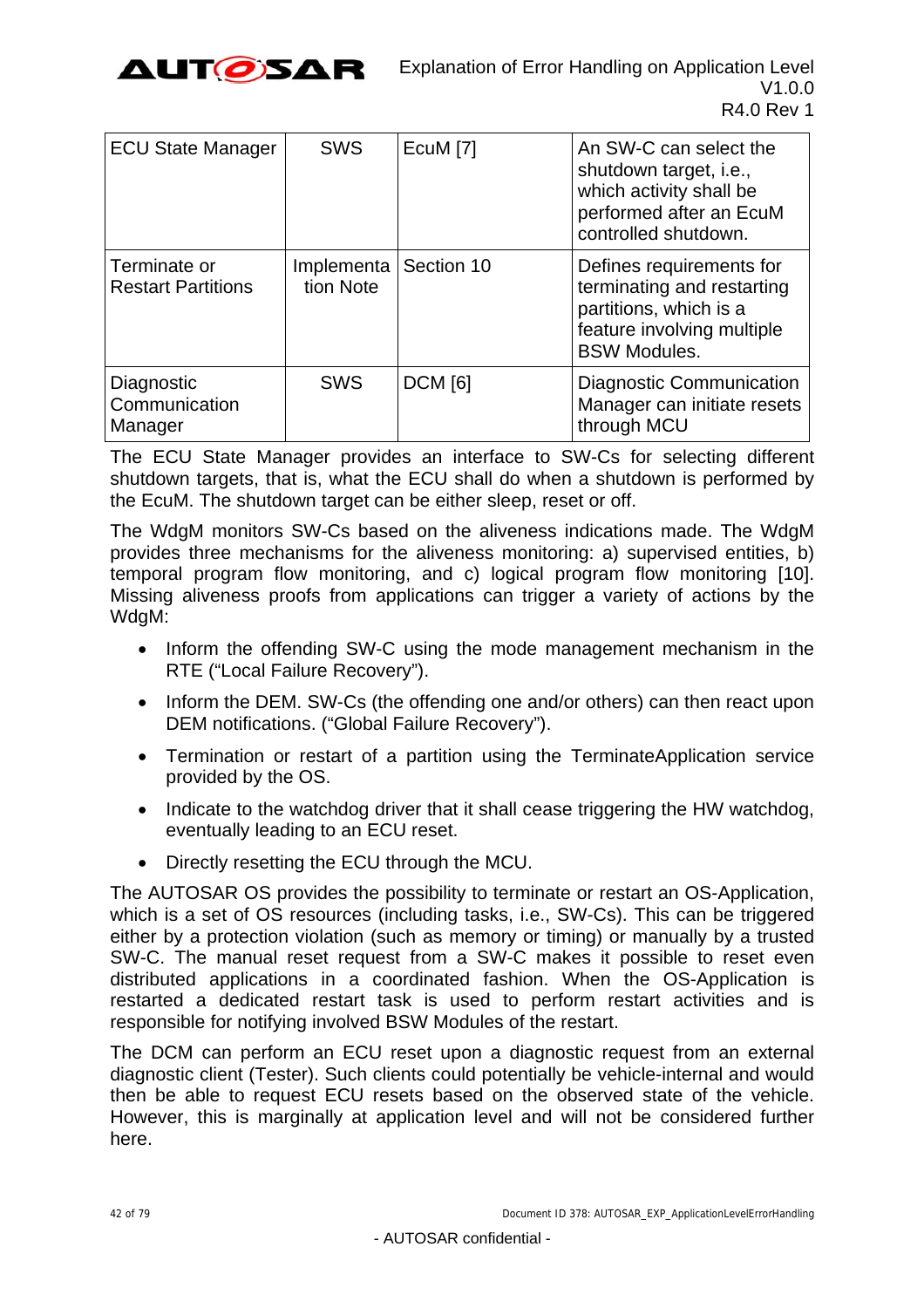| ECU State Manager | SWS | EcuM [7] | An SW-C can select the shutdown target, i.e., which activity shall be performed after an EcuM controlled shutdown. |
|---|---|---|---|
| Terminate or Restart Partitions | Implementation Note | Section 10 | Defines requirements for terminating and restarting partitions, which is a feature involving multiple BSW Modules. |
| Diagnostic Communication Manager | SWS | DCM [6] | Diagnostic Communication Manager can initiate resets through MCU |

The ECU State Manager provides an interface to SW-Cs for selecting different shutdown targets, that is, what the ECU shall do when a shutdown is performed by the EcuM. The shutdown target can be either sleep, reset or off.

The WdgM monitors SW-Cs based on the aliveness indications made. The WdgM provides three mechanisms for the aliveness monitoring: a) supervised entities, b) temporal program flow monitoring, and c) logical program flow monitoring [10]. Missing aliveness proofs from applications can trigger a variety of actions by the WdgM:

- Inform the offending SW-C using the mode management mechanism in the RTE ("Local Failure Recovery").
- Inform the DEM. SW-Cs (the offending one and/or others) can then react upon DEM notifications. ("Global Failure Recovery").
- Termination or restart of a partition using the TerminateApplication service provided by the OS.
- Indicate to the watchdog driver that it shall cease triggering the HW watchdog, eventually leading to an ECU reset.
- Directly resetting the ECU through the MCU.

The AUTOSAR OS provides the possibility to terminate or restart an OS-Application, which is a set of OS resources (including tasks, i.e., SW-Cs). This can be triggered either by a protection violation (such as memory or timing) or manually by a trusted SW-C. The manual reset request from a SW-C makes it possible to reset even distributed applications in a coordinated fashion. When the OS-Application is restarted a dedicated restart task is used to perform restart activities and is responsible for notifying involved BSW Modules of the restart.

The DCM can perform an ECU reset upon a diagnostic request from an external diagnostic client (Tester). Such clients could potentially be vehicle-internal and would then be able to request ECU resets based on the observed state of the vehicle. However, this is marginally at application level and will not be considered further here.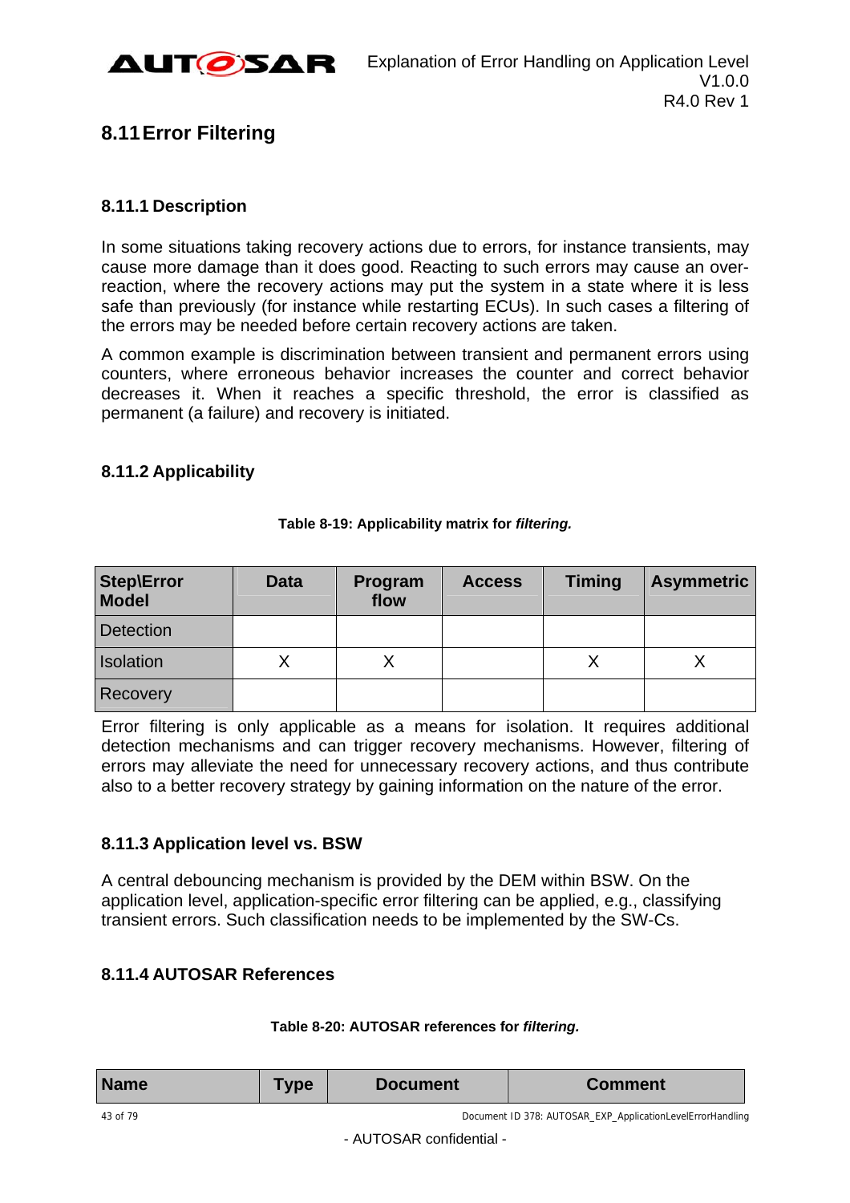## 8.11 Error Filtering

### 8.11.1 Description

In some situations taking recovery actions due to errors, for instance transients, may cause more damage than it does good. Reacting to such errors may cause an over-reaction, where the recovery actions may put the system in a state where it is less safe than previously (for instance while restarting ECUs). In such cases a filtering of the errors may be needed before certain recovery actions are taken.

A common example is discrimination between transient and permanent errors using counters, where erroneous behavior increases the counter and correct behavior decreases it. When it reaches a specific threshold, the error is classified as permanent (a failure) and recovery is initiated.

### 8.11.2 Applicability

**Table 8-19: Applicability matrix for *filtering.***

| Step\Error Model | Data | Program flow | Access | Timing | Asymmetric |
|---|---|---|---|---|---|
| Detection | | | | | |
| Isolation | X | X | | X | X |
| Recovery | | | | | |

Error filtering is only applicable as a means for isolation. It requires additional detection mechanisms and can trigger recovery mechanisms. However, filtering of errors may alleviate the need for unnecessary recovery actions, and thus contribute also to a better recovery strategy by gaining information on the nature of the error.

### 8.11.3 Application level vs. BSW

A central debouncing mechanism is provided by the DEM within BSW. On the application level, application-specific error filtering can be applied, e.g., classifying transient errors. Such classification needs to be implemented by the SW-Cs.

### 8.11.4 AUTOSAR References

**Table 8-20: AUTOSAR references for *filtering.***

| Name | Type | Document | Comment |
|---|---|---|---|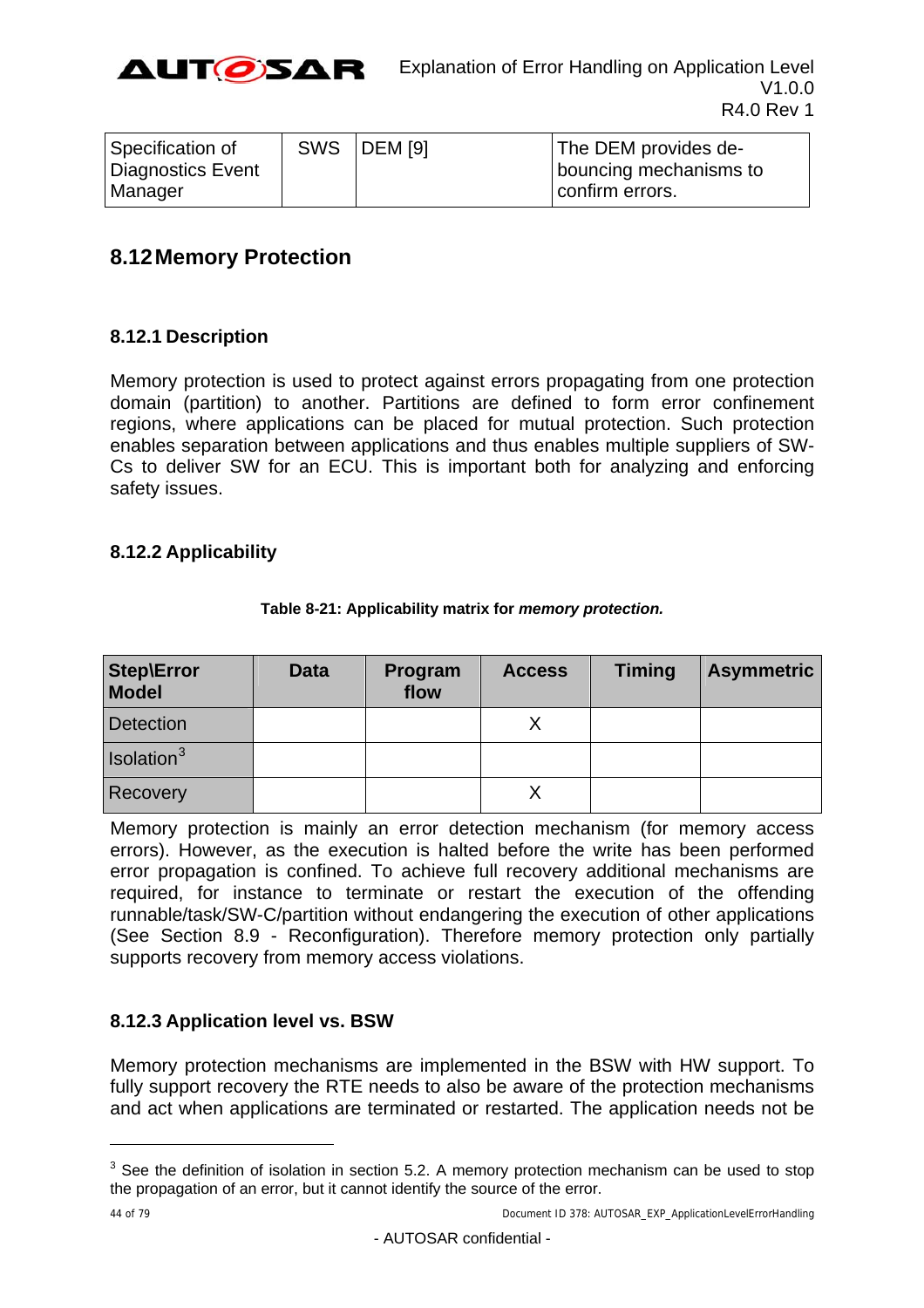| Specification of Diagnostics Event Manager | SWS | DEM [9] | The DEM provides de-bouncing mechanisms to confirm errors. |
|---|---|---|---|

## 8.12 Memory Protection

### 8.12.1 Description

Memory protection is used to protect against errors propagating from one protection domain (partition) to another. Partitions are defined to form error confinement regions, where applications can be placed for mutual protection. Such protection enables separation between applications and thus enables multiple suppliers of SW-Cs to deliver SW for an ECU. This is important both for analyzing and enforcing safety issues.

### 8.12.2 Applicability

**Table 8-21: Applicability matrix for *memory protection.***

| Step\Error Model | Data | Program flow | Access | Timing | Asymmetric |
|---|---|---|---|---|---|
| Detection | | | X | | |
| Isolation[3] | | | | | |
| Recovery | | | X | | |

Memory protection is mainly an error detection mechanism (for memory access errors). However, as the execution is halted before the write has been performed error propagation is confined. To achieve full recovery additional mechanisms are required, for instance to terminate or restart the execution of the offending runnable/task/SW-C/partition without endangering the execution of other applications (See Section 8.9 - Reconfiguration). Therefore memory protection only partially supports recovery from memory access violations.

### 8.12.3 Application level vs. BSW

Memory protection mechanisms are implemented in the BSW with HW support. To fully support recovery the RTE needs to also be aware of the protection mechanisms and act when applications are terminated or restarted. The application needs not be

[3] See the definition of isolation in section 5.2. A memory protection mechanism can be used to stop the propagation of an error, but it cannot identify the source of the error.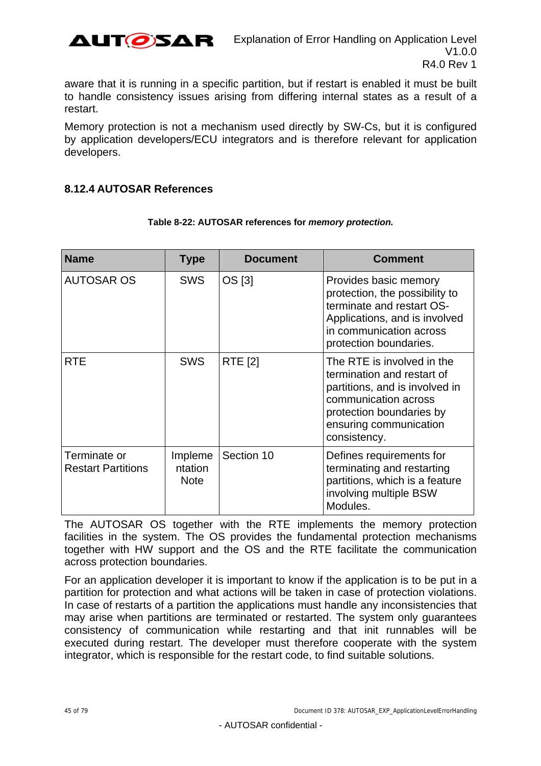aware that it is running in a specific partition, but if restart is enabled it must be built to handle consistency issues arising from differing internal states as a result of a restart.

Memory protection is not a mechanism used directly by SW-Cs, but it is configured by application developers/ECU integrators and is therefore relevant for application developers.

### 8.12.4 AUTOSAR References

**Table 8-22: AUTOSAR references for *memory protection.***

| Name | Type | Document | Comment |
|---|---|---|---|
| AUTOSAR OS | SWS | OS [3] | Provides basic memory protection, the possibility to terminate and restart OS-Applications, and is involved in communication across protection boundaries. |
| RTE | SWS | RTE [2] | The RTE is involved in the termination and restart of partitions, and is involved in communication across protection boundaries by ensuring communication consistency. |
| Terminate or Restart Partitions | Implementation Note | Section 10 | Defines requirements for terminating and restarting partitions, which is a feature involving multiple BSW Modules. |

The AUTOSAR OS together with the RTE implements the memory protection facilities in the system. The OS provides the fundamental protection mechanisms together with HW support and the OS and the RTE facilitate the communication across protection boundaries.

For an application developer it is important to know if the application is to be put in a partition for protection and what actions will be taken in case of protection violations. In case of restarts of a partition the applications must handle any inconsistencies that may arise when partitions are terminated or restarted. The system only guarantees consistency of communication while restarting and that init runnables will be executed during restart. The developer must therefore cooperate with the system integrator, which is responsible for the restart code, to find suitable solutions.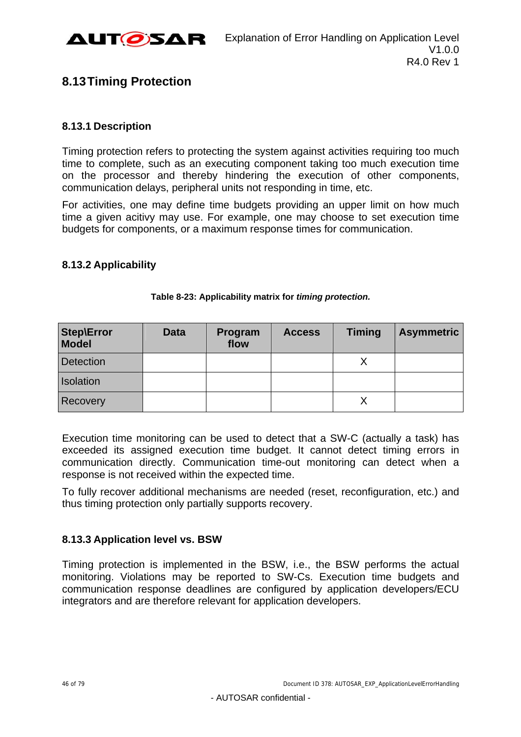## 8.13 Timing Protection

### 8.13.1 Description

Timing protection refers to protecting the system against activities requiring too much time to complete, such as an executing component taking too much execution time on the processor and thereby hindering the execution of other components, communication delays, peripheral units not responding in time, etc.

For activities, one may define time budgets providing an upper limit on how much time a given acitivy may use. For example, one may choose to set execution time budgets for components, or a maximum response times for communication.

### 8.13.2 Applicability

**Table 8-23: Applicability matrix for *timing protection.***

| Step\Error Model | Data | Program flow | Access | Timing | Asymmetric |
|---|---|---|---|---|---|
| Detection | | | | X | |
| Isolation | | | | | |
| Recovery | | | | X | |

Execution time monitoring can be used to detect that a SW-C (actually a task) has exceeded its assigned execution time budget. It cannot detect timing errors in communication directly. Communication time-out monitoring can detect when a response is not received within the expected time.

To fully recover additional mechanisms are needed (reset, reconfiguration, etc.) and thus timing protection only partially supports recovery.

### 8.13.3 Application level vs. BSW

Timing protection is implemented in the BSW, i.e., the BSW performs the actual monitoring. Violations may be reported to SW-Cs. Execution time budgets and communication response deadlines are configured by application developers/ECU integrators and are therefore relevant for application developers.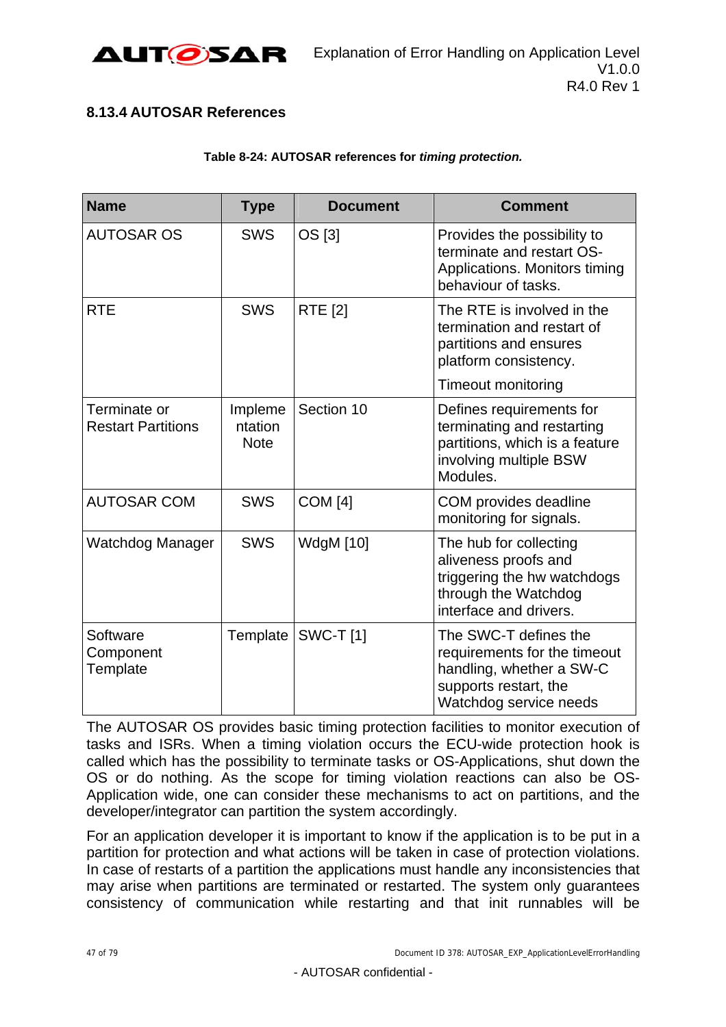### 8.13.4 AUTOSAR References

**Table 8-24: AUTOSAR references for *timing protection.***

| Name | Type | Document | Comment |
|---|---|---|---|
| AUTOSAR OS | SWS | OS [3] | Provides the possibility to terminate and restart OS-Applications. Monitors timing behaviour of tasks. |
| RTE | SWS | RTE [2] | The RTE is involved in the termination and restart of partitions and ensures platform consistency. Timeout monitoring |
| Terminate or Restart Partitions | Implementation Note | Section 10 | Defines requirements for terminating and restarting partitions, which is a feature involving multiple BSW Modules. |
| AUTOSAR COM | SWS | COM [4] | COM provides deadline monitoring for signals. |
| Watchdog Manager | SWS | WdgM [10] | The hub for collecting aliveness proofs and triggering the hw watchdogs through the Watchdog interface and drivers. |
| Software Component Template | Template | SWC-T [1] | The SWC-T defines the requirements for the timeout handling, whether a SW-C supports restart, the Watchdog service needs |

The AUTOSAR OS provides basic timing protection facilities to monitor execution of tasks and ISRs. When a timing violation occurs the ECU-wide protection hook is called which has the possibility to terminate tasks or OS-Applications, shut down the OS or do nothing. As the scope for timing violation reactions can also be OS-Application wide, one can consider these mechanisms to act on partitions, and the developer/integrator can partition the system accordingly.

For an application developer it is important to know if the application is to be put in a partition for protection and what actions will be taken in case of protection violations. In case of restarts of a partition the applications must handle any inconsistencies that may arise when partitions are terminated or restarted. The system only guarantees consistency of communication while restarting and that init runnables will be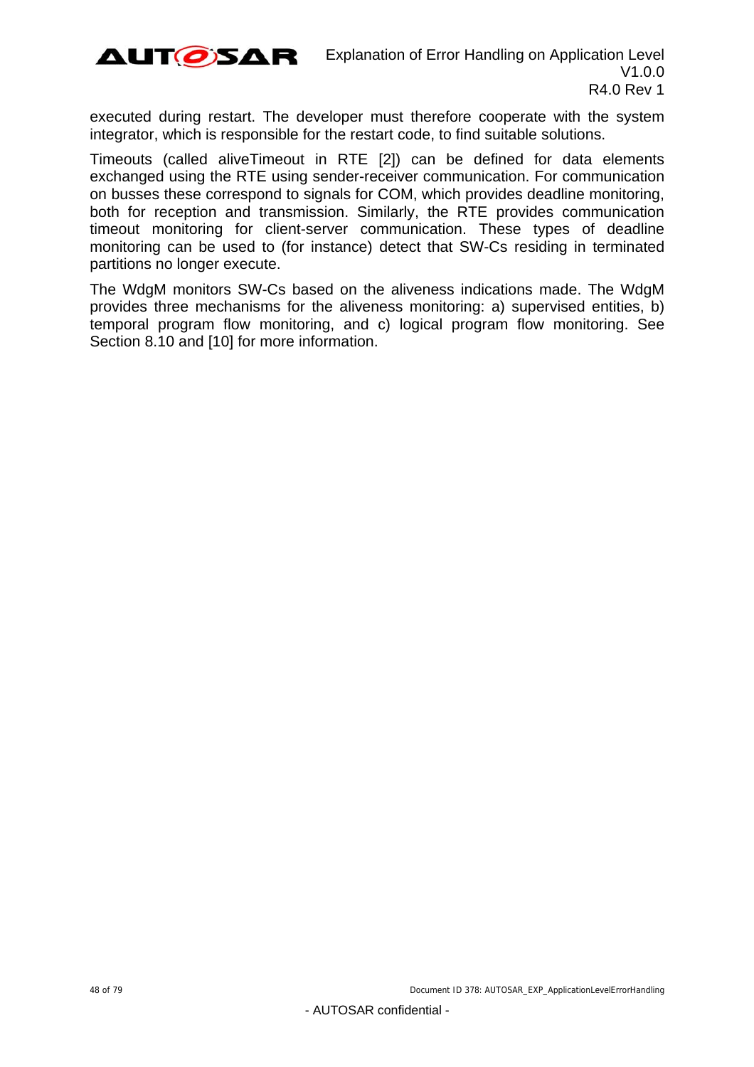executed during restart. The developer must therefore cooperate with the system integrator, which is responsible for the restart code, to find suitable solutions.

Timeouts (called aliveTimeout in RTE [2]) can be defined for data elements exchanged using the RTE using sender-receiver communication. For communication on busses these correspond to signals for COM, which provides deadline monitoring, both for reception and transmission. Similarly, the RTE provides communication timeout monitoring for client-server communication. These types of deadline monitoring can be used to (for instance) detect that SW-Cs residing in terminated partitions no longer execute.

The WdgM monitors SW-Cs based on the aliveness indications made. The WdgM provides three mechanisms for the aliveness monitoring: a) supervised entities, b) temporal program flow monitoring, and c) logical program flow monitoring. See Section 8.10 and [10] for more information.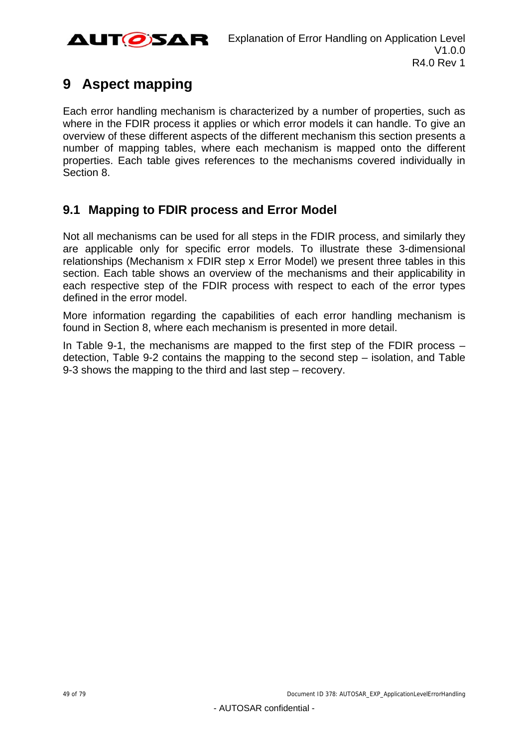# 9 Aspect mapping

Each error handling mechanism is characterized by a number of properties, such as where in the FDIR process it applies or which error models it can handle. To give an overview of these different aspects of the different mechanism this section presents a number of mapping tables, where each mechanism is mapped onto the different properties. Each table gives references to the mechanisms covered individually in Section 8.

## 9.1 Mapping to FDIR process and Error Model

Not all mechanisms can be used for all steps in the FDIR process, and similarly they are applicable only for specific error models. To illustrate these 3-dimensional relationships (Mechanism x FDIR step x Error Model) we present three tables in this section. Each table shows an overview of the mechanisms and their applicability in each respective step of the FDIR process with respect to each of the error types defined in the error model.

More information regarding the capabilities of each error handling mechanism is found in Section 8, where each mechanism is presented in more detail.

In Table 9-1, the mechanisms are mapped to the first step of the FDIR process – detection, Table 9-2 contains the mapping to the second step – isolation, and Table 9-3 shows the mapping to the third and last step – recovery.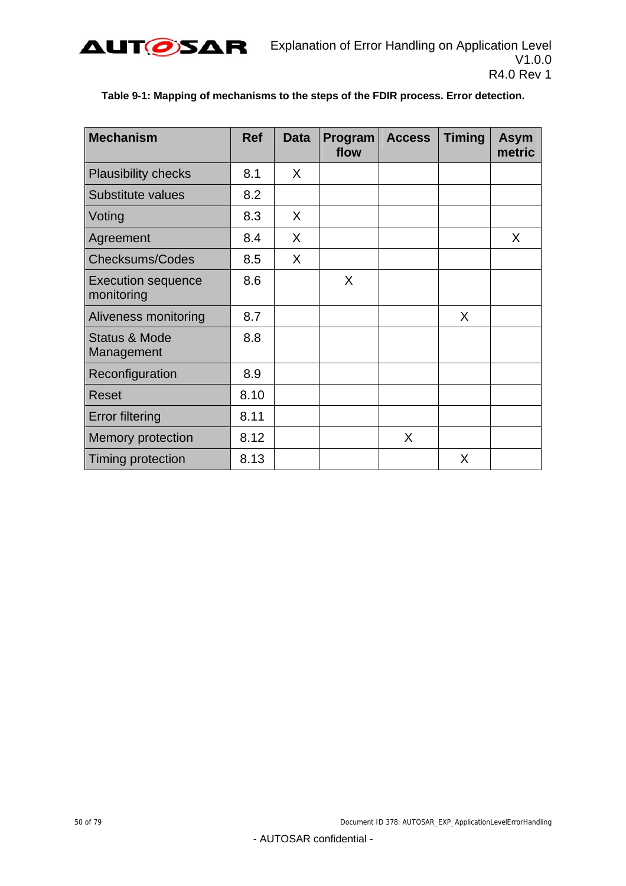**Table 9-1: Mapping of mechanisms to the steps of the FDIR process. Error detection.**

| Mechanism | Ref | Data | Program flow | Access | Timing | Asym metric |
|---|---|---|---|---|---|---|
| Plausibility checks | 8.1 | X | | | | |
| Substitute values | 8.2 | | | | | |
| Voting | 8.3 | X | | | | |
| Agreement | 8.4 | X | | | | X |
| Checksums/Codes | 8.5 | X | | | | |
| Execution sequence monitoring | 8.6 | | X | | | |
| Aliveness monitoring | 8.7 | | | | X | |
| Status & Mode Management | 8.8 | | | | | |
| Reconfiguration | 8.9 | | | | | |
| Reset | 8.10 | | | | | |
| Error filtering | 8.11 | | | | | |
| Memory protection | 8.12 | | | X | | |
| Timing protection | 8.13 | | | | X | |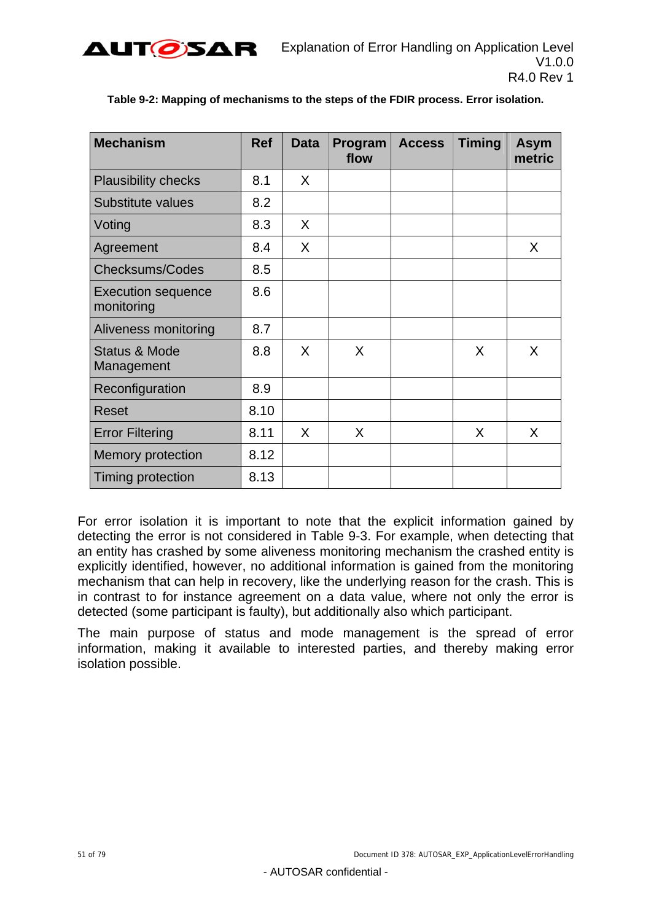**Table 9-2: Mapping of mechanisms to the steps of the FDIR process. Error isolation.**

| Mechanism | Ref | Data | Program flow | Access | Timing | Asym metric |
|---|---|---|---|---|---|---|
| Plausibility checks | 8.1 | X | | | | |
| Substitute values | 8.2 | | | | | |
| Voting | 8.3 | X | | | | |
| Agreement | 8.4 | X | | | | X |
| Checksums/Codes | 8.5 | | | | | |
| Execution sequence monitoring | 8.6 | | | | | |
| Aliveness monitoring | 8.7 | | | | | |
| Status & Mode Management | 8.8 | X | X | | X | X |
| Reconfiguration | 8.9 | | | | | |
| Reset | 8.10 | | | | | |
| Error Filtering | 8.11 | X | X | | X | X |
| Memory protection | 8.12 | | | | | |
| Timing protection | 8.13 | | | | | |

For error isolation it is important to note that the explicit information gained by detecting the error is not considered in Table 9-3. For example, when detecting that an entity has crashed by some aliveness monitoring mechanism the crashed entity is explicitly identified, however, no additional information is gained from the monitoring mechanism that can help in recovery, like the underlying reason for the crash. This is in contrast to for instance agreement on a data value, where not only the error is detected (some participant is faulty), but additionally also which participant.

The main purpose of status and mode management is the spread of error information, making it available to interested parties, and thereby making error isolation possible.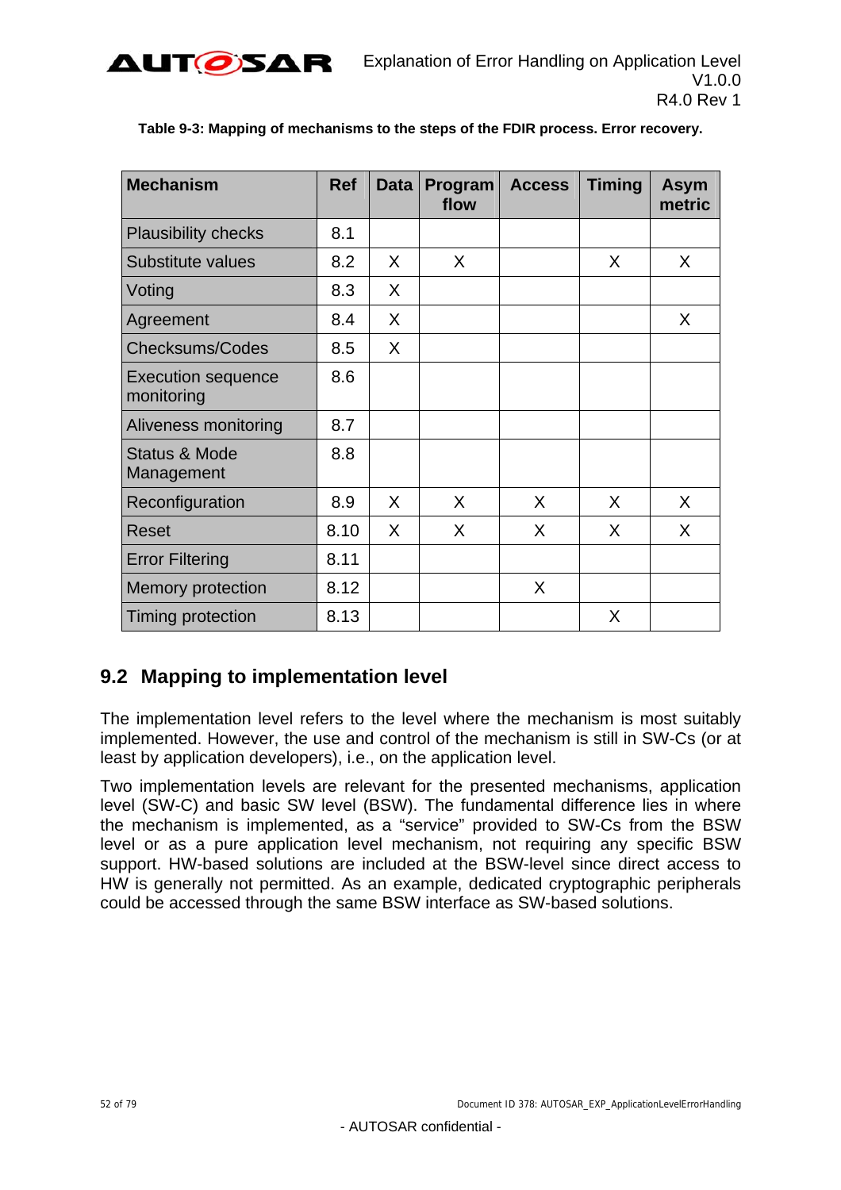**Table 9-3: Mapping of mechanisms to the steps of the FDIR process. Error recovery.**

| Mechanism | Ref | Data | Program flow | Access | Timing | Asym metric |
|---|---|---|---|---|---|---|
| Plausibility checks | 8.1 | | | | | |
| Substitute values | 8.2 | X | X | | X | X |
| Voting | 8.3 | X | | | | |
| Agreement | 8.4 | X | | | | X |
| Checksums/Codes | 8.5 | X | | | | |
| Execution sequence monitoring | 8.6 | | | | | |
| Aliveness monitoring | 8.7 | | | | | |
| Status & Mode Management | 8.8 | | | | | |
| Reconfiguration | 8.9 | X | X | X | X | X |
| Reset | 8.10 | X | X | X | X | X |
| Error Filtering | 8.11 | | | | | |
| Memory protection | 8.12 | | | X | | |
| Timing protection | 8.13 | | | | X | |

## 9.2 Mapping to implementation level

The implementation level refers to the level where the mechanism is most suitably implemented. However, the use and control of the mechanism is still in SW-Cs (or at least by application developers), i.e., on the application level.

Two implementation levels are relevant for the presented mechanisms, application level (SW-C) and basic SW level (BSW). The fundamental difference lies in where the mechanism is implemented, as a "service" provided to SW-Cs from the BSW level or as a pure application level mechanism, not requiring any specific BSW support. HW-based solutions are included at the BSW-level since direct access to HW is generally not permitted. As an example, dedicated cryptographic peripherals could be accessed through the same BSW interface as SW-based solutions.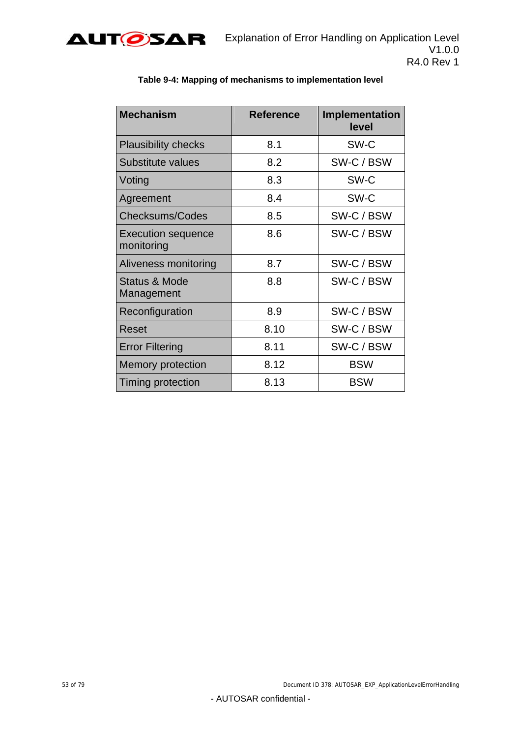**Table 9-4: Mapping of mechanisms to implementation level**

| Mechanism | Reference | Implementation level |
|---|---|---|
| Plausibility checks | 8.1 | SW-C |
| Substitute values | 8.2 | SW-C / BSW |
| Voting | 8.3 | SW-C |
| Agreement | 8.4 | SW-C |
| Checksums/Codes | 8.5 | SW-C / BSW |
| Execution sequence monitoring | 8.6 | SW-C / BSW |
| Aliveness monitoring | 8.7 | SW-C / BSW |
| Status & Mode Management | 8.8 | SW-C / BSW |
| Reconfiguration | 8.9 | SW-C / BSW |
| Reset | 8.10 | SW-C / BSW |
| Error Filtering | 8.11 | SW-C / BSW |
| Memory protection | 8.12 | BSW |
| Timing protection | 8.13 | BSW |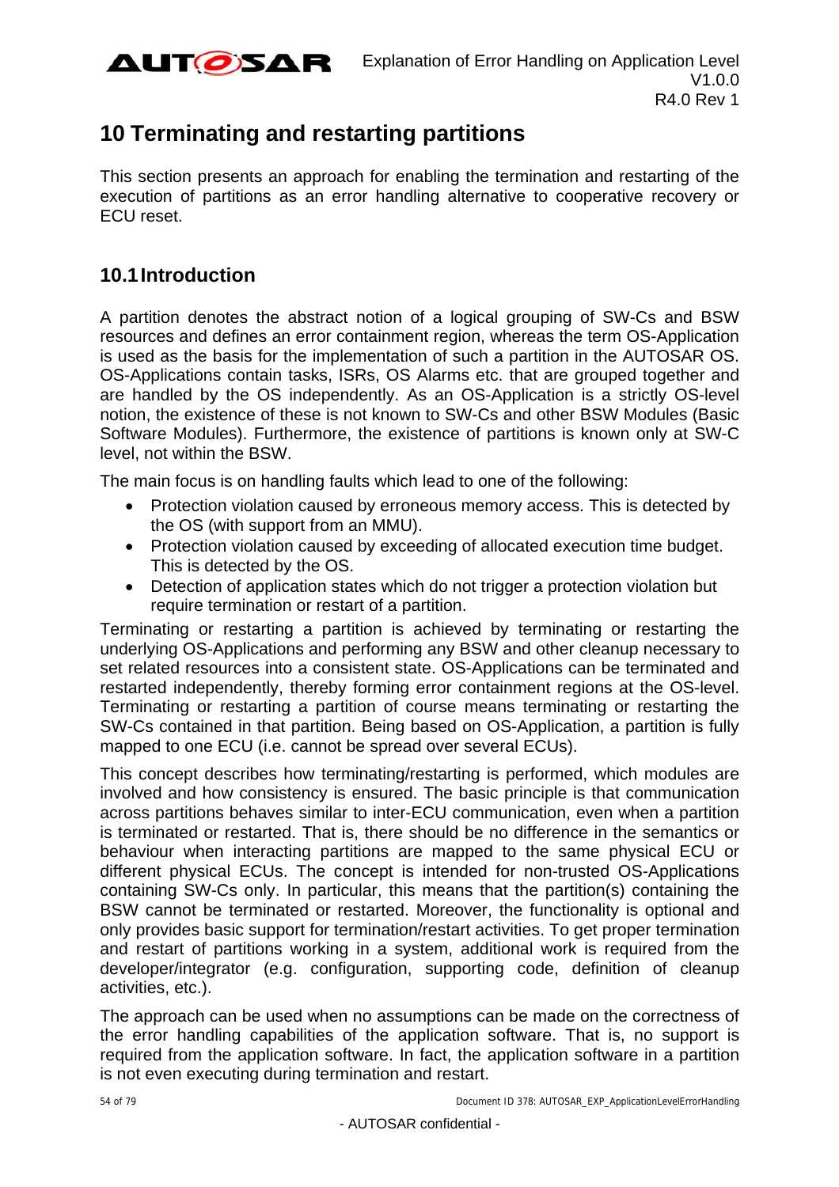# 10 Terminating and restarting partitions

This section presents an approach for enabling the termination and restarting of the execution of partitions as an error handling alternative to cooperative recovery or ECU reset.

## 10.1 Introduction

A partition denotes the abstract notion of a logical grouping of SW-Cs and BSW resources and defines an error containment region, whereas the term OS-Application is used as the basis for the implementation of such a partition in the AUTOSAR OS. OS-Applications contain tasks, ISRs, OS Alarms etc. that are grouped together and are handled by the OS independently. As an OS-Application is a strictly OS-level notion, the existence of these is not known to SW-Cs and other BSW Modules (Basic Software Modules). Furthermore, the existence of partitions is known only at SW-C level, not within the BSW.

The main focus is on handling faults which lead to one of the following:

- Protection violation caused by erroneous memory access. This is detected by the OS (with support from an MMU).
- Protection violation caused by exceeding of allocated execution time budget. This is detected by the OS.
- Detection of application states which do not trigger a protection violation but require termination or restart of a partition.

Terminating or restarting a partition is achieved by terminating or restarting the underlying OS-Applications and performing any BSW and other cleanup necessary to set related resources into a consistent state. OS-Applications can be terminated and restarted independently, thereby forming error containment regions at the OS-level. Terminating or restarting a partition of course means terminating or restarting the SW-Cs contained in that partition. Being based on OS-Application, a partition is fully mapped to one ECU (i.e. cannot be spread over several ECUs).

This concept describes how terminating/restarting is performed, which modules are involved and how consistency is ensured. The basic principle is that communication across partitions behaves similar to inter-ECU communication, even when a partition is terminated or restarted. That is, there should be no difference in the semantics or behaviour when interacting partitions are mapped to the same physical ECU or different physical ECUs. The concept is intended for non-trusted OS-Applications containing SW-Cs only. In particular, this means that the partition(s) containing the BSW cannot be terminated or restarted. Moreover, the functionality is optional and only provides basic support for termination/restart activities. To get proper termination and restart of partitions working in a system, additional work is required from the developer/integrator (e.g. configuration, supporting code, definition of cleanup activities, etc.).

The approach can be used when no assumptions can be made on the correctness of the error handling capabilities of the application software. That is, no support is required from the application software. In fact, the application software in a partition is not even executing during termination and restart.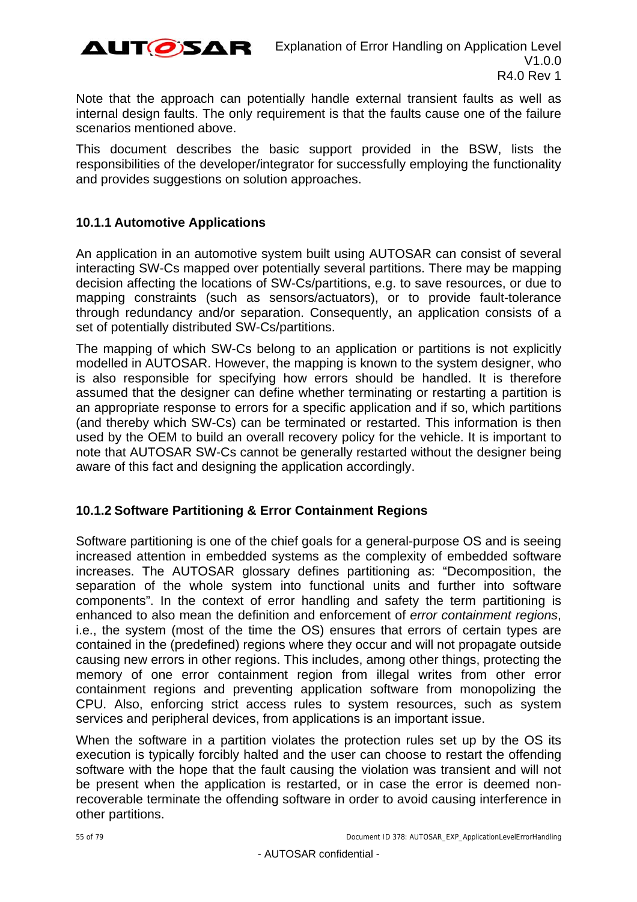Note that the approach can potentially handle external transient faults as well as internal design faults. The only requirement is that the faults cause one of the failure scenarios mentioned above.

This document describes the basic support provided in the BSW, lists the responsibilities of the developer/integrator for successfully employing the functionality and provides suggestions on solution approaches.

### 10.1.1 Automotive Applications

An application in an automotive system built using AUTOSAR can consist of several interacting SW-Cs mapped over potentially several partitions. There may be mapping decision affecting the locations of SW-Cs/partitions, e.g. to save resources, or due to mapping constraints (such as sensors/actuators), or to provide fault-tolerance through redundancy and/or separation. Consequently, an application consists of a set of potentially distributed SW-Cs/partitions.

The mapping of which SW-Cs belong to an application or partitions is not explicitly modelled in AUTOSAR. However, the mapping is known to the system designer, who is also responsible for specifying how errors should be handled. It is therefore assumed that the designer can define whether terminating or restarting a partition is an appropriate response to errors for a specific application and if so, which partitions (and thereby which SW-Cs) can be terminated or restarted. This information is then used by the OEM to build an overall recovery policy for the vehicle. It is important to note that AUTOSAR SW-Cs cannot be generally restarted without the designer being aware of this fact and designing the application accordingly.

### 10.1.2 Software Partitioning & Error Containment Regions

Software partitioning is one of the chief goals for a general-purpose OS and is seeing increased attention in embedded systems as the complexity of embedded software increases. The AUTOSAR glossary defines partitioning as: “Decomposition, the separation of the whole system into functional units and further into software components”. In the context of error handling and safety the term partitioning is enhanced to also mean the definition and enforcement of *error containment regions*, i.e., the system (most of the time the OS) ensures that errors of certain types are contained in the (predefined) regions where they occur and will not propagate outside causing new errors in other regions. This includes, among other things, protecting the memory of one error containment region from illegal writes from other error containment regions and preventing application software from monopolizing the CPU. Also, enforcing strict access rules to system resources, such as system services and peripheral devices, from applications is an important issue.

When the software in a partition violates the protection rules set up by the OS its execution is typically forcibly halted and the user can choose to restart the offending software with the hope that the fault causing the violation was transient and will not be present when the application is restarted, or in case the error is deemed non-recoverable terminate the offending software in order to avoid causing interference in other partitions.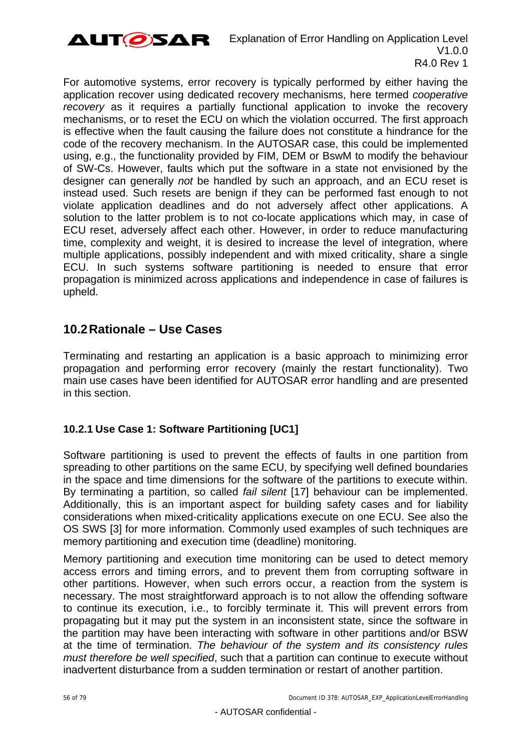For automotive systems, error recovery is typically performed by either having the application recover using dedicated recovery mechanisms, here termed *cooperative recovery* as it requires a partially functional application to invoke the recovery mechanisms, or to reset the ECU on which the violation occurred. The first approach is effective when the fault causing the failure does not constitute a hindrance for the code of the recovery mechanism. In the AUTOSAR case, this could be implemented using, e.g., the functionality provided by FIM, DEM or BswM to modify the behaviour of SW-Cs. However, faults which put the software in a state not envisioned by the designer can generally *not* be handled by such an approach, and an ECU reset is instead used. Such resets are benign if they can be performed fast enough to not violate application deadlines and do not adversely affect other applications. A solution to the latter problem is to not co-locate applications which may, in case of ECU reset, adversely affect each other. However, in order to reduce manufacturing time, complexity and weight, it is desired to increase the level of integration, where multiple applications, possibly independent and with mixed criticality, share a single ECU. In such systems software partitioning is needed to ensure that error propagation is minimized across applications and independence in case of failures is upheld.

## 10.2 Rationale – Use Cases

Terminating and restarting an application is a basic approach to minimizing error propagation and performing error recovery (mainly the restart functionality). Two main use cases have been identified for AUTOSAR error handling and are presented in this section.

### 10.2.1 Use Case 1: Software Partitioning [UC1]

Software partitioning is used to prevent the effects of faults in one partition from spreading to other partitions on the same ECU, by specifying well defined boundaries in the space and time dimensions for the software of the partitions to execute within. By terminating a partition, so called *fail silent* [17] behaviour can be implemented. Additionally, this is an important aspect for building safety cases and for liability considerations when mixed-criticality applications execute on one ECU. See also the OS SWS [3] for more information. Commonly used examples of such techniques are memory partitioning and execution time (deadline) monitoring.

Memory partitioning and execution time monitoring can be used to detect memory access errors and timing errors, and to prevent them from corrupting software in other partitions. However, when such errors occur, a reaction from the system is necessary. The most straightforward approach is to not allow the offending software to continue its execution, i.e., to forcibly terminate it. This will prevent errors from propagating but it may put the system in an inconsistent state, since the software in the partition may have been interacting with software in other partitions and/or BSW at the time of termination. *The behaviour of the system and its consistency rules must therefore be well specified*, such that a partition can continue to execute without inadvertent disturbance from a sudden termination or restart of another partition.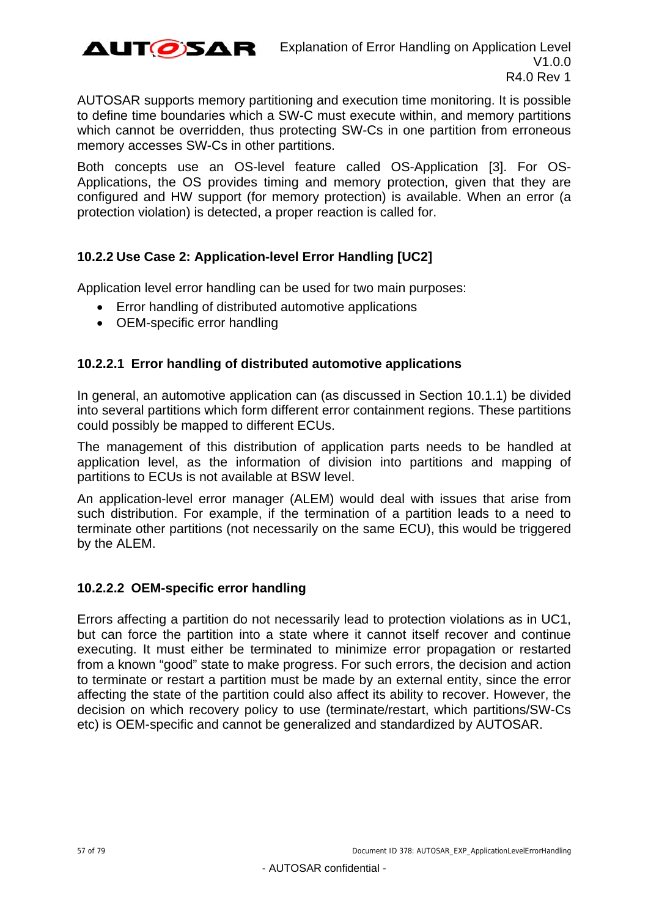AUTOSAR supports memory partitioning and execution time monitoring. It is possible to define time boundaries which a SW-C must execute within, and memory partitions which cannot be overridden, thus protecting SW-Cs in one partition from erroneous memory accesses SW-Cs in other partitions.

Both concepts use an OS-level feature called OS-Application [3]. For OS-Applications, the OS provides timing and memory protection, given that they are configured and HW support (for memory protection) is available. When an error (a protection violation) is detected, a proper reaction is called for.

### 10.2.2 Use Case 2: Application-level Error Handling [UC2]

Application level error handling can be used for two main purposes:

- Error handling of distributed automotive applications
- OEM-specific error handling

#### 10.2.2.1 Error handling of distributed automotive applications

In general, an automotive application can (as discussed in Section 10.1.1) be divided into several partitions which form different error containment regions. These partitions could possibly be mapped to different ECUs.

The management of this distribution of application parts needs to be handled at application level, as the information of division into partitions and mapping of partitions to ECUs is not available at BSW level.

An application-level error manager (ALEM) would deal with issues that arise from such distribution. For example, if the termination of a partition leads to a need to terminate other partitions (not necessarily on the same ECU), this would be triggered by the ALEM.

#### 10.2.2.2 OEM-specific error handling

Errors affecting a partition do not necessarily lead to protection violations as in UC1, but can force the partition into a state where it cannot itself recover and continue executing. It must either be terminated to minimize error propagation or restarted from a known "good" state to make progress. For such errors, the decision and action to terminate or restart a partition must be made by an external entity, since the error affecting the state of the partition could also affect its ability to recover. However, the decision on which recovery policy to use (terminate/restart, which partitions/SW-Cs etc) is OEM-specific and cannot be generalized and standardized by AUTOSAR.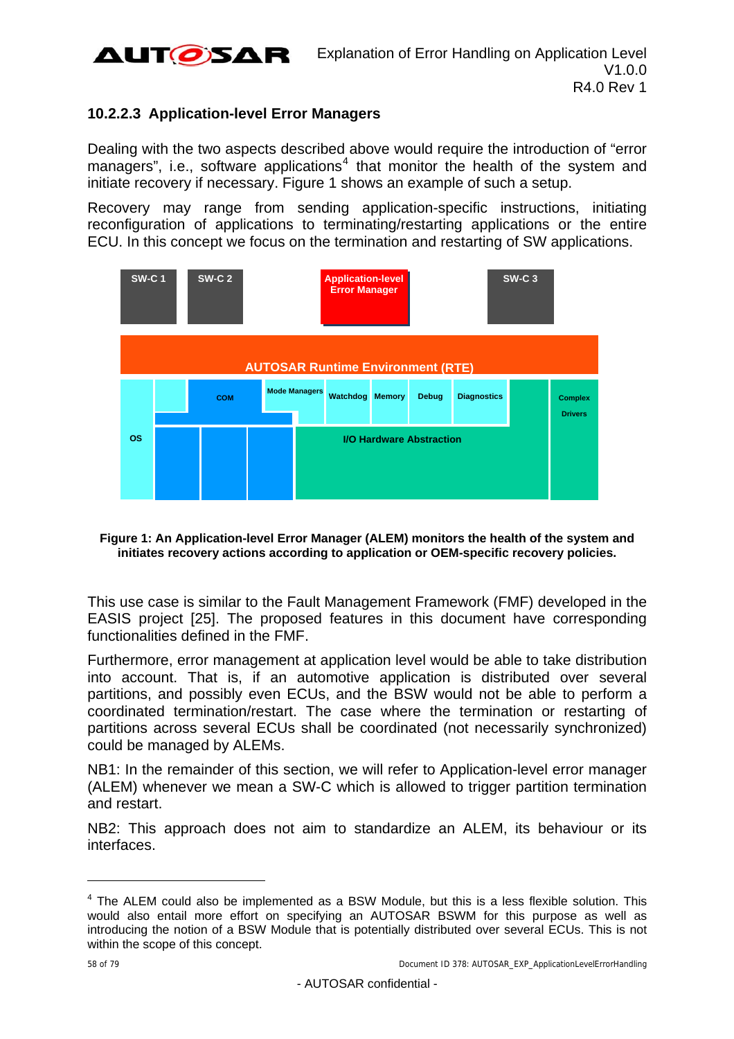### 10.2.2.3 Application-level Error Managers

Dealing with the two aspects described above would require the introduction of "error managers", i.e., software applications[4] that monitor the health of the system and initiate recovery if necessary. Figure 1 shows an example of such a setup.

Recovery may range from sending application-specific instructions, initiating reconfiguration of applications to terminating/restarting applications or the entire ECU. In this concept we focus on the termination and restarting of SW applications.

**Figure 1: An Application-level Error Manager (ALEM) monitors the health of the system and initiates recovery actions according to application or OEM-specific recovery policies.**

This use case is similar to the Fault Management Framework (FMF) developed in the EASIS project [25]. The proposed features in this document have corresponding functionalities defined in the FMF.

Furthermore, error management at application level would be able to take distribution into account. That is, if an automotive application is distributed over several partitions, and possibly even ECUs, and the BSW would not be able to perform a coordinated termination/restart. The case where the termination or restarting of partitions across several ECUs shall be coordinated (not necessarily synchronized) could be managed by ALEMs.

NB1: In the remainder of this section, we will refer to Application-level error manager (ALEM) whenever we mean a SW-C which is allowed to trigger partition termination and restart.

NB2: This approach does not aim to standardize an ALEM, its behaviour or its interfaces.

---

[4] The ALEM could also be implemented as a BSW Module, but this is a less flexible solution. This would also entail more effort on specifying an AUTOSAR BSWM for this purpose as well as introducing the notion of a BSW Module that is potentially distributed over several ECUs. This is not within the scope of this concept.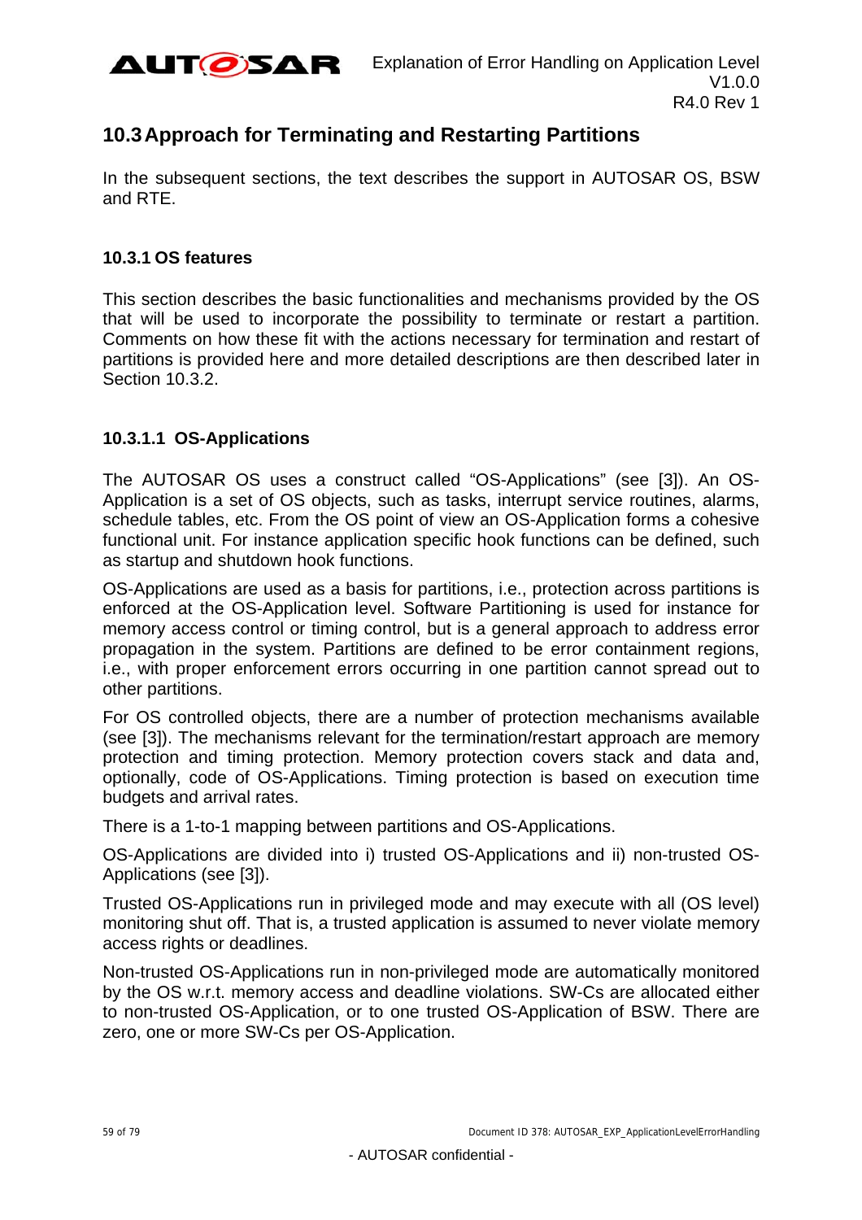## 10.3 Approach for Terminating and Restarting Partitions

In the subsequent sections, the text describes the support in AUTOSAR OS, BSW and RTE.

### 10.3.1 OS features

This section describes the basic functionalities and mechanisms provided by the OS that will be used to incorporate the possibility to terminate or restart a partition. Comments on how these fit with the actions necessary for termination and restart of partitions is provided here and more detailed descriptions are then described later in Section 10.3.2.

#### 10.3.1.1 OS-Applications

The AUTOSAR OS uses a construct called "OS-Applications" (see [3]). An OS-Application is a set of OS objects, such as tasks, interrupt service routines, alarms, schedule tables, etc. From the OS point of view an OS-Application forms a cohesive functional unit. For instance application specific hook functions can be defined, such as startup and shutdown hook functions.

OS-Applications are used as a basis for partitions, i.e., protection across partitions is enforced at the OS-Application level. Software Partitioning is used for instance for memory access control or timing control, but is a general approach to address error propagation in the system. Partitions are defined to be error containment regions, i.e., with proper enforcement errors occurring in one partition cannot spread out to other partitions.

For OS controlled objects, there are a number of protection mechanisms available (see [3]). The mechanisms relevant for the termination/restart approach are memory protection and timing protection. Memory protection covers stack and data and, optionally, code of OS-Applications. Timing protection is based on execution time budgets and arrival rates.

There is a 1-to-1 mapping between partitions and OS-Applications.

OS-Applications are divided into i) trusted OS-Applications and ii) non-trusted OS-Applications (see [3]).

Trusted OS-Applications run in privileged mode and may execute with all (OS level) monitoring shut off. That is, a trusted application is assumed to never violate memory access rights or deadlines.

Non-trusted OS-Applications run in non-privileged mode are automatically monitored by the OS w.r.t. memory access and deadline violations. SW-Cs are allocated either to non-trusted OS-Application, or to one trusted OS-Application of BSW. There are zero, one or more SW-Cs per OS-Application.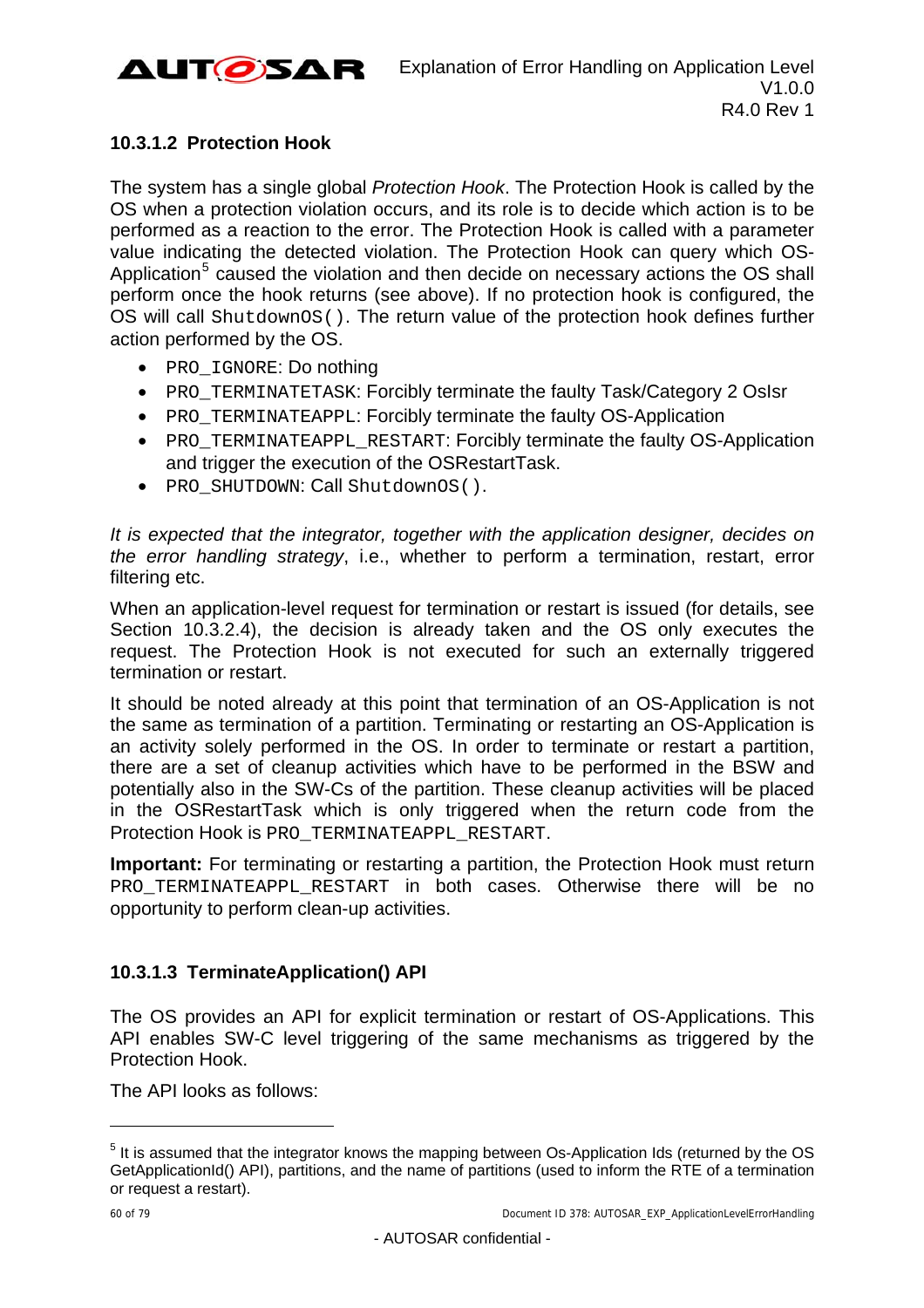#### 10.3.1.2 Protection Hook

The system has a single global *Protection Hook*. The Protection Hook is called by the OS when a protection violation occurs, and its role is to decide which action is to be performed as a reaction to the error. The Protection Hook is called with a parameter value indicating the detected violation. The Protection Hook can query which OS-Application[5] caused the violation and then decide on necessary actions the OS shall perform once the hook returns (see above). If no protection hook is configured, the OS will call `ShutdownOS()`. The return value of the protection hook defines further action performed by the OS.

- `PRO_IGNORE`: Do nothing
- `PRO_TERMINATETASK`: Forcibly terminate the faulty Task/Category 2 OsIsr
- `PRO_TERMINATEAPPL`: Forcibly terminate the faulty OS-Application
- `PRO_TERMINATEAPPL_RESTART`: Forcibly terminate the faulty OS-Application and trigger the execution of the OSRestartTask.
- `PRO_SHUTDOWN`: Call `ShutdownOS()`.

*It is expected that the integrator, together with the application designer, decides on the error handling strategy*, i.e., whether to perform a termination, restart, error filtering etc.

When an application-level request for termination or restart is issued (for details, see Section 10.3.2.4), the decision is already taken and the OS only executes the request. The Protection Hook is not executed for such an externally triggered termination or restart.

It should be noted already at this point that termination of an OS-Application is not the same as termination of a partition. Terminating or restarting an OS-Application is an activity solely performed in the OS. In order to terminate or restart a partition, there are a set of cleanup activities which have to be performed in the BSW and potentially also in the SW-Cs of the partition. These cleanup activities will be placed in the OSRestartTask which is only triggered when the return code from the Protection Hook is `PRO_TERMINATEAPPL_RESTART`.

**Important:** For terminating or restarting a partition, the Protection Hook must return `PRO_TERMINATEAPPL_RESTART` in both cases. Otherwise there will be no opportunity to perform clean-up activities.

#### 10.3.1.3 TerminateApplication() API

The OS provides an API for explicit termination or restart of OS-Applications. This API enables SW-C level triggering of the same mechanisms as triggered by the Protection Hook.

The API looks as follows:

---

[5] It is assumed that the integrator knows the mapping between Os-Application Ids (returned by the OS GetApplicationId() API), partitions, and the name of partitions (used to inform the RTE of a termination or request a restart).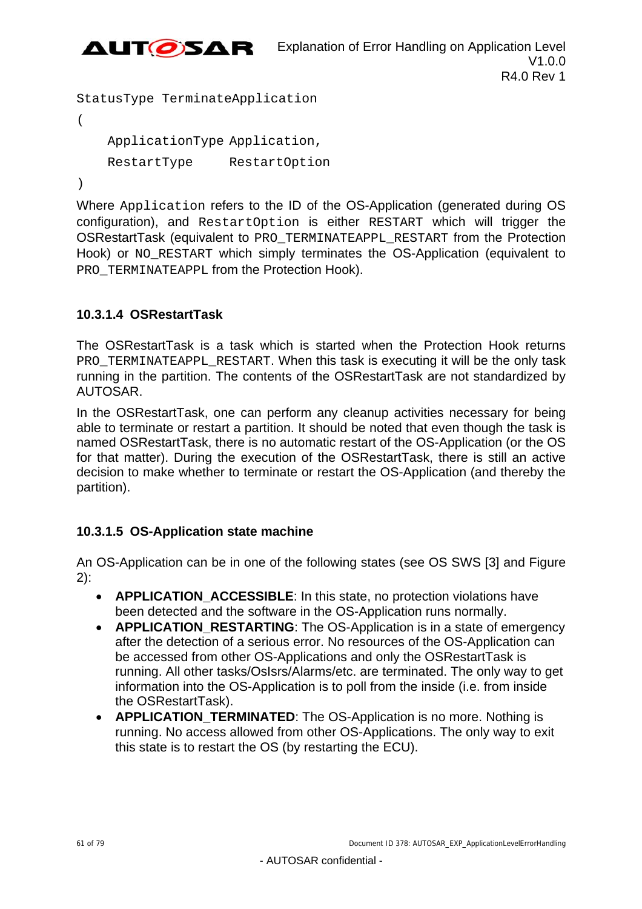```
StatusType TerminateApplication
(
    ApplicationType Application,
    RestartType     RestartOption
)
```

Where `Application` refers to the ID of the OS-Application (generated during OS configuration), and `RestartOption` is either `RESTART` which will trigger the OSRestartTask (equivalent to `PRO_TERMINATEAPPL_RESTART` from the Protection Hook) or `NO_RESTART` which simply terminates the OS-Application (equivalent to `PRO_TERMINATEAPPL` from the Protection Hook).

#### 10.3.1.4 OSRestartTask

The OSRestartTask is a task which is started when the Protection Hook returns `PRO_TERMINATEAPPL_RESTART`. When this task is executing it will be the only task running in the partition. The contents of the OSRestartTask are not standardized by AUTOSAR.

In the OSRestartTask, one can perform any cleanup activities necessary for being able to terminate or restart a partition. It should be noted that even though the task is named OSRestartTask, there is no automatic restart of the OS-Application (or the OS for that matter). During the execution of the OSRestartTask, there is still an active decision to make whether to terminate or restart the OS-Application (and thereby the partition).

#### 10.3.1.5 OS-Application state machine

An OS-Application can be in one of the following states (see OS SWS [3] and Figure 2):

- **APPLICATION_ACCESSIBLE**: In this state, no protection violations have been detected and the software in the OS-Application runs normally.
- **APPLICATION_RESTARTING**: The OS-Application is in a state of emergency after the detection of a serious error. No resources of the OS-Application can be accessed from other OS-Applications and only the OSRestartTask is running. All other tasks/OsIsrs/Alarms/etc. are terminated. The only way to get information into the OS-Application is to poll from the inside (i.e. from inside the OSRestartTask).
- **APPLICATION_TERMINATED**: The OS-Application is no more. Nothing is running. No access allowed from other OS-Applications. The only way to exit this state is to restart the OS (by restarting the ECU).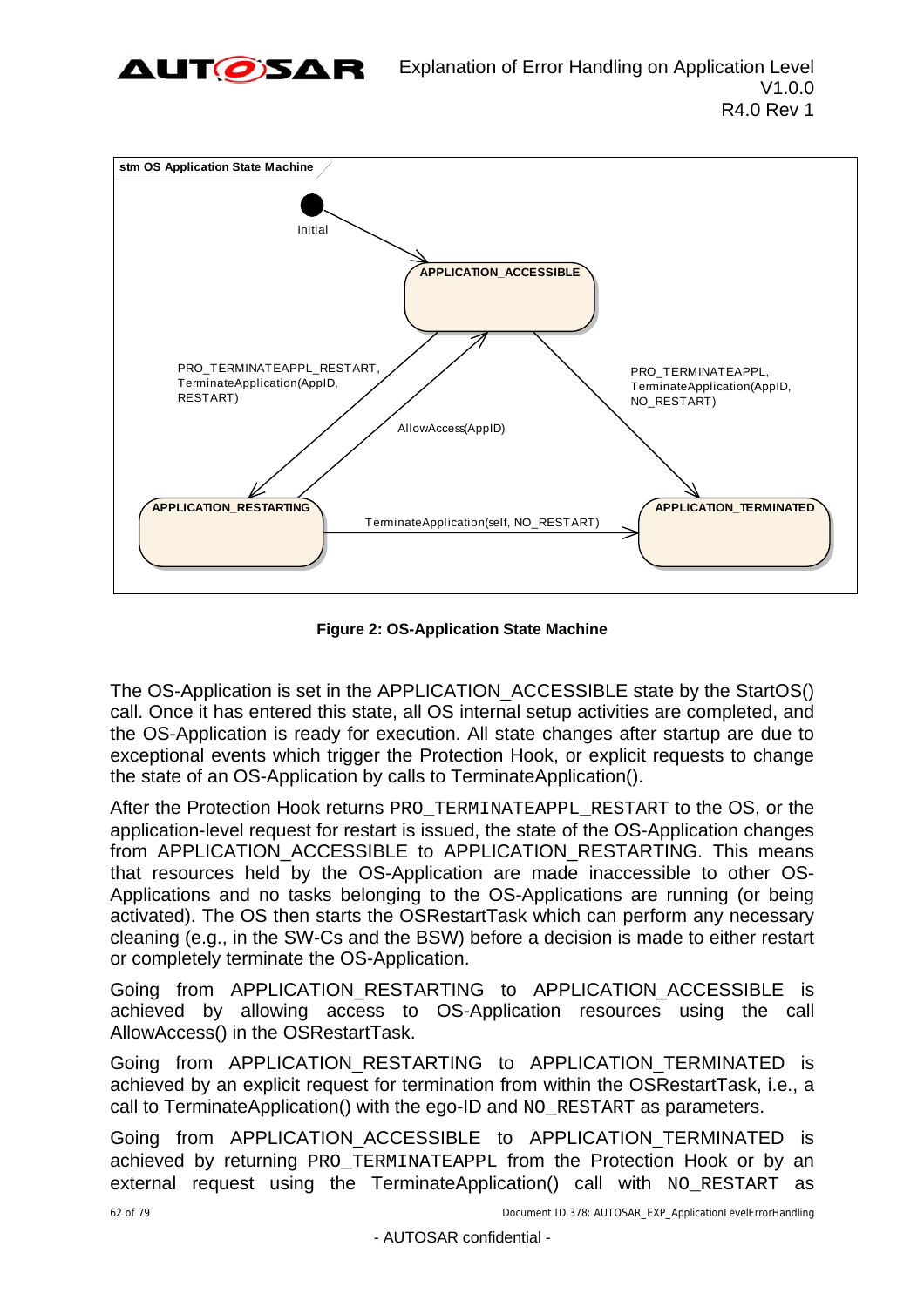stm OS Application State Machine

Initial

APPLICATION_ACCESSIBLE

PRO_TERMINATEAPPL_RESTART, TerminateApplication(AppID, RESTART)

AllowAccess(AppID)

PRO_TERMINATEAPPL, TerminateApplication(AppID, NO_RESTART)

APPLICATION_RESTARTING

TerminateApplication(self, NO_RESTART)

APPLICATION_TERMINATED

**Figure 2: OS-Application State Machine**

The OS-Application is set in the APPLICATION_ACCESSIBLE state by the StartOS() call. Once it has entered this state, all OS internal setup activities are completed, and the OS-Application is ready for execution. All state changes after startup are due to exceptional events which trigger the Protection Hook, or explicit requests to change the state of an OS-Application by calls to TerminateApplication().

After the Protection Hook returns PRO_TERMINATEAPPL_RESTART to the OS, or the application-level request for restart is issued, the state of the OS-Application changes from APPLICATION_ACCESSIBLE to APPLICATION_RESTARTING. This means that resources held by the OS-Application are made inaccessible to other OS-Applications and no tasks belonging to the OS-Applications are running (or being activated). The OS then starts the OSRestartTask which can perform any necessary cleaning (e.g., in the SW-Cs and the BSW) before a decision is made to either restart or completely terminate the OS-Application.

Going from APPLICATION_RESTARTING to APPLICATION_ACCESSIBLE is achieved by allowing access to OS-Application resources using the call AllowAccess() in the OSRestartTask.

Going from APPLICATION_RESTARTING to APPLICATION_TERMINATED is achieved by an explicit request for termination from within the OSRestartTask, i.e., a call to TerminateApplication() with the ego-ID and NO_RESTART as parameters.

Going from APPLICATION_ACCESSIBLE to APPLICATION_TERMINATED is achieved by returning PRO_TERMINATEAPPL from the Protection Hook or by an external request using the TerminateApplication() call with NO_RESTART as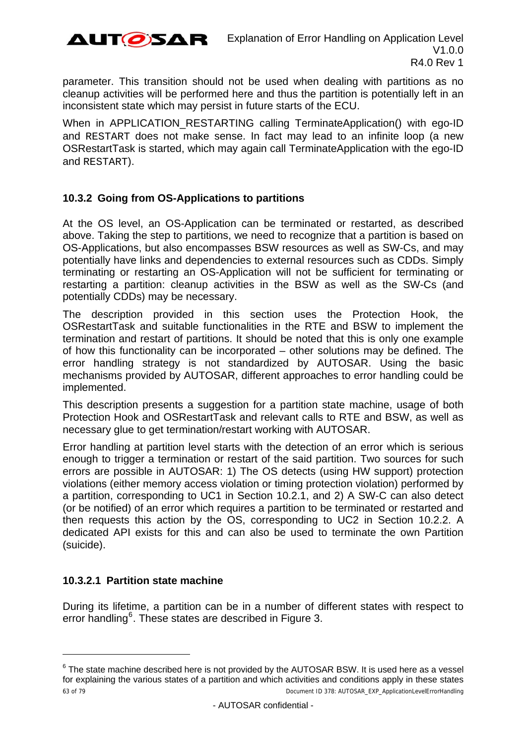parameter. This transition should not be used when dealing with partitions as no cleanup activities will be performed here and thus the partition is potentially left in an inconsistent state which may persist in future starts of the ECU.

When in APPLICATION_RESTARTING calling TerminateApplication() with ego-ID and RESTART does not make sense. In fact may lead to an infinite loop (a new OSRestartTask is started, which may again call TerminateApplication with the ego-ID and RESTART).

### 10.3.2 Going from OS-Applications to partitions

At the OS level, an OS-Application can be terminated or restarted, as described above. Taking the step to partitions, we need to recognize that a partition is based on OS-Applications, but also encompasses BSW resources as well as SW-Cs, and may potentially have links and dependencies to external resources such as CDDs. Simply terminating or restarting an OS-Application will not be sufficient for terminating or restarting a partition: cleanup activities in the BSW as well as the SW-Cs (and potentially CDDs) may be necessary.

The description provided in this section uses the Protection Hook, the OSRestartTask and suitable functionalities in the RTE and BSW to implement the termination and restart of partitions. It should be noted that this is only one example of how this functionality can be incorporated – other solutions may be defined. The error handling strategy is not standardized by AUTOSAR. Using the basic mechanisms provided by AUTOSAR, different approaches to error handling could be implemented.

This description presents a suggestion for a partition state machine, usage of both Protection Hook and OSRestartTask and relevant calls to RTE and BSW, as well as necessary glue to get termination/restart working with AUTOSAR.

Error handling at partition level starts with the detection of an error which is serious enough to trigger a termination or restart of the said partition. Two sources for such errors are possible in AUTOSAR: 1) The OS detects (using HW support) protection violations (either memory access violation or timing protection violation) performed by a partition, corresponding to UC1 in Section 10.2.1, and 2) A SW-C can also detect (or be notified) of an error which requires a partition to be terminated or restarted and then requests this action by the OS, corresponding to UC2 in Section 10.2.2. A dedicated API exists for this and can also be used to terminate the own Partition (suicide).

#### 10.3.2.1 Partition state machine

During its lifetime, a partition can be in a number of different states with respect to error handling[6]. These states are described in Figure 3.

[6] The state machine described here is not provided by the AUTOSAR BSW. It is used here as a vessel for explaining the various states of a partition and which activities and conditions apply in these states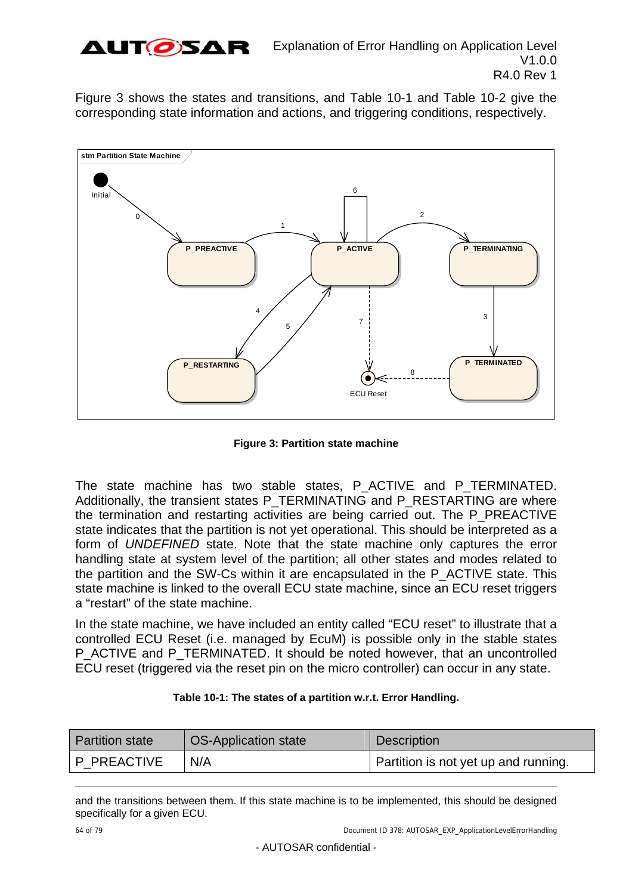Figure 3 shows the states and transitions, and Table 10-1 and Table 10-2 give the corresponding state information and actions, and triggering conditions, respectively.

**Figure 3: Partition state machine**

The state machine has two stable states, P_ACTIVE and P_TERMINATED. Additionally, the transient states P_TERMINATING and P_RESTARTING are where the termination and restarting activities are being carried out. The P_PREACTIVE state indicates that the partition is not yet operational. This should be interpreted as a form of *UNDEFINED* state. Note that the state machine only captures the error handling state at system level of the partition; all other states and modes related to the partition and the SW-Cs within it are encapsulated in the P_ACTIVE state. This state machine is linked to the overall ECU state machine, since an ECU reset triggers a "restart" of the state machine.

In the state machine, we have included an entity called "ECU reset" to illustrate that a controlled ECU Reset (i.e. managed by EcuM) is possible only in the stable states P_ACTIVE and P_TERMINATED. It should be noted however, that an uncontrolled ECU reset (triggered via the reset pin on the micro controller) can occur in any state.

**Table 10-1: The states of a partition w.r.t. Error Handling.**

| Partition state | OS-Application state | Description |
|---|---|---|
| P_PREACTIVE | N/A | Partition is not yet up and running. |

and the transitions between them. If this state machine is to be implemented, this should be designed specifically for a given ECU.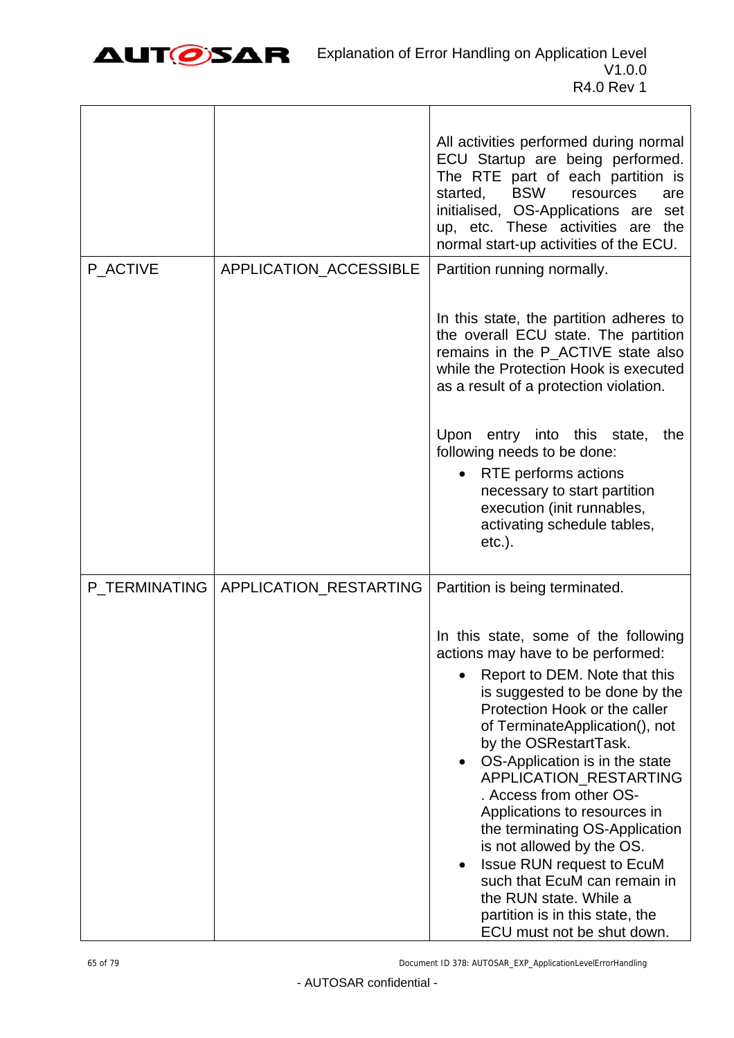| | | |
|---|---|---|
| | | All activities performed during normal ECU Startup are being performed. The RTE part of each partition is started, BSW resources are initialised, OS-Applications are set up, etc. These activities are the normal start-up activities of the ECU. |
| P_ACTIVE | APPLICATION_ACCESSIBLE | Partition running normally.<br><br>In this state, the partition adheres to the overall ECU state. The partition remains in the P_ACTIVE state also while the Protection Hook is executed as a result of a protection violation.<br><br>Upon entry into this state, the following needs to be done:<br>• RTE performs actions necessary to start partition execution (init runnables, activating schedule tables, etc.). |
| P_TERMINATING | APPLICATION_RESTARTING | Partition is being terminated.<br><br>In this state, some of the following actions may have to be performed:<br>• Report to DEM. Note that this is suggested to be done by the Protection Hook or the caller of TerminateApplication(), not by the OSRestartTask.<br>• OS-Application is in the state APPLICATION_RESTARTING . Access from other OS-Applications to resources in the terminating OS-Application is not allowed by the OS.<br>• Issue RUN request to EcuM such that EcuM can remain in the RUN state. While a partition is in this state, the ECU must not be shut down. |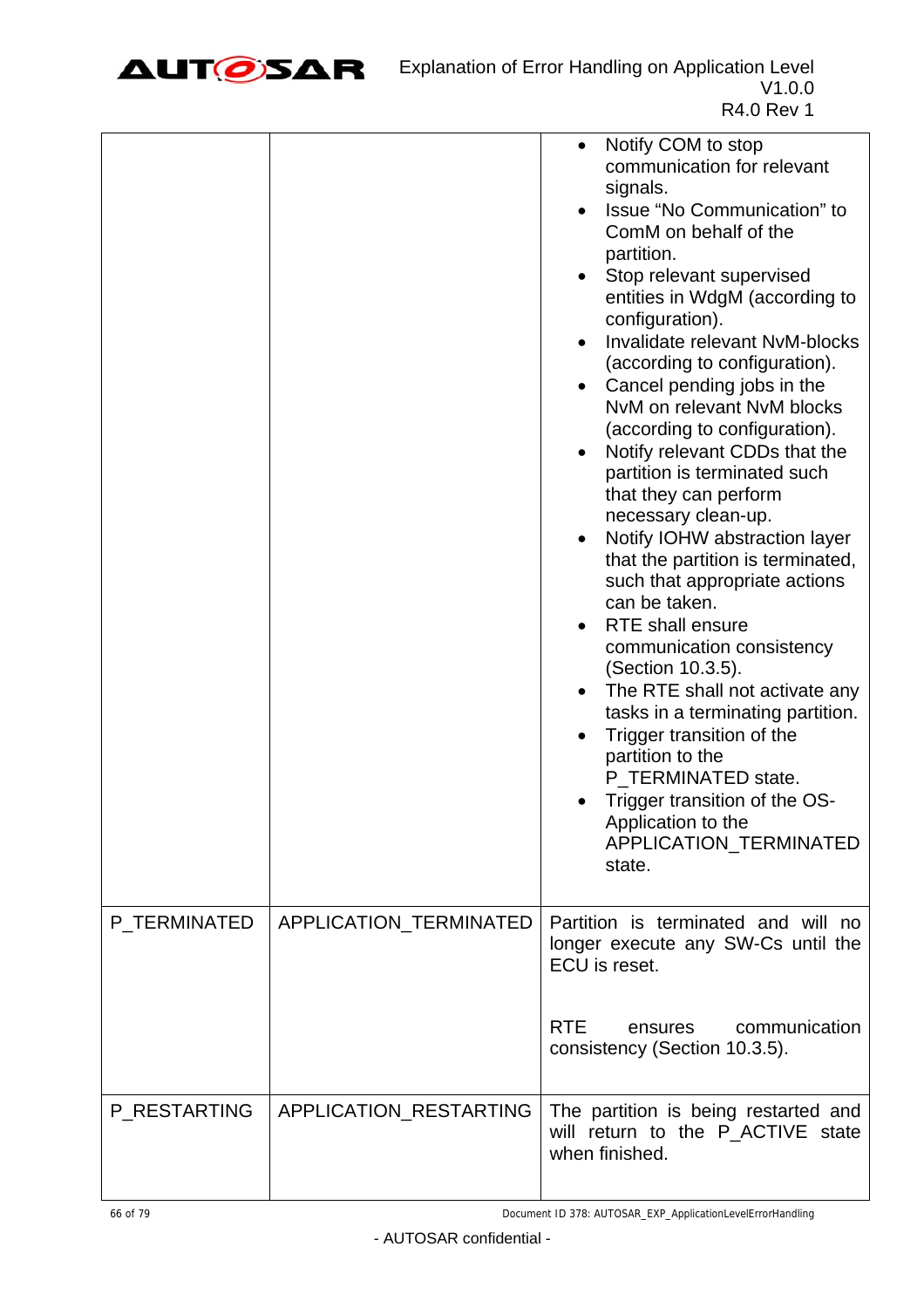| | | |
|---|---|---|
| | | • Notify COM to stop communication for relevant signals.<br>• Issue "No Communication" to ComM on behalf of the partition.<br>• Stop relevant supervised entities in WdgM (according to configuration).<br>• Invalidate relevant NvM-blocks (according to configuration).<br>• Cancel pending jobs in the NvM on relevant NvM blocks (according to configuration).<br>• Notify relevant CDDs that the partition is terminated such that they can perform necessary clean-up.<br>• Notify IOHW abstraction layer that the partition is terminated, such that appropriate actions can be taken.<br>• RTE shall ensure communication consistency (Section 10.3.5).<br>• The RTE shall not activate any tasks in a terminating partition.<br>• Trigger transition of the partition to the P_TERMINATED state.<br>• Trigger transition of the OS-Application to the APPLICATION_TERMINATED state. |
| P_TERMINATED | APPLICATION_TERMINATED | Partition is terminated and will no longer execute any SW-Cs until the ECU is reset.<br><br>RTE ensures communication consistency (Section 10.3.5). |
| P_RESTARTING | APPLICATION_RESTARTING | The partition is being restarted and will return to the P_ACTIVE state when finished. |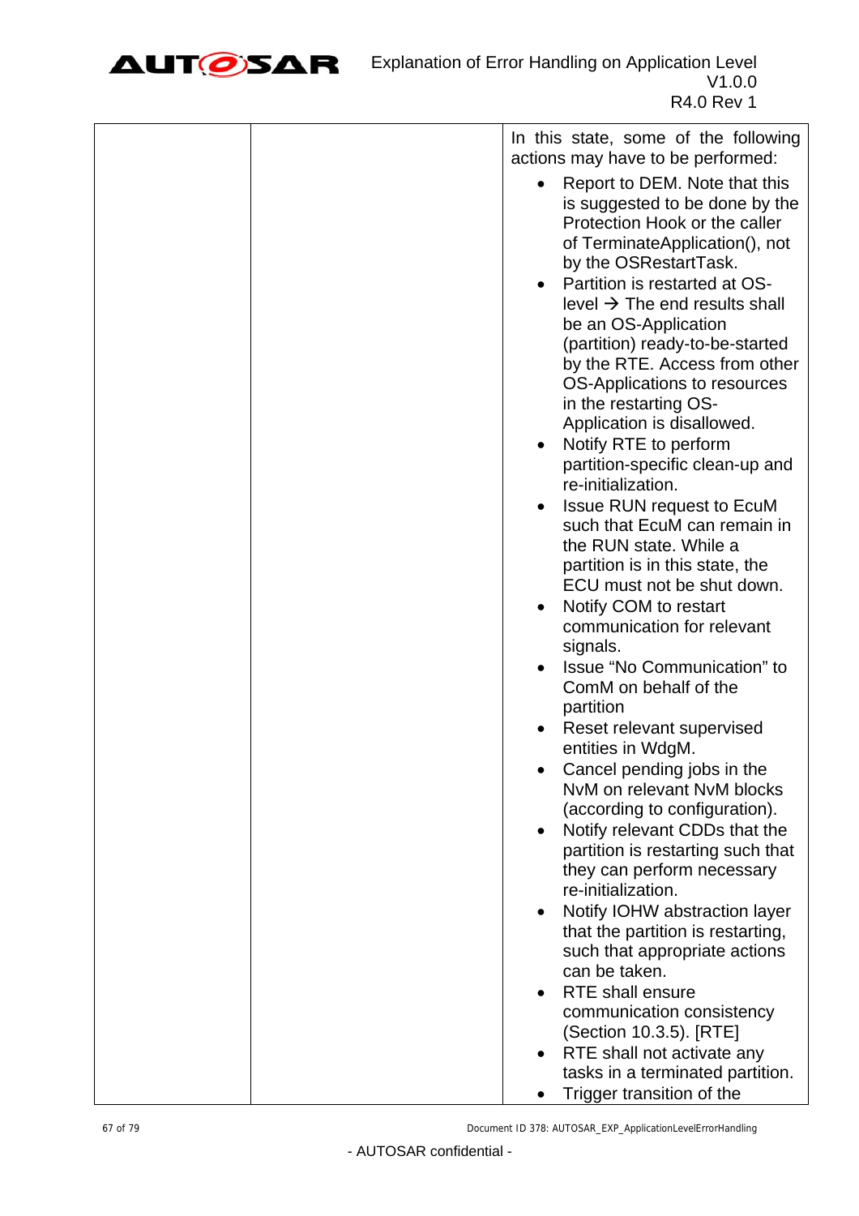| | | In this state, some of the following actions may have to be performed:<br>• Report to DEM. Note that this is suggested to be done by the Protection Hook or the caller of TerminateApplication(), not by the OSRestartTask.<br>• Partition is restarted at OS-level → The end results shall be an OS-Application (partition) ready-to-be-started by the RTE. Access from other OS-Applications to resources in the restarting OS-Application is disallowed.<br>• Notify RTE to perform partition-specific clean-up and re-initialization.<br>• Issue RUN request to EcuM such that EcuM can remain in the RUN state. While a partition is in this state, the ECU must not be shut down.<br>• Notify COM to restart communication for relevant signals.<br>• Issue "No Communication" to ComM on behalf of the partition<br>• Reset relevant supervised entities in WdgM.<br>• Cancel pending jobs in the NvM on relevant NvM blocks (according to configuration).<br>• Notify relevant CDDs that the partition is restarting such that they can perform necessary re-initialization.<br>• Notify IOHW abstraction layer that the partition is restarting, such that appropriate actions can be taken.<br>• RTE shall ensure communication consistency (Section 10.3.5). [RTE]<br>• RTE shall not activate any tasks in a terminated partition.<br>• Trigger transition of the |
|---|---|---|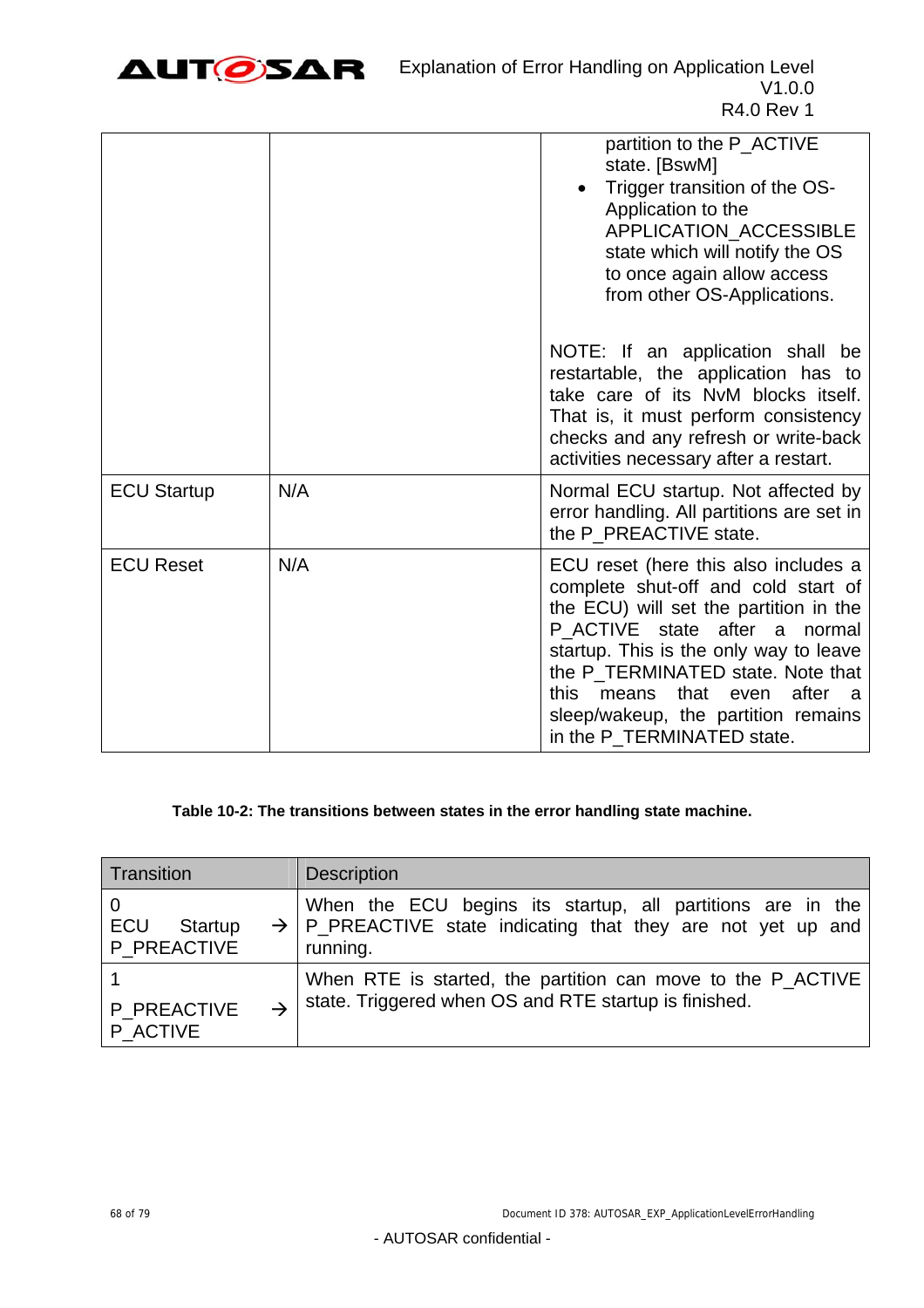| | | partition to the P_ACTIVE state. [BswM]<br>• Trigger transition of the OS-Application to the APPLICATION_ACCESSIBLE state which will notify the OS to once again allow access from other OS-Applications.<br><br>NOTE: If an application shall be restartable, the application has to take care of its NvM blocks itself. That is, it must perform consistency checks and any refresh or write-back activities necessary after a restart. |
|---|---|---|
| ECU Startup | N/A | Normal ECU startup. Not affected by error handling. All partitions are set in the P_PREACTIVE state. |
| ECU Reset | N/A | ECU reset (here this also includes a complete shut-off and cold start of the ECU) will set the partition in the P_ACTIVE state after a normal startup. This is the only way to leave the P_TERMINATED state. Note that this means that even after a sleep/wakeup, the partition remains in the P_TERMINATED state. |

**Table 10-2: The transitions between states in the error handling state machine.**

| Transition | Description |
|---|---|
| 0<br>ECU Startup → P_PREACTIVE | When the ECU begins its startup, all partitions are in the P_PREACTIVE state indicating that they are not yet up and running. |
| 1<br>P_PREACTIVE → P_ACTIVE | When RTE is started, the partition can move to the P_ACTIVE state. Triggered when OS and RTE startup is finished. |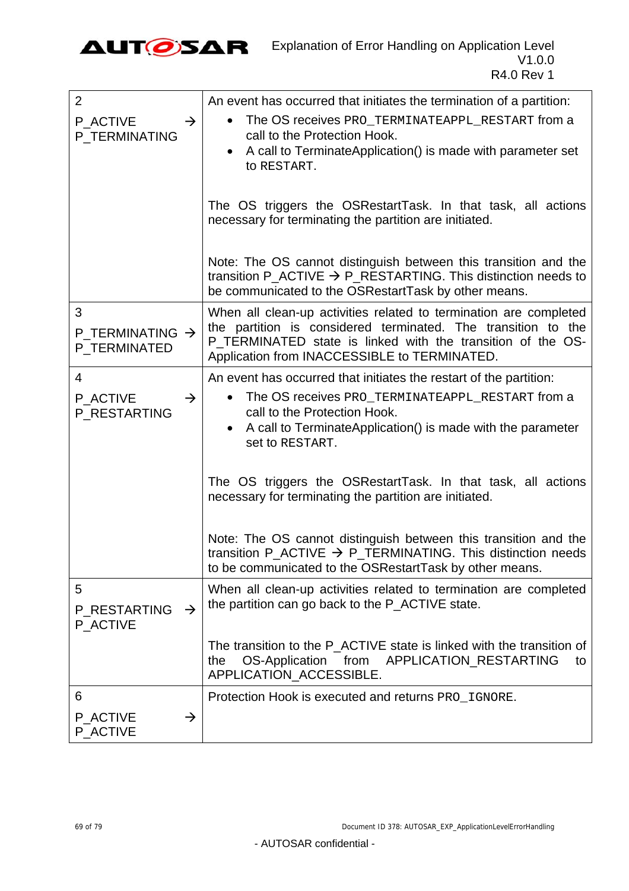| | |
|---|---|
| 2<br><br>P_ACTIVE → P_TERMINATING | An event has occurred that initiates the termination of a partition:<br>• The OS receives `PRO_TERMINATEAPPL_RESTART` from a call to the Protection Hook.<br>• A call to TerminateApplication() is made with parameter set to RESTART.<br><br>The OS triggers the OSRestartTask. In that task, all actions necessary for terminating the partition are initiated.<br><br>Note: The OS cannot distinguish between this transition and the transition P_ACTIVE → P_RESTARTING. This distinction needs to be communicated to the OSRestartTask by other means. |
| 3<br><br>P_TERMINATING → P_TERMINATED | When all clean-up activities related to termination are completed the partition is considered terminated. The transition to the P_TERMINATED state is linked with the transition of the OS-Application from INACCESSIBLE to TERMINATED. |
| 4<br><br>P_ACTIVE → P_RESTARTING | An event has occurred that initiates the restart of the partition:<br>• The OS receives `PRO_TERMINATEAPPL_RESTART` from a call to the Protection Hook.<br>• A call to TerminateApplication() is made with the parameter set to RESTART.<br><br>The OS triggers the OSRestartTask. In that task, all actions necessary for terminating the partition are initiated.<br><br>Note: The OS cannot distinguish between this transition and the transition P_ACTIVE → P_TERMINATING. This distinction needs to be communicated to the OSRestartTask by other means. |
| 5<br><br>P_RESTARTING → P_ACTIVE | When all clean-up activities related to termination are completed the partition can go back to the P_ACTIVE state.<br><br>The transition to the P_ACTIVE state is linked with the transition of the OS-Application from APPLICATION_RESTARTING to APPLICATION_ACCESSIBLE. |
| 6<br><br>P_ACTIVE → P_ACTIVE | Protection Hook is executed and returns `PRO_IGNORE`. |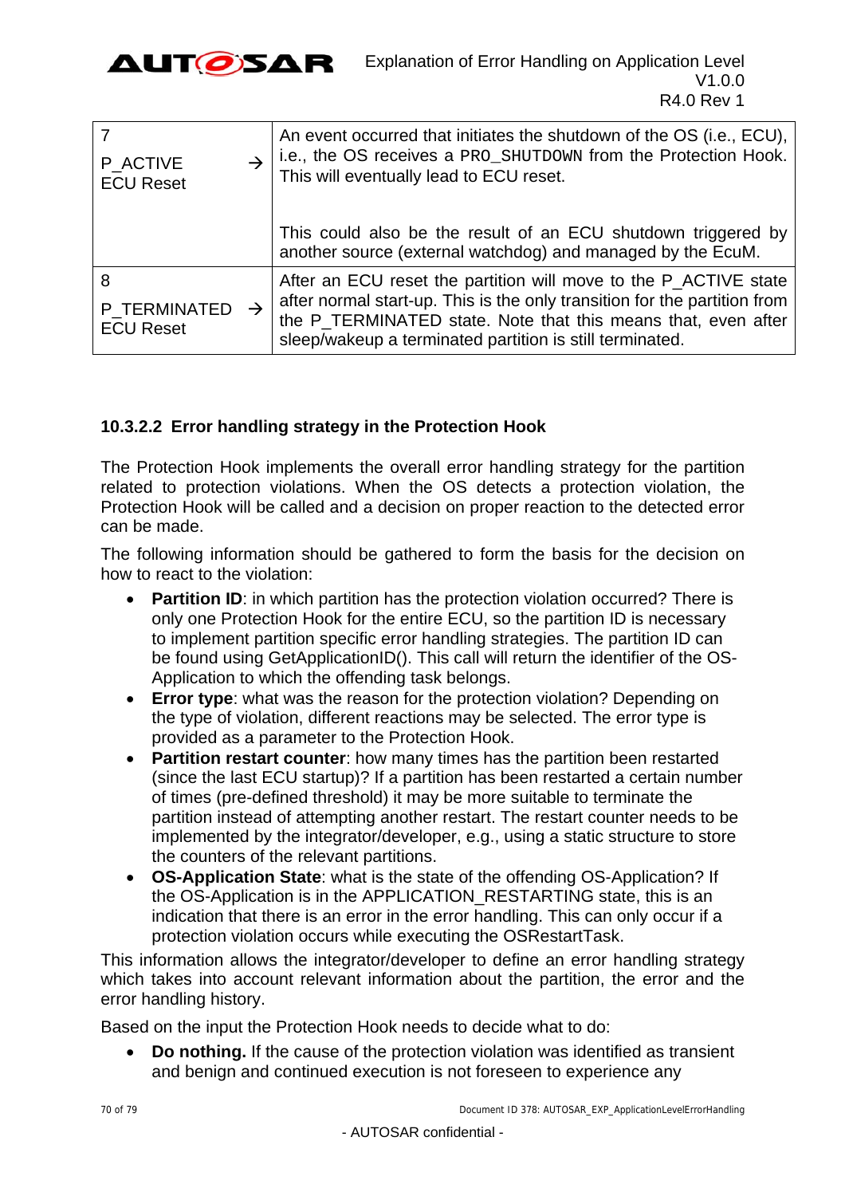| | |
|---|---|
| 7<br>P_ACTIVE → ECU Reset | An event occurred that initiates the shutdown of the OS (i.e., ECU), i.e., the OS receives a `PRO_SHUTDOWN` from the Protection Hook. This will eventually lead to ECU reset.<br><br>This could also be the result of an ECU shutdown triggered by another source (external watchdog) and managed by the EcuM. |
| 8<br>P_TERMINATED → ECU Reset | After an ECU reset the partition will move to the P_ACTIVE state after normal start-up. This is the only transition for the partition from the P_TERMINATED state. Note that this means that, even after sleep/wakeup a terminated partition is still terminated. |

#### 10.3.2.2 Error handling strategy in the Protection Hook

The Protection Hook implements the overall error handling strategy for the partition related to protection violations. When the OS detects a protection violation, the Protection Hook will be called and a decision on proper reaction to the detected error can be made.

The following information should be gathered to form the basis for the decision on how to react to the violation:

- **Partition ID**: in which partition has the protection violation occurred? There is only one Protection Hook for the entire ECU, so the partition ID is necessary to implement partition specific error handling strategies. The partition ID can be found using GetApplicationID(). This call will return the identifier of the OS-Application to which the offending task belongs.
- **Error type**: what was the reason for the protection violation? Depending on the type of violation, different reactions may be selected. The error type is provided as a parameter to the Protection Hook.
- **Partition restart counter**: how many times has the partition been restarted (since the last ECU startup)? If a partition has been restarted a certain number of times (pre-defined threshold) it may be more suitable to terminate the partition instead of attempting another restart. The restart counter needs to be implemented by the integrator/developer, e.g., using a static structure to store the counters of the relevant partitions.
- **OS-Application State**: what is the state of the offending OS-Application? If the OS-Application is in the APPLICATION_RESTARTING state, this is an indication that there is an error in the error handling. This can only occur if a protection violation occurs while executing the OSRestartTask.

This information allows the integrator/developer to define an error handling strategy which takes into account relevant information about the partition, the error and the error handling history.

Based on the input the Protection Hook needs to decide what to do:

- **Do nothing.** If the cause of the protection violation was identified as transient and benign and continued execution is not foreseen to experience any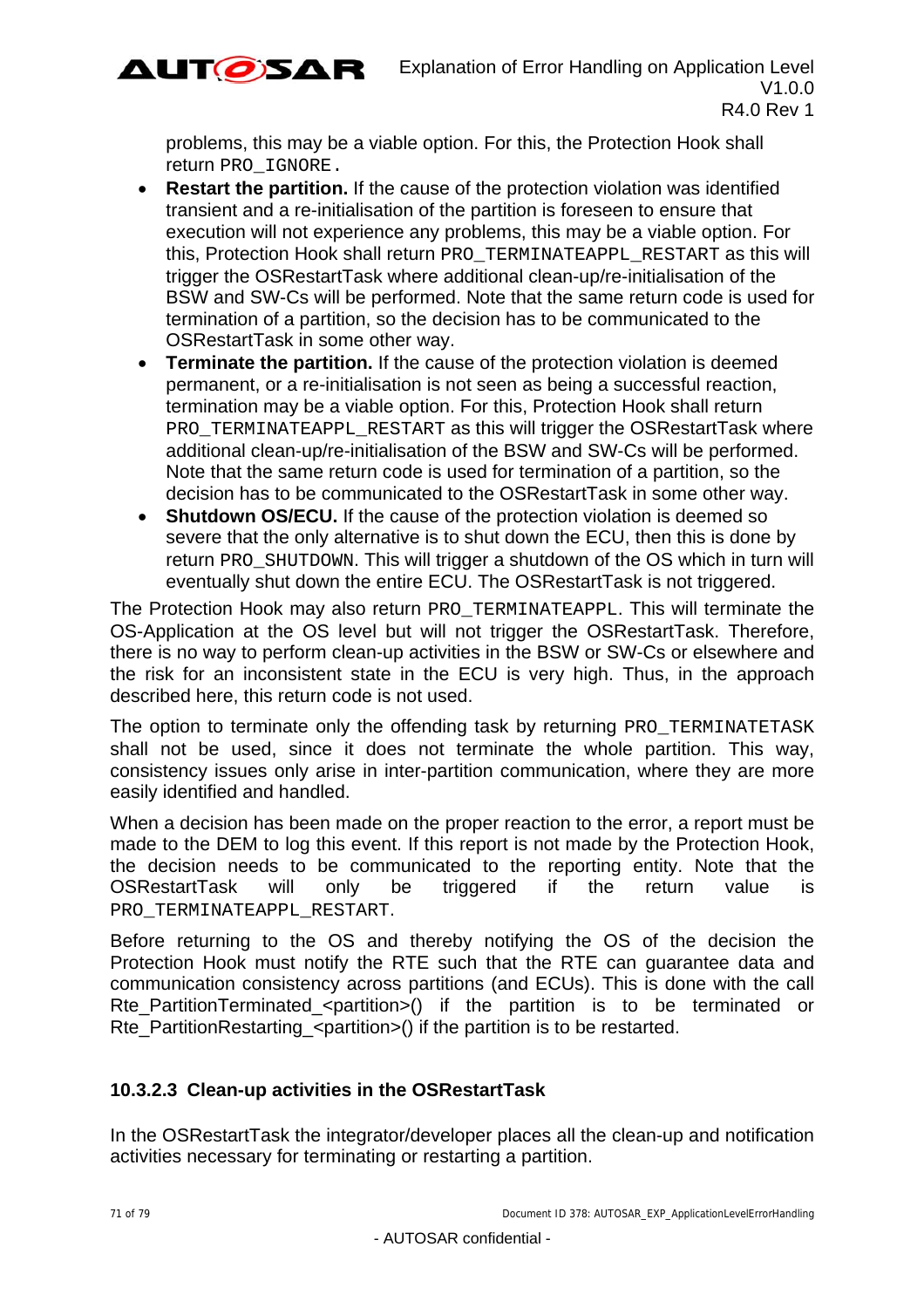problems, this may be a viable option. For this, the Protection Hook shall return `PRO_IGNORE`.

- **Restart the partition.** If the cause of the protection violation was identified transient and a re-initialisation of the partition is foreseen to ensure that execution will not experience any problems, this may be a viable option. For this, Protection Hook shall return `PRO_TERMINATEAPPL_RESTART` as this will trigger the OSRestartTask where additional clean-up/re-initialisation of the BSW and SW-Cs will be performed. Note that the same return code is used for termination of a partition, so the decision has to be communicated to the OSRestartTask in some other way.
- **Terminate the partition.** If the cause of the protection violation is deemed permanent, or a re-initialisation is not seen as being a successful reaction, termination may be a viable option. For this, Protection Hook shall return `PRO_TERMINATEAPPL_RESTART` as this will trigger the OSRestartTask where additional clean-up/re-initialisation of the BSW and SW-Cs will be performed. Note that the same return code is used for termination of a partition, so the decision has to be communicated to the OSRestartTask in some other way.
- **Shutdown OS/ECU.** If the cause of the protection violation is deemed so severe that the only alternative is to shut down the ECU, then this is done by return `PRO_SHUTDOWN`. This will trigger a shutdown of the OS which in turn will eventually shut down the entire ECU. The OSRestartTask is not triggered.

The Protection Hook may also return `PRO_TERMINATEAPPL`. This will terminate the OS-Application at the OS level but will not trigger the OSRestartTask. Therefore, there is no way to perform clean-up activities in the BSW or SW-Cs or elsewhere and the risk for an inconsistent state in the ECU is very high. Thus, in the approach described here, this return code is not used.

The option to terminate only the offending task by returning `PRO_TERMINATETASK` shall not be used, since it does not terminate the whole partition. This way, consistency issues only arise in inter-partition communication, where they are more easily identified and handled.

When a decision has been made on the proper reaction to the error, a report must be made to the DEM to log this event. If this report is not made by the Protection Hook, the decision needs to be communicated to the reporting entity. Note that the OSRestartTask will only be triggered if the return value is `PRO_TERMINATEAPPL_RESTART`.

Before returning to the OS and thereby notifying the OS of the decision the Protection Hook must notify the RTE such that the RTE can guarantee data and communication consistency across partitions (and ECUs). This is done with the call Rte_PartitionTerminated_<partition>() if the partition is to be terminated or Rte_PartitionRestarting_<partition>() if the partition is to be restarted.

#### 10.3.2.3 Clean-up activities in the OSRestartTask

In the OSRestartTask the integrator/developer places all the clean-up and notification activities necessary for terminating or restarting a partition.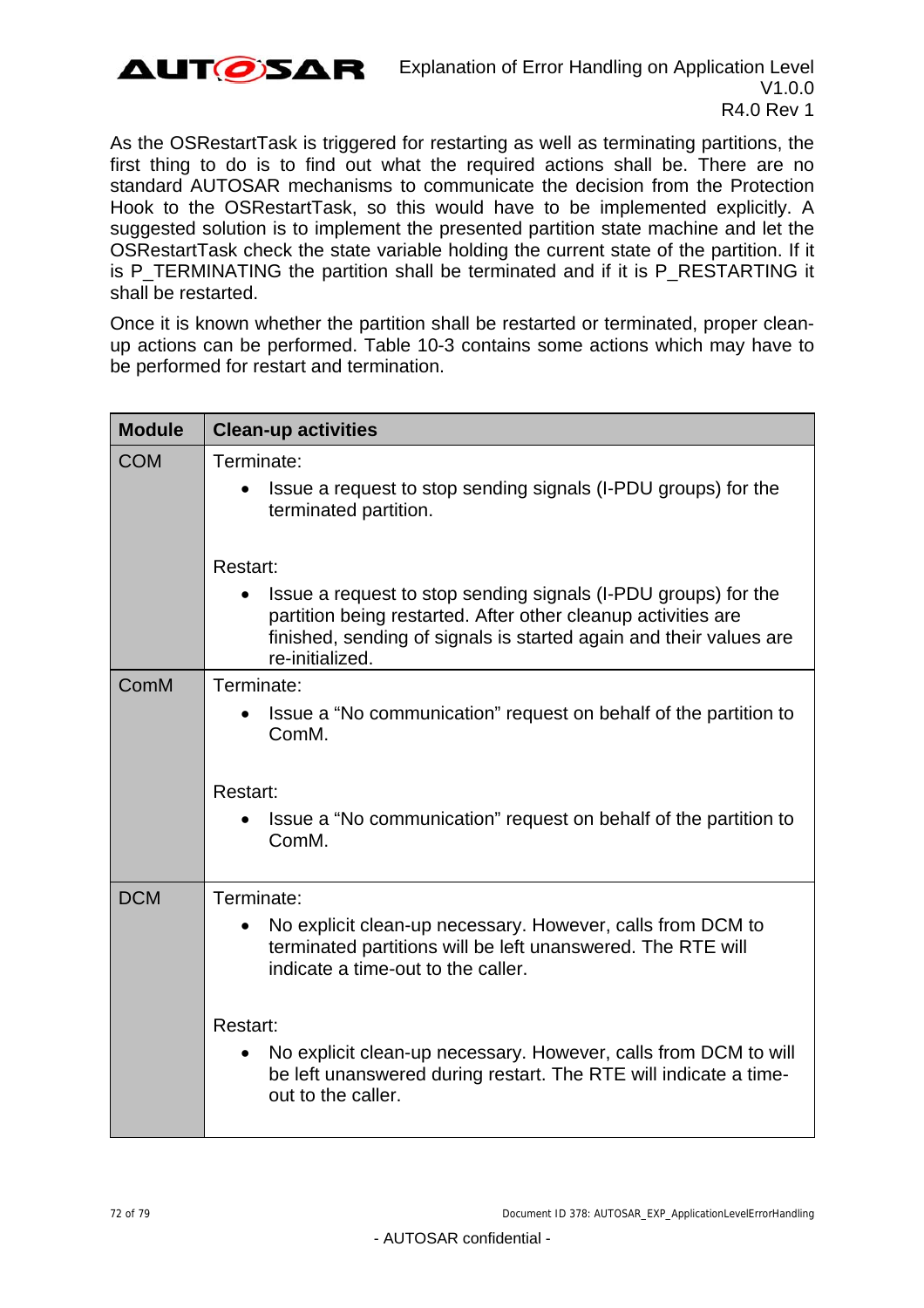As the OSRestartTask is triggered for restarting as well as terminating partitions, the first thing to do is to find out what the required actions shall be. There are no standard AUTOSAR mechanisms to communicate the decision from the Protection Hook to the OSRestartTask, so this would have to be implemented explicitly. A suggested solution is to implement the presented partition state machine and let the OSRestartTask check the state variable holding the current state of the partition. If it is P_TERMINATING the partition shall be terminated and if it is P_RESTARTING it shall be restarted.

Once it is known whether the partition shall be restarted or terminated, proper clean-up actions can be performed. Table 10-3 contains some actions which may have to be performed for restart and termination.

| Module | Clean-up activities |
|---|---|
| COM | Terminate:<br>• Issue a request to stop sending signals (I-PDU groups) for the terminated partition.<br><br>Restart:<br>• Issue a request to stop sending signals (I-PDU groups) for the partition being restarted. After other cleanup activities are finished, sending of signals is started again and their values are re-initialized. |
| ComM | Terminate:<br>• Issue a "No communication" request on behalf of the partition to ComM.<br><br>Restart:<br>• Issue a "No communication" request on behalf of the partition to ComM. |
| DCM | Terminate:<br>• No explicit clean-up necessary. However, calls from DCM to terminated partitions will be left unanswered. The RTE will indicate a time-out to the caller.<br><br>Restart:<br>• No explicit clean-up necessary. However, calls from DCM to will be left unanswered during restart. The RTE will indicate a time-out to the caller. |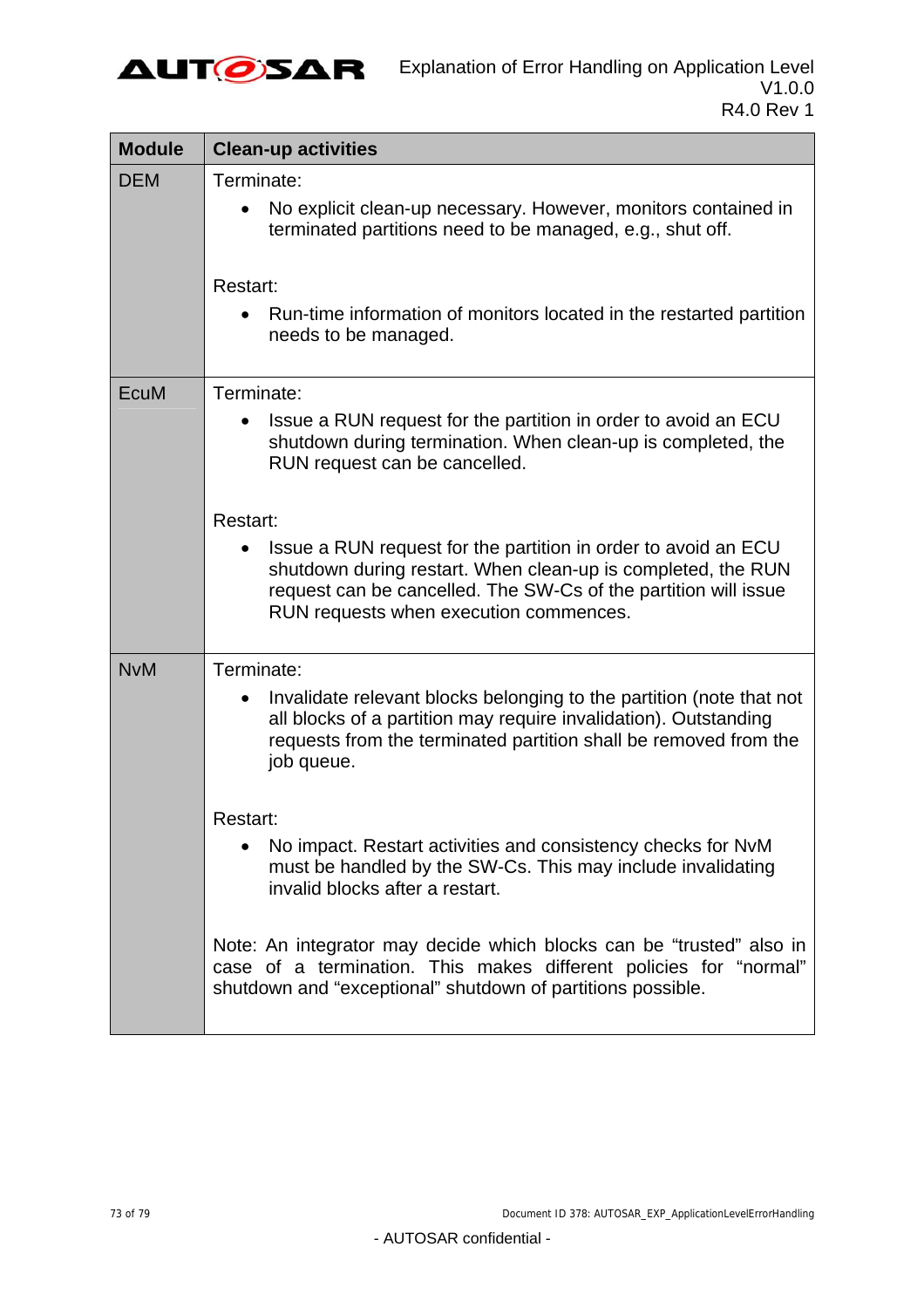| Module | Clean-up activities |
|---|---|
| DEM | Terminate:<br>• No explicit clean-up necessary. However, monitors contained in terminated partitions need to be managed, e.g., shut off.<br><br>Restart:<br>• Run-time information of monitors located in the restarted partition needs to be managed. |
| EcuM | Terminate:<br>• Issue a RUN request for the partition in order to avoid an ECU shutdown during termination. When clean-up is completed, the RUN request can be cancelled.<br><br>Restart:<br>• Issue a RUN request for the partition in order to avoid an ECU shutdown during restart. When clean-up is completed, the RUN request can be cancelled. The SW-Cs of the partition will issue RUN requests when execution commences. |
| NvM | Terminate:<br>• Invalidate relevant blocks belonging to the partition (note that not all blocks of a partition may require invalidation). Outstanding requests from the terminated partition shall be removed from the job queue.<br><br>Restart:<br>• No impact. Restart activities and consistency checks for NvM must be handled by the SW-Cs. This may include invalidating invalid blocks after a restart.<br><br>Note: An integrator may decide which blocks can be “trusted” also in case of a termination. This makes different policies for “normal” shutdown and “exceptional” shutdown of partitions possible. |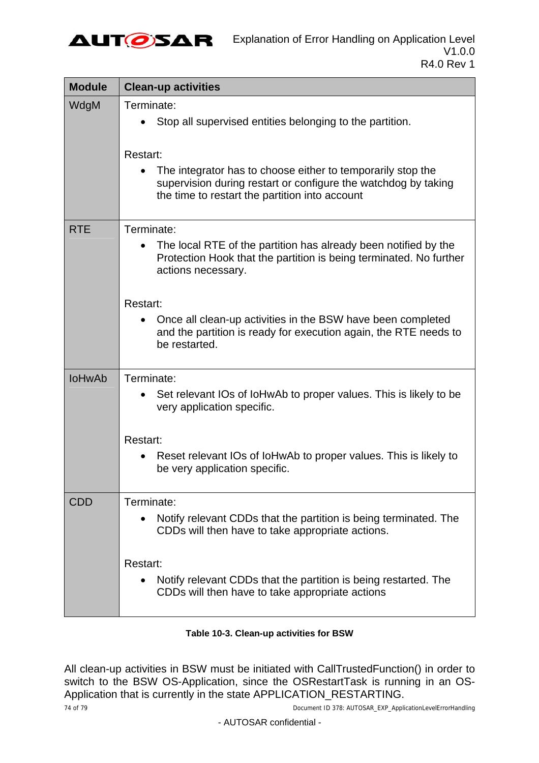| Module | Clean-up activities |
|---|---|
| WdgM | Terminate:<br>• Stop all supervised entities belonging to the partition.<br><br>Restart:<br>• The integrator has to choose either to temporarily stop the supervision during restart or configure the watchdog by taking the time to restart the partition into account |
| RTE | Terminate:<br>• The local RTE of the partition has already been notified by the Protection Hook that the partition is being terminated. No further actions necessary.<br><br>Restart:<br>• Once all clean-up activities in the BSW have been completed and the partition is ready for execution again, the RTE needs to be restarted. |
| IoHwAb | Terminate:<br>• Set relevant IOs of IoHwAb to proper values. This is likely to be very application specific.<br><br>Restart:<br>• Reset relevant IOs of IoHwAb to proper values. This is likely to be very application specific. |
| CDD | Terminate:<br>• Notify relevant CDDs that the partition is being terminated. The CDDs will then have to take appropriate actions.<br><br>Restart:<br>• Notify relevant CDDs that the partition is being restarted. The CDDs will then have to take appropriate actions |

**Table 10-3. Clean-up activities for BSW**

All clean-up activities in BSW must be initiated with CallTrustedFunction() in order to switch to the BSW OS-Application, since the OSRestartTask is running in an OS-Application that is currently in the state APPLICATION_RESTARTING.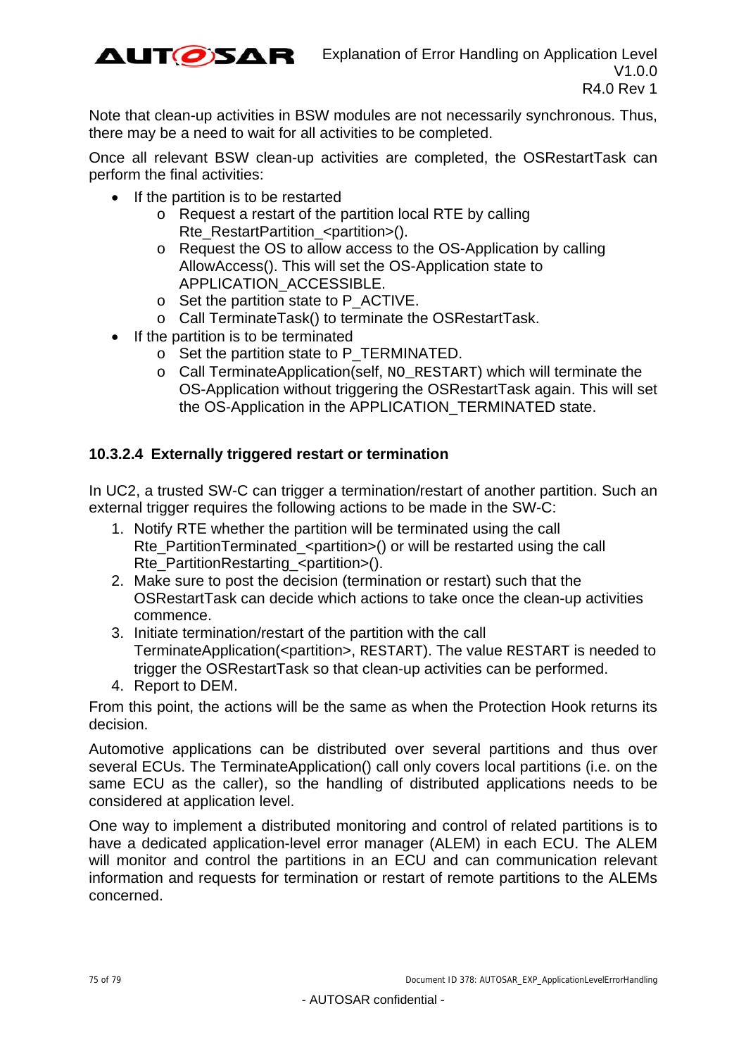Note that clean-up activities in BSW modules are not necessarily synchronous. Thus, there may be a need to wait for all activities to be completed.

Once all relevant BSW clean-up activities are completed, the OSRestartTask can perform the final activities:

- If the partition is to be restarted
  - Request a restart of the partition local RTE by calling Rte_RestartPartition_<partition>().
  - Request the OS to allow access to the OS-Application by calling AllowAccess(). This will set the OS-Application state to APPLICATION_ACCESSIBLE.
  - Set the partition state to P_ACTIVE.
  - Call TerminateTask() to terminate the OSRestartTask.
- If the partition is to be terminated
  - Set the partition state to P_TERMINATED.
  - Call TerminateApplication(self, NO_RESTART) which will terminate the OS-Application without triggering the OSRestartTask again. This will set the OS-Application in the APPLICATION_TERMINATED state.

#### 10.3.2.4 Externally triggered restart or termination

In UC2, a trusted SW-C can trigger a termination/restart of another partition. Such an external trigger requires the following actions to be made in the SW-C:

1. Notify RTE whether the partition will be terminated using the call Rte_PartitionTerminated_<partition>() or will be restarted using the call Rte_PartitionRestarting_<partition>().
2. Make sure to post the decision (termination or restart) such that the OSRestartTask can decide which actions to take once the clean-up activities commence.
3. Initiate termination/restart of the partition with the call TerminateApplication(<partition>, RESTART). The value RESTART is needed to trigger the OSRestartTask so that clean-up activities can be performed.
4. Report to DEM.

From this point, the actions will be the same as when the Protection Hook returns its decision.

Automotive applications can be distributed over several partitions and thus over several ECUs. The TerminateApplication() call only covers local partitions (i.e. on the same ECU as the caller), so the handling of distributed applications needs to be considered at application level.

One way to implement a distributed monitoring and control of related partitions is to have a dedicated application-level error manager (ALEM) in each ECU. The ALEM will monitor and control the partitions in an ECU and can communication relevant information and requests for termination or restart of remote partitions to the ALEMs concerned.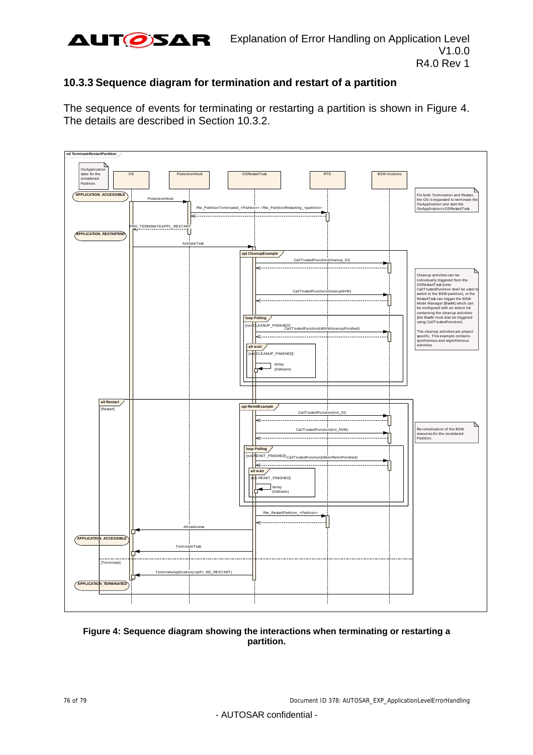### 10.3.3 Sequence diagram for termination and restart of a partition

The sequence of events for terminating or restarting a partition is shown in Figure 4. The details are described in Section 10.3.2.

**Figure 4: Sequence diagram showing the interactions when terminating or restarting a partition.**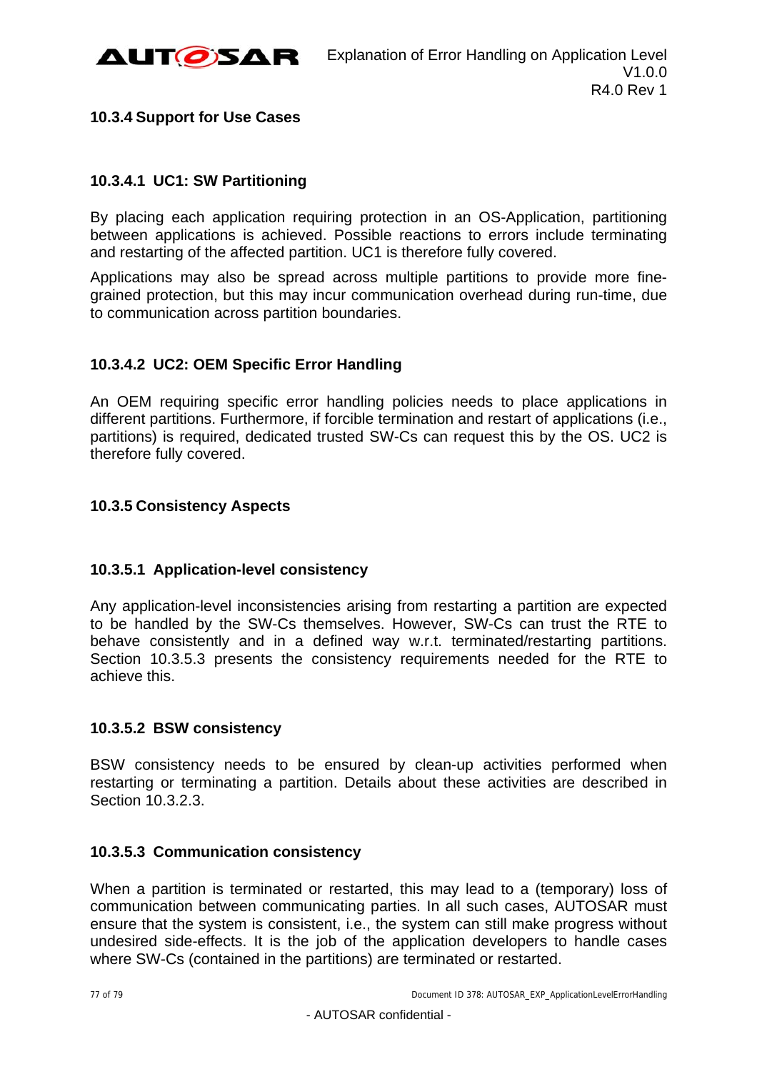### 10.3.4 Support for Use Cases

#### 10.3.4.1 UC1: SW Partitioning

By placing each application requiring protection in an OS-Application, partitioning between applications is achieved. Possible reactions to errors include terminating and restarting of the affected partition. UC1 is therefore fully covered.

Applications may also be spread across multiple partitions to provide more fine-grained protection, but this may incur communication overhead during run-time, due to communication across partition boundaries.

#### 10.3.4.2 UC2: OEM Specific Error Handling

An OEM requiring specific error handling policies needs to place applications in different partitions. Furthermore, if forcible termination and restart of applications (i.e., partitions) is required, dedicated trusted SW-Cs can request this by the OS. UC2 is therefore fully covered.

### 10.3.5 Consistency Aspects

#### 10.3.5.1 Application-level consistency

Any application-level inconsistencies arising from restarting a partition are expected to be handled by the SW-Cs themselves. However, SW-Cs can trust the RTE to behave consistently and in a defined way w.r.t. terminated/restarting partitions. Section 10.3.5.3 presents the consistency requirements needed for the RTE to achieve this.

#### 10.3.5.2 BSW consistency

BSW consistency needs to be ensured by clean-up activities performed when restarting or terminating a partition. Details about these activities are described in Section 10.3.2.3.

#### 10.3.5.3 Communication consistency

When a partition is terminated or restarted, this may lead to a (temporary) loss of communication between communicating parties. In all such cases, AUTOSAR must ensure that the system is consistent, i.e., the system can still make progress without undesired side-effects. It is the job of the application developers to handle cases where SW-Cs (contained in the partitions) are terminated or restarted.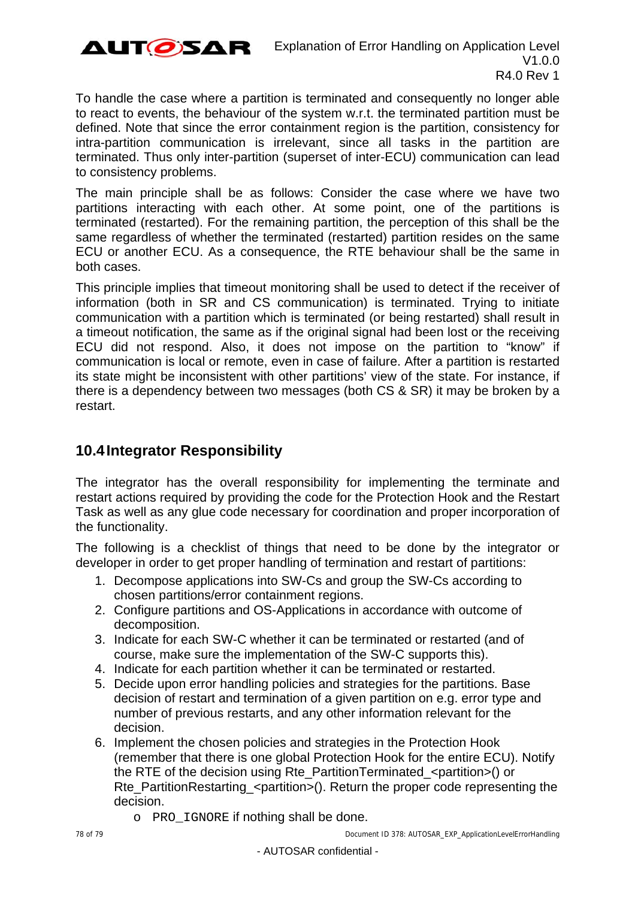To handle the case where a partition is terminated and consequently no longer able to react to events, the behaviour of the system w.r.t. the terminated partition must be defined. Note that since the error containment region is the partition, consistency for intra-partition communication is irrelevant, since all tasks in the partition are terminated. Thus only inter-partition (superset of inter-ECU) communication can lead to consistency problems.

The main principle shall be as follows: Consider the case where we have two partitions interacting with each other. At some point, one of the partitions is terminated (restarted). For the remaining partition, the perception of this shall be the same regardless of whether the terminated (restarted) partition resides on the same ECU or another ECU. As a consequence, the RTE behaviour shall the same in both cases.

This principle implies that timeout monitoring shall be used to detect if the receiver of information (both in SR and CS communication) is terminated. Trying to initiate communication with a partition which is terminated (or being restarted) shall result in a timeout notification, the same as if the original signal had been lost or the receiving ECU did not respond. Also, it does not impose on the partition to "know" if communication is local or remote, even in case of failure. After a partition is restarted its state might be inconsistent with other partitions' view of the state. For instance, if there is a dependency between two messages (both CS & SR) it may be broken by a restart.

## 10.4 Integrator Responsibility

The integrator has the overall responsibility for implementing the terminate and restart actions required by providing the code for the Protection Hook and the Restart Task as well as any glue code necessary for coordination and proper incorporation of the functionality.

The following is a checklist of things that need to be done by the integrator or developer in order to get proper handling of termination and restart of partitions:

1. Decompose applications into SW-Cs and group the SW-Cs according to chosen partitions/error containment regions.
2. Configure partitions and OS-Applications in accordance with outcome of decomposition.
3. Indicate for each SW-C whether it can be terminated or restarted (and of course, make sure the implementation of the SW-C supports this).
4. Indicate for each partition whether it can be terminated or restarted.
5. Decide upon error handling policies and strategies for the partitions. Base decision of restart and termination of a given partition on e.g. error type and number of previous restarts, and any other information relevant for the decision.
6. Implement the chosen policies and strategies in the Protection Hook (remember that there is one global Protection Hook for the entire ECU). Notify the RTE of the decision using Rte_PartitionTerminated_<partition>() or Rte_PartitionRestarting_<partition>(). Return the proper code representing the decision.
    - `PRO_IGNORE` if nothing shall be done.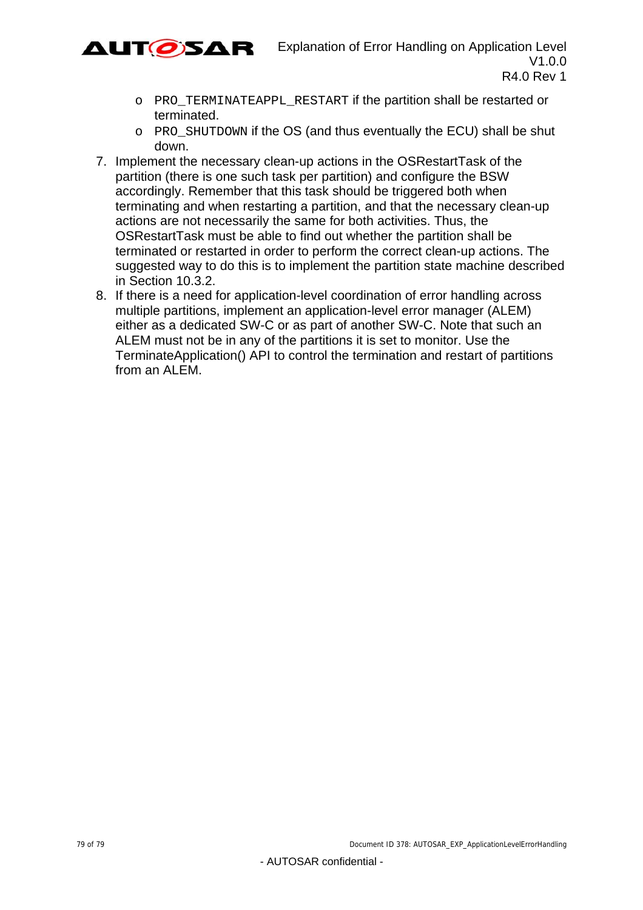- `PRO_TERMINATEAPPL_RESTART` if the partition shall be restarted or terminated.
  - `PRO_SHUTDOWN` if the OS (and thus eventually the ECU) shall be shut down.

7. Implement the necessary clean-up actions in the OSRestartTask of the partition (there is one such task per partition) and configure the BSW accordingly. Remember that this task should be triggered both when terminating and when restarting a partition, and that the necessary clean-up actions are not necessarily the same for both activities. Thus, the OSRestartTask must be able to find out whether the partition shall be terminated or restarted in order to perform the correct clean-up actions. The suggested way to do this is to implement the partition state machine described in Section 10.3.2.
8. If there is a need for application-level coordination of error handling across multiple partitions, implement an application-level error manager (ALEM) either as a dedicated SW-C or as part of another SW-C. Note that such an ALEM must not be in any of the partitions it is set to monitor. Use the TerminateApplication() API to control the termination and restart of partitions from an ALEM.